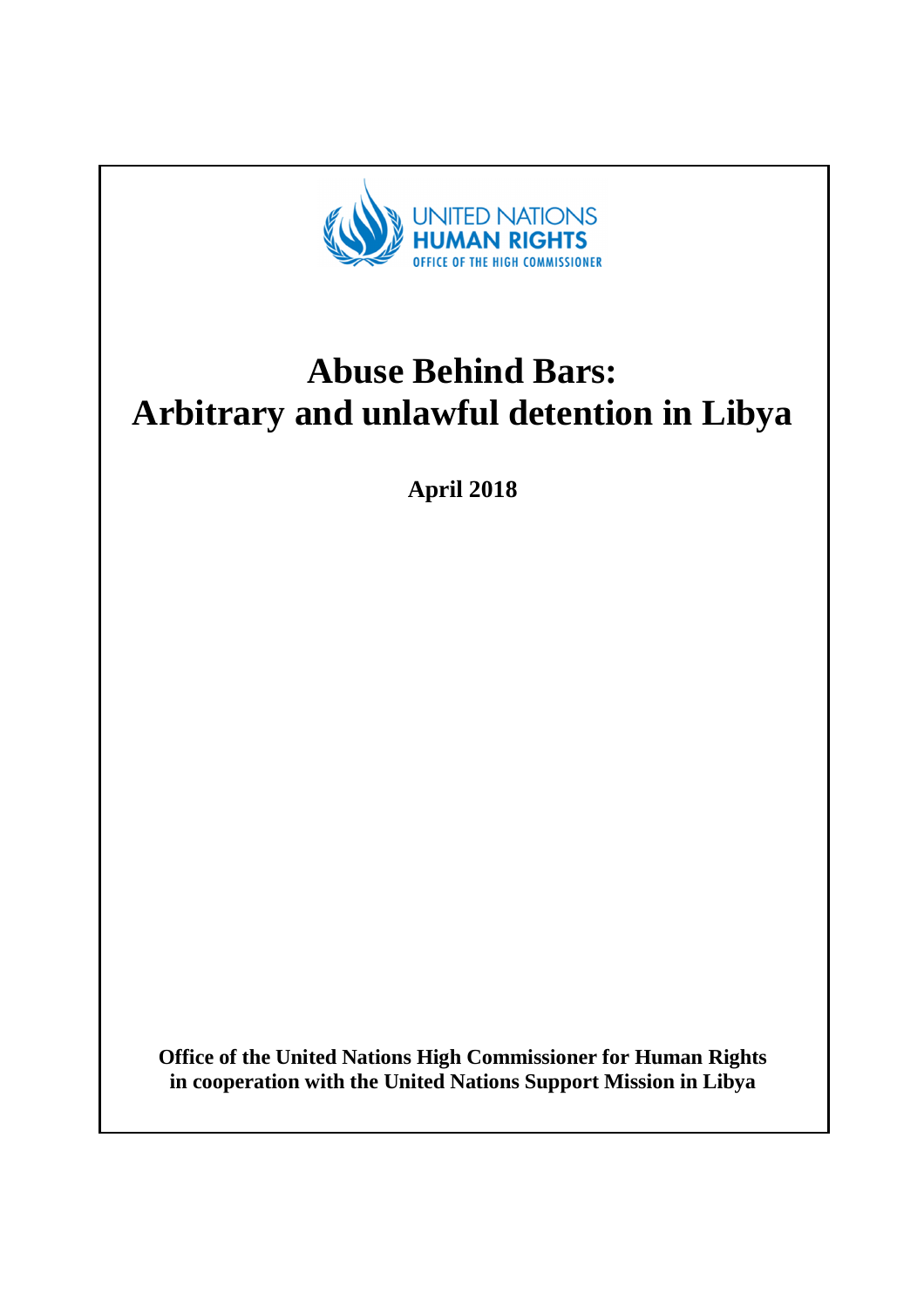UNITED NATIONS
HUMAN RIGHTS
OFFICE OF THE HIGH COMMISSIONER

# Abuse Behind Bars: Arbitrary and unlawful detention in Libya

**April 2018**

**Office of the United Nations High Commissioner for Human Rights in cooperation with the United Nations Support Mission in Libya**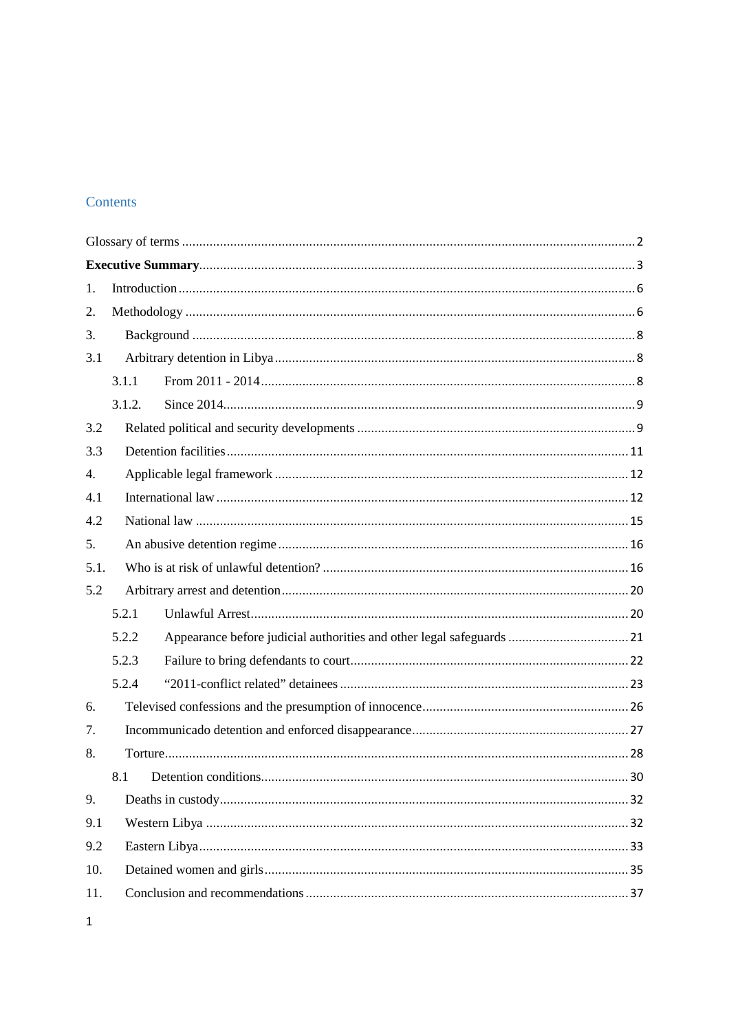## Contents

Glossary of terms ..... 2

**Executive Summary** ..... 3

1. Introduction ..... 6
2. Methodology ..... 6
3. Background ..... 8

3.1 Arbitrary detention in Libya ..... 8

- 3.1.1 From 2011 - 2014 ..... 8
- 3.1.2. Since 2014 ..... 9

3.2 Related political and security developments ..... 9

3.3 Detention facilities ..... 11

4. Applicable legal framework ..... 12

4.1 International law ..... 12

4.2 National law ..... 15

5. An abusive detention regime ..... 16

5.1. Who is at risk of unlawful detention? ..... 16

5.2 Arbitrary arrest and detention ..... 20

- 5.2.1 Unlawful Arrest ..... 20
- 5.2.2 Appearance before judicial authorities and other legal safeguards ..... 21
- 5.2.3 Failure to bring defendants to court ..... 22
- 5.2.4 "2011-conflict related" detainees ..... 23

6. Televised confessions and the presumption of innocence ..... 26
7. Incommunicado detention and enforced disappearance ..... 27
8. Torture ..... 28

- 8.1 Detention conditions ..... 30

9. Deaths in custody ..... 32

9.1 Western Libya ..... 32

9.2 Eastern Libya ..... 33

10. Detained women and girls ..... 35
11. Conclusion and recommendations ..... 37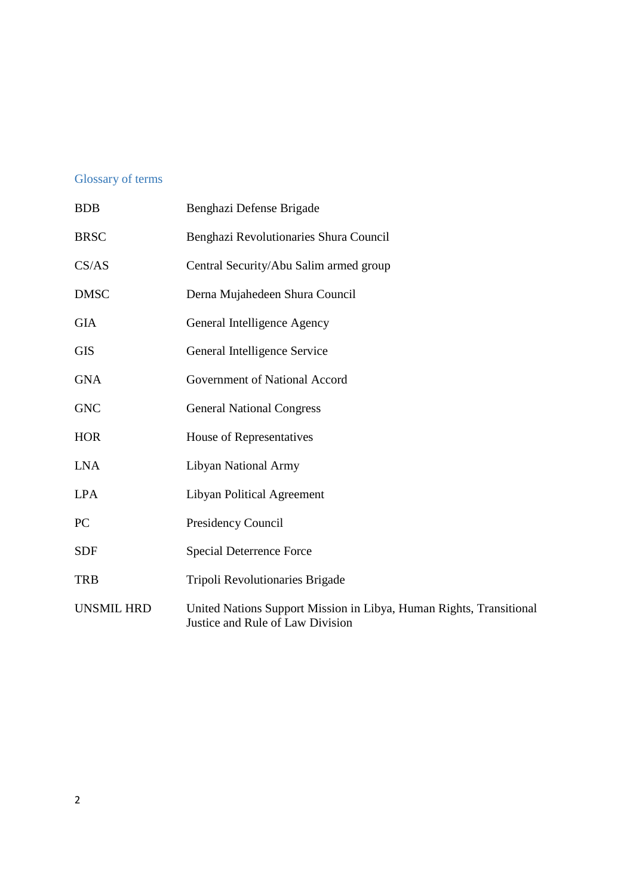## Glossary of terms

| | |
|---|---|
| BDB | Benghazi Defense Brigade |
| BRSC | Benghazi Revolutionaries Shura Council |
| CS/AS | Central Security/Abu Salim armed group |
| DMSC | Derna Mujahedeen Shura Council |
| GIA | General Intelligence Agency |
| GIS | General Intelligence Service |
| GNA | Government of National Accord |
| GNC | General National Congress |
| HOR | House of Representatives |
| LNA | Libyan National Army |
| LPA | Libyan Political Agreement |
| PC | Presidency Council |
| SDF | Special Deterrence Force |
| TRB | Tripoli Revolutionaries Brigade |
| UNSMIL HRD | United Nations Support Mission in Libya, Human Rights, Transitional Justice and Rule of Law Division |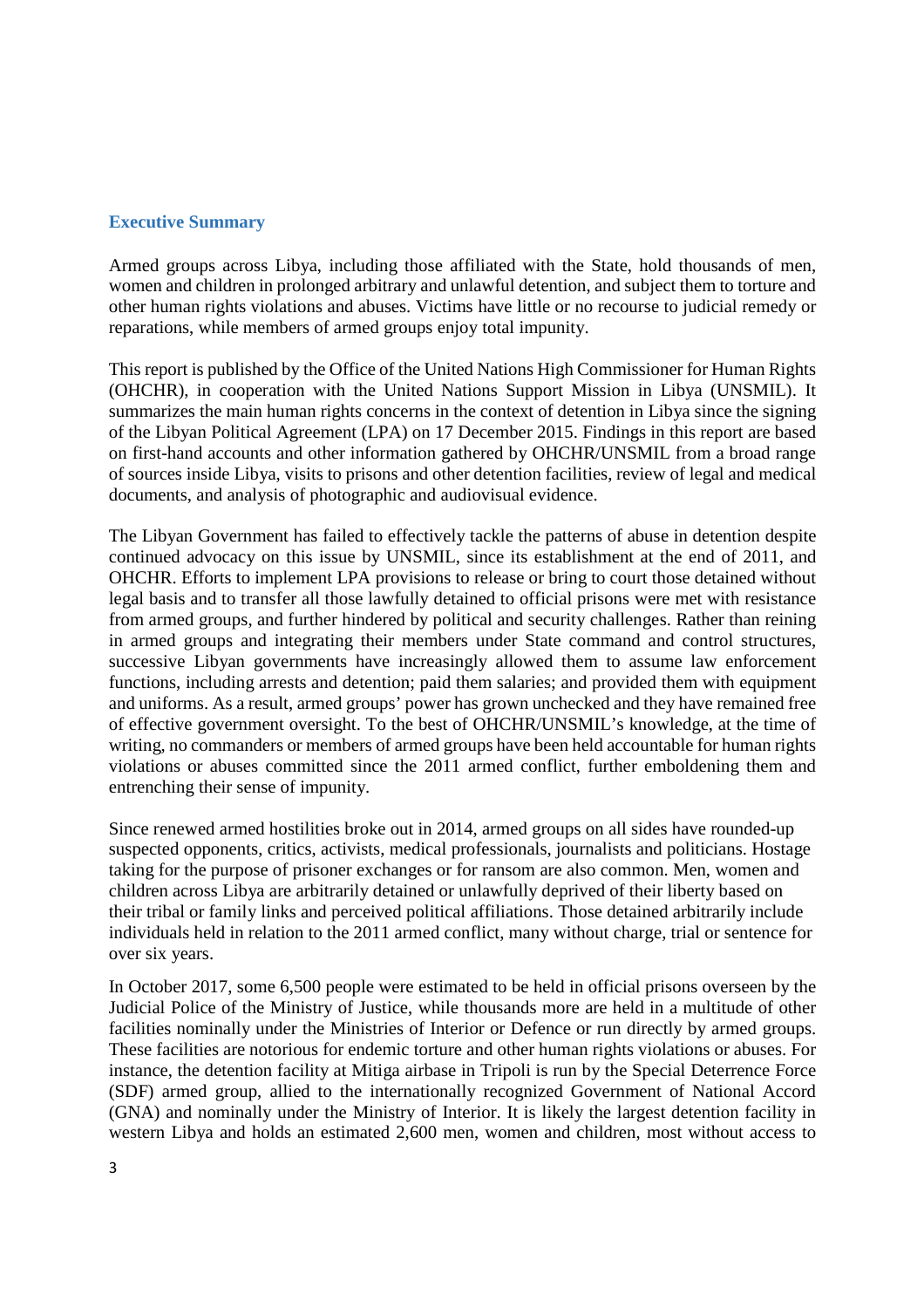## Executive Summary

Armed groups across Libya, including those affiliated with the State, hold thousands of men, women and children in prolonged arbitrary and unlawful detention, and subject them to torture and other human rights violations and abuses. Victims have little or no recourse to judicial remedy or reparations, while members of armed groups enjoy total impunity.

This report is published by the Office of the United Nations High Commissioner for Human Rights (OHCHR), in cooperation with the United Nations Support Mission in Libya (UNSMIL). It summarizes the main human rights concerns in the context of detention in Libya since the signing of the Libyan Political Agreement (LPA) on 17 December 2015. Findings in this report are based on first-hand accounts and other information gathered by OHCHR/UNSMIL from a broad range of sources inside Libya, visits to prisons and other detention facilities, review of legal and medical documents, and analysis of photographic and audiovisual evidence.

The Libyan Government has failed to effectively tackle the patterns of abuse in detention despite continued advocacy on this issue by UNSMIL, since its establishment at the end of 2011, and OHCHR. Efforts to implement LPA provisions to release or bring to court those detained without legal basis and to transfer all those lawfully detained to official prisons were met with resistance from armed groups, and further hindered by political and security challenges. Rather than reining in armed groups and integrating their members under State command and control structures, successive Libyan governments have increasingly allowed them to assume law enforcement functions, including arrests and detention; paid them salaries; and provided them with equipment and uniforms. As a result, armed groups' power has grown unchecked and they have remained free of effective government oversight. To the best of OHCHR/UNSMIL's knowledge, at the time of writing, no commanders or members of armed groups have been held accountable for human rights violations or abuses committed since the 2011 armed conflict, further emboldening them and entrenching their sense of impunity.

Since renewed armed hostilities broke out in 2014, armed groups on all sides have rounded-up suspected opponents, critics, activists, medical professionals, journalists and politicians. Hostage taking for the purpose of prisoner exchanges or for ransom are also common. Men, women and children across Libya are arbitrarily detained or unlawfully deprived of their liberty based on their tribal or family links and perceived political affiliations. Those detained arbitrarily include individuals held in relation to the 2011 armed conflict, many without charge, trial or sentence for over six years.

In October 2017, some 6,500 people were estimated to be held in official prisons overseen by the Judicial Police of the Ministry of Justice, while thousands more are held in a multitude of other facilities nominally under the Ministries of Interior or Defence or run directly by armed groups. These facilities are notorious for endemic torture and other human rights violations or abuses. For instance, the detention facility at Mitiga airbase in Tripoli is run by the Special Deterrence Force (SDF) armed group, allied to the internationally recognized Government of National Accord (GNA) and nominally under the Ministry of Interior. It is likely the largest detention facility in western Libya and holds an estimated 2,600 men, women and children, most without access to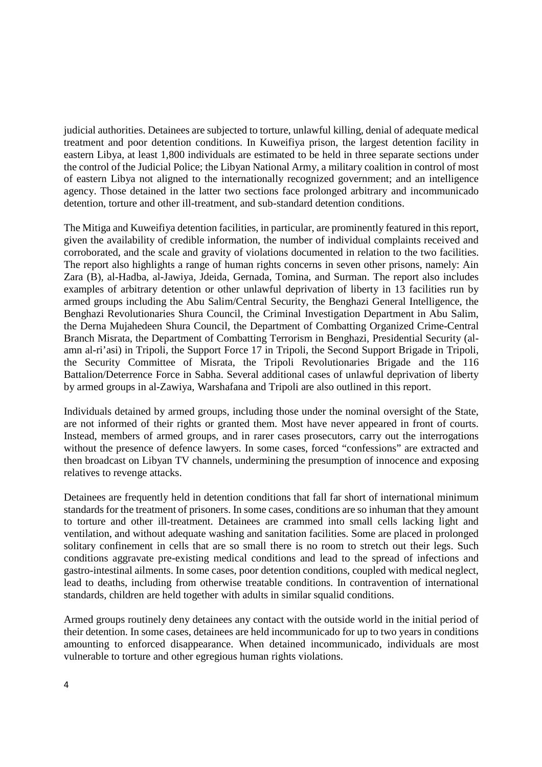judicial authorities. Detainees are subjected to torture, unlawful killing, denial of adequate medical treatment and poor detention conditions. In Kuweifiya prison, the largest detention facility in eastern Libya, at least 1,800 individuals are estimated to be held in three separate sections under the control of the Judicial Police; the Libyan National Army, a military coalition in control of most of eastern Libya not aligned to the internationally recognized government; and an intelligence agency. Those detained in the latter two sections face prolonged arbitrary and incommunicado detention, torture and other ill-treatment, and sub-standard detention conditions.

The Mitiga and Kuweifiya detention facilities, in particular, are prominently featured in this report, given the availability of credible information, the number of individual complaints received and corroborated, and the scale and gravity of violations documented in relation to the two facilities. The report also highlights a range of human rights concerns in seven other prisons, namely: Ain Zara (B), al-Hadba, al-Jawiya, Jdeida, Gernada, Tomina, and Surman. The report also includes examples of arbitrary detention or other unlawful deprivation of liberty in 13 facilities run by armed groups including the Abu Salim/Central Security, the Benghazi General Intelligence, the Benghazi Revolutionaries Shura Council, the Criminal Investigation Department in Abu Salim, the Derna Mujahedeen Shura Council, the Department of Combatting Organized Crime-Central Branch Misrata, the Department of Combatting Terrorism in Benghazi, Presidential Security (al-amn al-ri'asi) in Tripoli, the Support Force 17 in Tripoli, the Second Support Brigade in Tripoli, the Security Committee of Misrata, the Tripoli Revolutionaries Brigade and the 116 Battalion/Deterrence Force in Sabha. Several additional cases of unlawful deprivation of liberty by armed groups in al-Zawiya, Warshafana and Tripoli are also outlined in this report.

Individuals detained by armed groups, including those under the nominal oversight of the State, are not informed of their rights or granted them. Most have never appeared in front of courts. Instead, members of armed groups, and in rarer cases prosecutors, carry out the interrogations without the presence of defence lawyers. In some cases, forced "confessions" are extracted and then broadcast on Libyan TV channels, undermining the presumption of innocence and exposing relatives to revenge attacks.

Detainees are frequently held in detention conditions that fall far short of international minimum standards for the treatment of prisoners. In some cases, conditions are so inhuman that they amount to torture and other ill-treatment. Detainees are crammed into small cells lacking light and ventilation, and without adequate washing and sanitation facilities. Some are placed in prolonged solitary confinement in cells that are so small there is no room to stretch out their legs. Such conditions aggravate pre-existing medical conditions and lead to the spread of infections and gastro-intestinal ailments. In some cases, poor detention conditions, coupled with medical neglect, lead to deaths, including from otherwise treatable conditions. In contravention of international standards, children are held together with adults in similar squalid conditions.

Armed groups routinely deny detainees any contact with the outside world in the initial period of their detention. In some cases, detainees are held incommunicado for up to two years in conditions amounting to enforced disappearance. When detained incommunicado, individuals are most vulnerable to torture and other egregious human rights violations.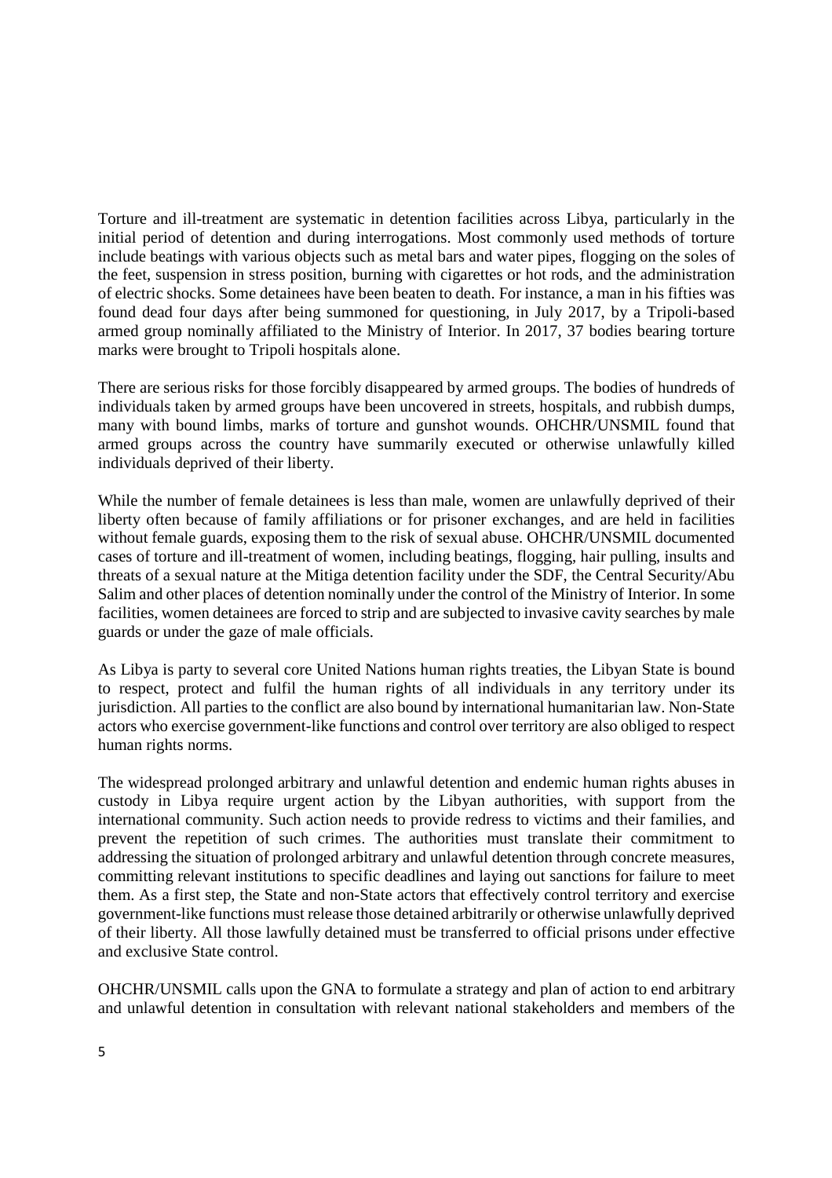Torture and ill-treatment are systematic in detention facilities across Libya, particularly in the initial period of detention and during interrogations. Most commonly used methods of torture include beatings with various objects such as metal bars and water pipes, flogging on the soles of the feet, suspension in stress position, burning with cigarettes or hot rods, and the administration of electric shocks. Some detainees have been beaten to death. For instance, a man in his fifties was found dead four days after being summoned for questioning, in July 2017, by a Tripoli-based armed group nominally affiliated to the Ministry of Interior. In 2017, 37 bodies bearing torture marks were brought to Tripoli hospitals alone.

There are serious risks for those forcibly disappeared by armed groups. The bodies of hundreds of individuals taken by armed groups have been uncovered in streets, hospitals, and rubbish dumps, many with bound limbs, marks of torture and gunshot wounds. OHCHR/UNSMIL found that armed groups across the country have summarily executed or otherwise unlawfully killed individuals deprived of their liberty.

While the number of female detainees is less than male, women are unlawfully deprived of their liberty often because of family affiliations or for prisoner exchanges, and are held in facilities without female guards, exposing them to the risk of sexual abuse. OHCHR/UNSMIL documented cases of torture and ill-treatment of women, including beatings, flogging, hair pulling, insults and threats of a sexual nature at the Mitiga detention facility under the SDF, the Central Security/Abu Salim and other places of detention nominally under the control of the Ministry of Interior. In some facilities, women detainees are forced to strip and are subjected to invasive cavity searches by male guards or under the gaze of male officials.

As Libya is party to several core United Nations human rights treaties, the Libyan State is bound to respect, protect and fulfil the human rights of all individuals in any territory under its jurisdiction. All parties to the conflict are also bound by international humanitarian law. Non-State actors who exercise government-like functions and control over territory are also obliged to respect human rights norms.

The widespread prolonged arbitrary and unlawful detention and endemic human rights abuses in custody in Libya require urgent action by the Libyan authorities, with support from the international community. Such action needs to provide redress to victims and their families, and prevent the repetition of such crimes. The authorities must translate their commitment to addressing the situation of prolonged arbitrary and unlawful detention through concrete measures, committing relevant institutions to specific deadlines and laying out sanctions for failure to meet them. As a first step, the State and non-State actors that effectively control territory and exercise government-like functions must release those detained arbitrarily or otherwise unlawfully deprived of their liberty. All those lawfully detained must be transferred to official prisons under effective and exclusive State control.

OHCHR/UNSMIL calls upon the GNA to formulate a strategy and plan of action to end arbitrary and unlawful detention in consultation with relevant national stakeholders and members of the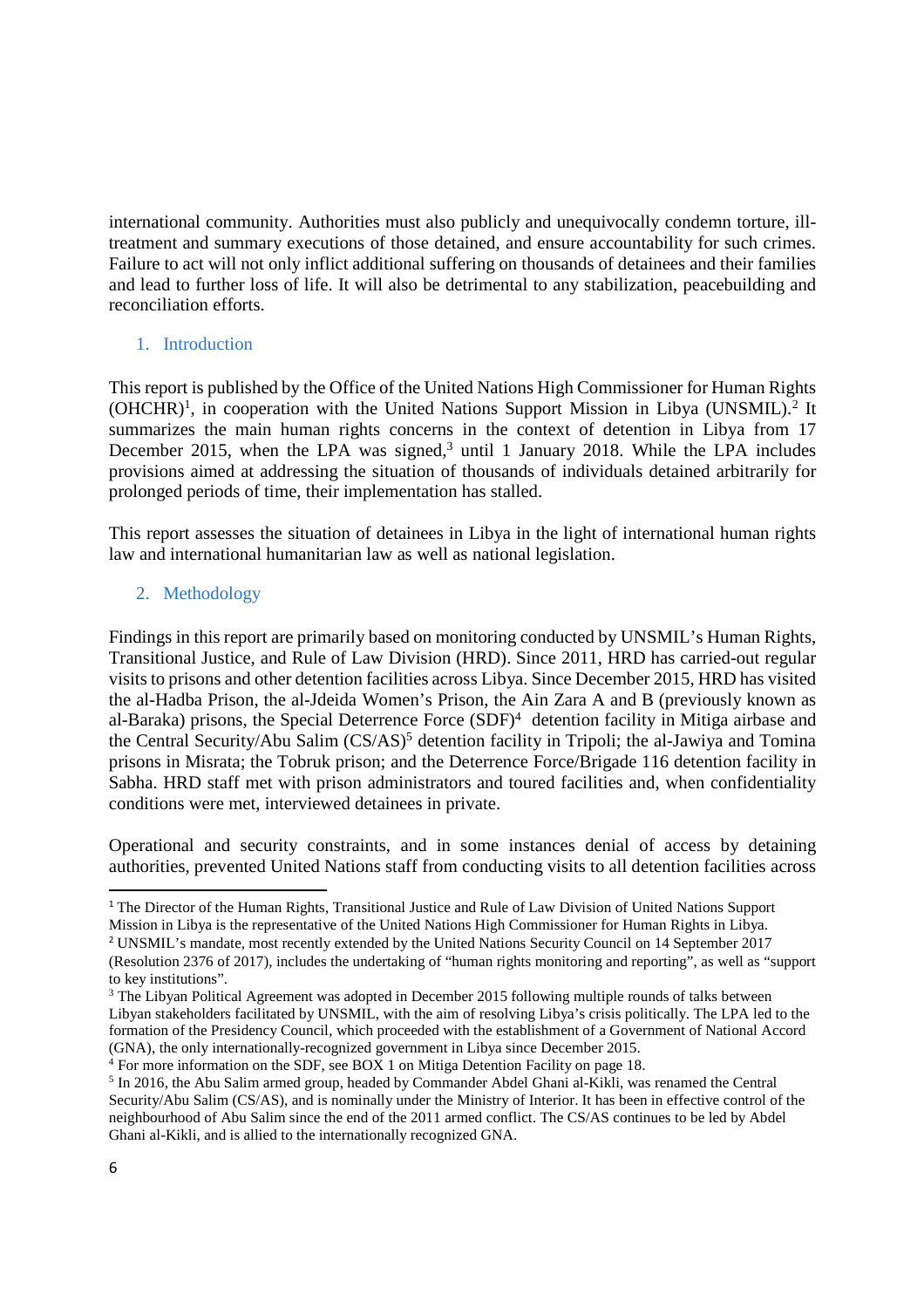international community. Authorities must also publicly and unequivocally condemn torture, ill-treatment and summary executions of those detained, and ensure accountability for such crimes. Failure to act will not only inflict additional suffering on thousands of detainees and their families and lead to further loss of life. It will also be detrimental to any stabilization, peacebuilding and reconciliation efforts.

## 1. Introduction

This report is published by the Office of the United Nations High Commissioner for Human Rights (OHCHR)[1], in cooperation with the United Nations Support Mission in Libya (UNSMIL).[2] It summarizes the main human rights concerns in the context of detention in Libya from 17 December 2015, when the LPA was signed,[3] until 1 January 2018. While the LPA includes provisions aimed at addressing the situation of thousands of individuals detained arbitrarily for prolonged periods of time, their implementation has stalled.

This report assesses the situation of detainees in Libya in the light of international human rights law and international humanitarian law as well as national legislation.

## 2. Methodology

Findings in this report are primarily based on monitoring conducted by UNSMIL's Human Rights, Transitional Justice, and Rule of Law Division (HRD). Since 2011, HRD has carried-out regular visits to prisons and other detention facilities across Libya. Since December 2015, HRD has visited the al-Hadba Prison, the al-Jdeida Women's Prison, the Ain Zara A and B (previously known as al-Baraka) prisons, the Special Deterrence Force (SDF)[4] detention facility in Mitiga airbase and the Central Security/Abu Salim (CS/AS)[5] detention facility in Tripoli; the al-Jawiya and Tomina prisons in Misrata; the Tobruk prison; and the Deterrence Force/Brigade 116 detention facility in Sabha. HRD staff met with prison administrators and toured facilities and, when confidentiality conditions were met, interviewed detainees in private.

Operational and security constraints, and in some instances denial of access by detaining authorities, prevented United Nations staff from conducting visits to all detention facilities across

---

[1] The Director of the Human Rights, Transitional Justice and Rule of Law Division of United Nations Support Mission in Libya is the representative of the United Nations High Commissioner for Human Rights in Libya.

[2] UNSMIL's mandate, most recently extended by the United Nations Security Council on 14 September 2017 (Resolution 2376 of 2017), includes the undertaking of "human rights monitoring and reporting", as well as "support to key institutions".

[3] The Libyan Political Agreement was adopted in December 2015 following multiple rounds of talks between Libyan stakeholders facilitated by UNSMIL, with the aim of resolving Libya's crisis politically. The LPA led to the formation of the Presidency Council, which proceeded with the establishment of a Government of National Accord (GNA), the only internationally-recognized government in Libya since December 2015.

[4] For more information on the SDF, see BOX 1 on Mitiga Detention Facility on page 18.

[5] In 2016, the Abu Salim armed group, headed by Commander Abdel Ghani al-Kikli, was renamed the Central Security/Abu Salim (CS/AS), and is nominally under the Ministry of Interior. It has been in effective control of the neighbourhood of Abu Salim since the end of the 2011 armed conflict. The CS/AS continues to be led by Abdel Ghani al-Kikli, and is allied to the internationally recognized GNA.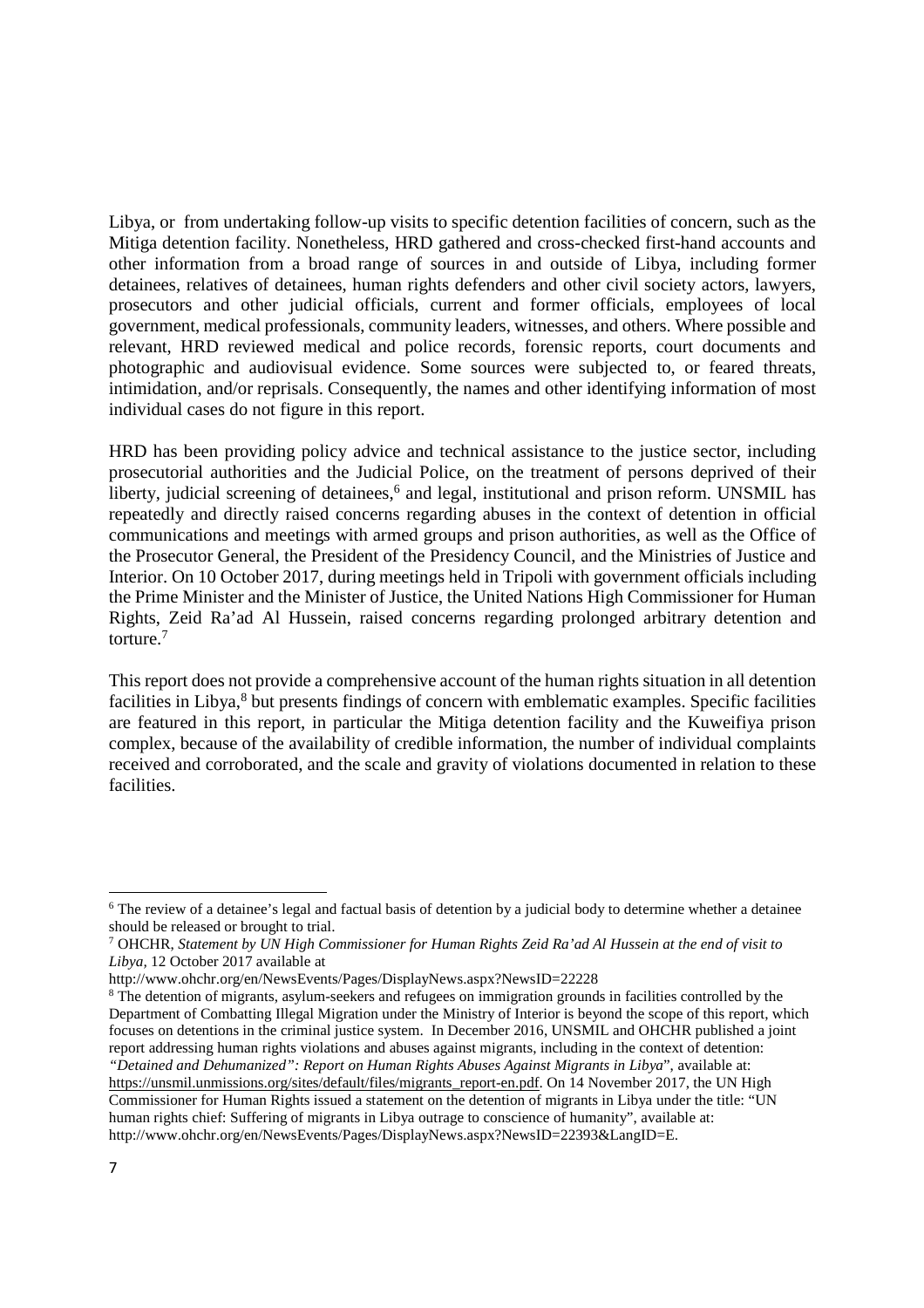Libya, or from undertaking follow-up visits to specific detention facilities of concern, such as the Mitiga detention facility. Nonetheless, HRD gathered and cross-checked first-hand accounts and other information from a broad range of sources in and outside of Libya, including former detainees, relatives of detainees, human rights defenders and other civil society actors, lawyers, prosecutors and other judicial officials, current and former officials, employees of local government, medical professionals, community leaders, witnesses, and others. Where possible and relevant, HRD reviewed medical and police records, forensic reports, court documents and photographic and audiovisual evidence. Some sources were subjected to, or feared threats, intimidation, and/or reprisals. Consequently, the names and other identifying information of most individual cases do not figure in this report.

HRD has been providing policy advice and technical assistance to the justice sector, including prosecutorial authorities and the Judicial Police, on the treatment of persons deprived of their liberty, judicial screening of detainees,[6] and legal, institutional and prison reform. UNSMIL has repeatedly and directly raised concerns regarding abuses in the context of detention in official communications and meetings with armed groups and prison authorities, as well as the Office of the Prosecutor General, the President of the Presidency Council, and the Ministries of Justice and Interior. On 10 October 2017, during meetings held in Tripoli with government officials including the Prime Minister and the Minister of Justice, the United Nations High Commissioner for Human Rights, Zeid Ra'ad Al Hussein, raised concerns regarding prolonged arbitrary detention and torture.[7]

This report does not provide a comprehensive account of the human rights situation in all detention facilities in Libya,[8] but presents findings of concern with emblematic examples. Specific facilities are featured in this report, in particular the Mitiga detention facility and the Kuweifiya prison complex, because of the availability of credible information, the number of individual complaints received and corroborated, and the scale and gravity of violations documented in relation to these facilities.

---

[6] The review of a detainee's legal and factual basis of detention by a judicial body to determine whether a detainee should be released or brought to trial.

[7] OHCHR, *Statement by UN High Commissioner for Human Rights Zeid Ra'ad Al Hussein at the end of visit to Libya*, 12 October 2017 available at http://www.ohchr.org/en/NewsEvents/Pages/DisplayNews.aspx?NewsID=22228

[8] The detention of migrants, asylum-seekers and refugees on immigration grounds in facilities controlled by the Department of Combatting Illegal Migration under the Ministry of Interior is beyond the scope of this report, which focuses on detentions in the criminal justice system. In December 2016, UNSMIL and OHCHR published a joint report addressing human rights violations and abuses against migrants, including in the context of detention: *"Detained and Dehumanized": Report on Human Rights Abuses Against Migrants in Libya*", available at: https://unsmil.unmissions.org/sites/default/files/migrants_report-en.pdf. On 14 November 2017, the UN High Commissioner for Human Rights issued a statement on the detention of migrants in Libya under the title: "UN human rights chief: Suffering of migrants in Libya outrage to conscience of humanity", available at: http://www.ohchr.org/en/NewsEvents/Pages/DisplayNews.aspx?NewsID=22393&LangID=E.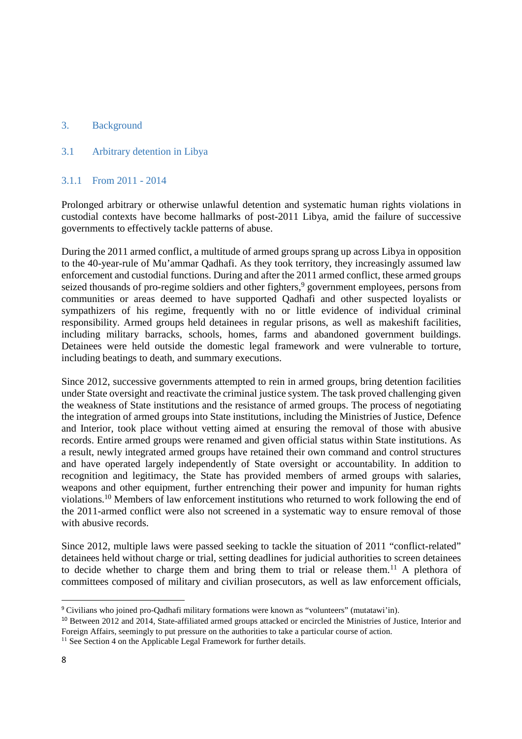# 3. Background

## 3.1 Arbitrary detention in Libya

### 3.1.1 From 2011 - 2014

Prolonged arbitrary or otherwise unlawful detention and systematic human rights violations in custodial contexts have become hallmarks of post-2011 Libya, amid the failure of successive governments to effectively tackle patterns of abuse.

During the 2011 armed conflict, a multitude of armed groups sprang up across Libya in opposition to the 40-year-rule of Mu'ammar Qadhafi. As they took territory, they increasingly assumed law enforcement and custodial functions. During and after the 2011 armed conflict, these armed groups seized thousands of pro-regime soldiers and other fighters,[9] government employees, persons from communities or areas deemed to have supported Qadhafi and other suspected loyalists or sympathizers of his regime, frequently with no or little evidence of individual criminal responsibility. Armed groups held detainees in regular prisons, as well as makeshift facilities, including military barracks, schools, homes, farms and abandoned government buildings. Detainees were held outside the domestic legal framework and were vulnerable to torture, including beatings to death, and summary executions.

Since 2012, successive governments attempted to rein in armed groups, bring detention facilities under State oversight and reactivate the criminal justice system. The task proved challenging given the weakness of State institutions and the resistance of armed groups. The process of negotiating the integration of armed groups into State institutions, including the Ministries of Justice, Defence and Interior, took place without vetting aimed at ensuring the removal of those with abusive records. Entire armed groups were renamed and given official status within State institutions. As a result, newly integrated armed groups have retained their own command and control structures and have operated largely independently of State oversight or accountability. In addition to recognition and legitimacy, the State has provided members of armed groups with salaries, weapons and other equipment, further entrenching their power and impunity for human rights violations.[10] Members of law enforcement institutions who returned to work following the end of the 2011-armed conflict were also not screened in a systematic way to ensure removal of those with abusive records.

Since 2012, multiple laws were passed seeking to tackle the situation of 2011 "conflict-related" detainees held without charge or trial, setting deadlines for judicial authorities to screen detainees to decide whether to charge them and bring them to trial or release them.[11] A plethora of committees composed of military and civilian prosecutors, as well as law enforcement officials,

---

[9] Civilians who joined pro-Qadhafi military formations were known as "volunteers" (mutatawi'in).

[10] Between 2012 and 2014, State-affiliated armed groups attacked or encircled the Ministries of Justice, Interior and Foreign Affairs, seemingly to put pressure on the authorities to take a particular course of action.

[11] See Section 4 on the Applicable Legal Framework for further details.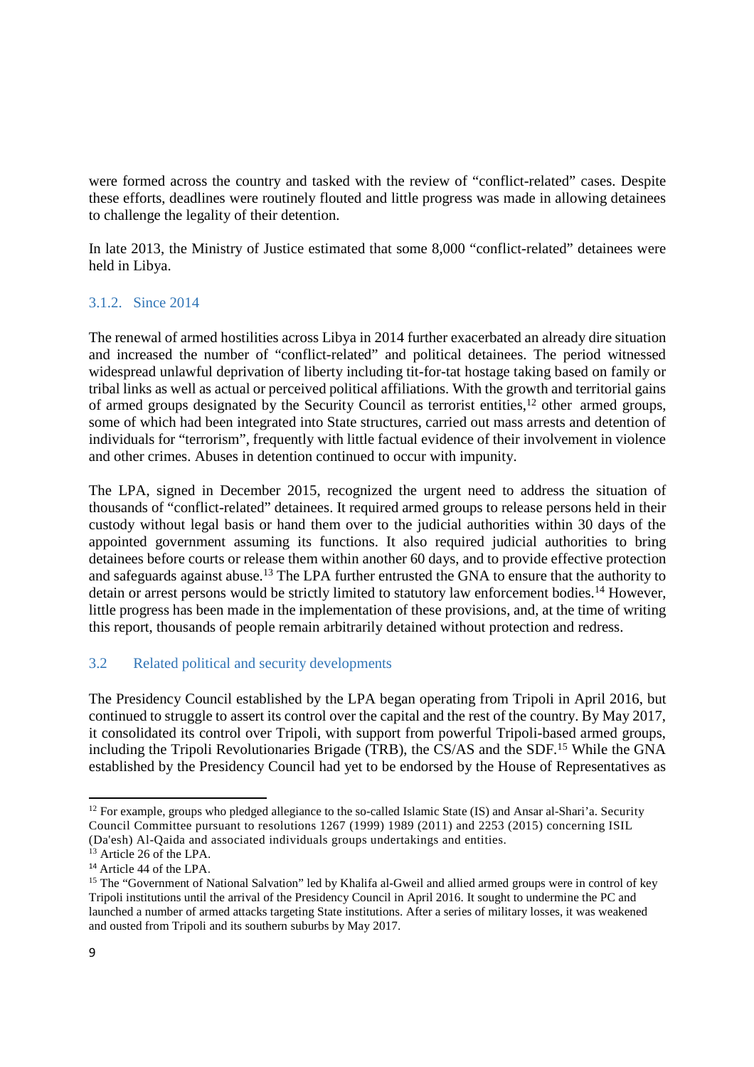were formed across the country and tasked with the review of "conflict-related" cases. Despite these efforts, deadlines were routinely flouted and little progress was made in allowing detainees to challenge the legality of their detention.

In late 2013, the Ministry of Justice estimated that some 8,000 "conflict-related" detainees were held in Libya.

### 3.1.2. Since 2014

The renewal of armed hostilities across Libya in 2014 further exacerbated an already dire situation and increased the number of "conflict-related" and political detainees. The period witnessed widespread unlawful deprivation of liberty including tit-for-tat hostage taking based on family or tribal links as well as actual or perceived political affiliations. With the growth and territorial gains of armed groups designated by the Security Council as terrorist entities,[12] other armed groups, some of which had been integrated into State structures, carried out mass arrests and detention of individuals for "terrorism", frequently with little factual evidence of their involvement in violence and other crimes. Abuses in detention continued to occur with impunity.

The LPA, signed in December 2015, recognized the urgent need to address the situation of thousands of "conflict-related" detainees. It required armed groups to release persons held in their custody without legal basis or hand them over to the judicial authorities within 30 days of the appointed government assuming its functions. It also required judicial authorities to bring detainees before courts or release them within another 60 days, and to provide effective protection and safeguards against abuse.[13] The LPA further entrusted the GNA to ensure that the authority to detain or arrest persons would be strictly limited to statutory law enforcement bodies.[14] However, little progress has been made in the implementation of these provisions, and, at the time of writing this report, thousands of people remain arbitrarily detained without protection and redress.

## 3.2 Related political and security developments

The Presidency Council established by the LPA began operating from Tripoli in April 2016, but continued to struggle to assert its control over the capital and the rest of the country. By May 2017, it consolidated its control over Tripoli, with support from powerful Tripoli-based armed groups, including the Tripoli Revolutionaries Brigade (TRB), the CS/AS and the SDF.[15] While the GNA established by the Presidency Council had yet to be endorsed by the House of Representatives as

---

[12] For example, groups who pledged allegiance to the so-called Islamic State (IS) and Ansar al-Shari'a. Security Council Committee pursuant to resolutions 1267 (1999) 1989 (2011) and 2253 (2015) concerning ISIL (Da'esh) Al-Qaida and associated individuals groups undertakings and entities.

[13] Article 26 of the LPA.

[14] Article 44 of the LPA.

[15] The "Government of National Salvation" led by Khalifa al-Gweil and allied armed groups were in control of key Tripoli institutions until the arrival of the Presidency Council in April 2016. It sought to undermine the PC and launched a number of armed attacks targeting State institutions. After a series of military losses, it was weakened and ousted from Tripoli and its southern suburbs by May 2017.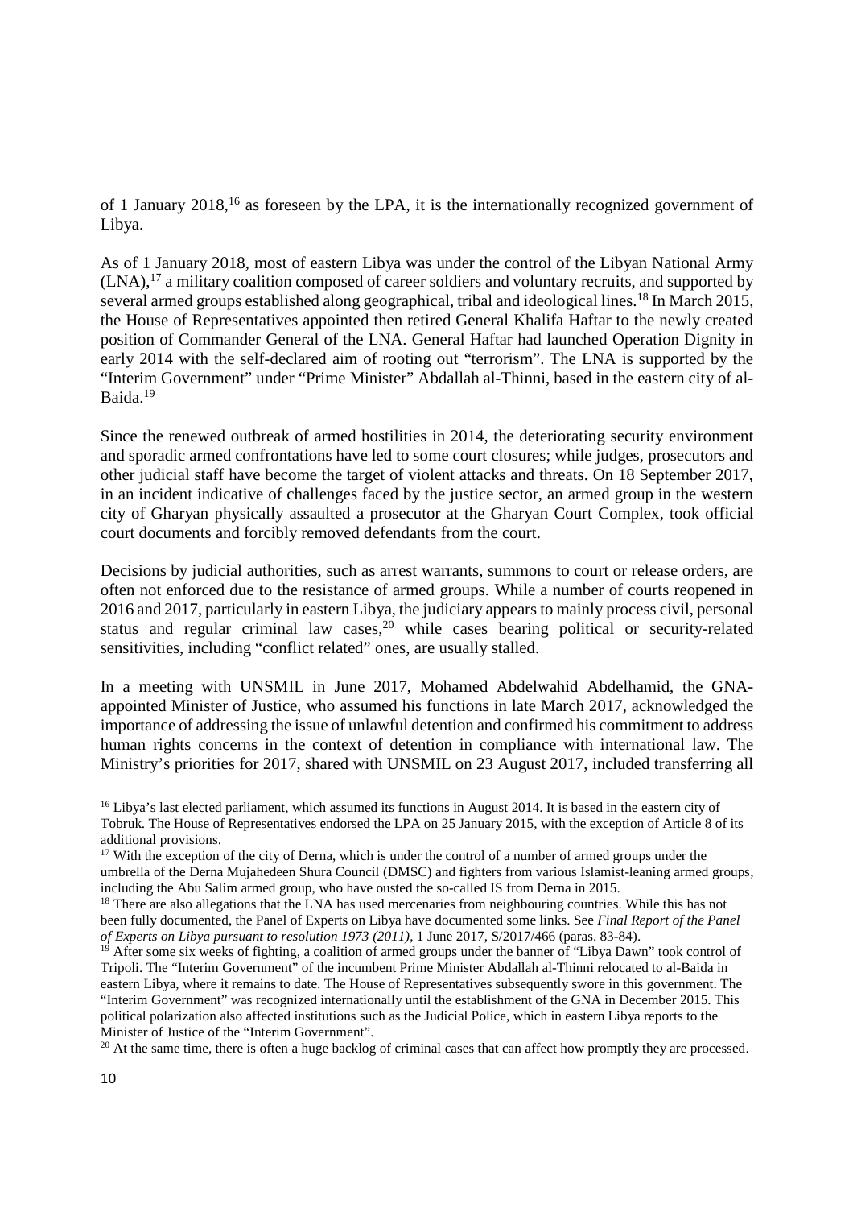of 1 January 2018,[16] as foreseen by the LPA, it is the internationally recognized government of Libya.

As of 1 January 2018, most of eastern Libya was under the control of the Libyan National Army (LNA),[17] a military coalition composed of career soldiers and voluntary recruits, and supported by several armed groups established along geographical, tribal and ideological lines.[18] In March 2015, the House of Representatives appointed then retired General Khalifa Haftar to the newly created position of Commander General of the LNA. General Haftar had launched Operation Dignity in early 2014 with the self-declared aim of rooting out "terrorism". The LNA is supported by the "Interim Government" under "Prime Minister" Abdallah al-Thinni, based in the eastern city of al-Baida.[19]

Since the renewed outbreak of armed hostilities in 2014, the deteriorating security environment and sporadic armed confrontations have led to some court closures; while judges, prosecutors and other judicial staff have become the target of violent attacks and threats. On 18 September 2017, in an incident indicative of challenges faced by the justice sector, an armed group in the western city of Gharyan physically assaulted a prosecutor at the Gharyan Court Complex, took official court documents and forcibly removed defendants from the court.

Decisions by judicial authorities, such as arrest warrants, summons to court or release orders, are often not enforced due to the resistance of armed groups. While a number of courts reopened in 2016 and 2017, particularly in eastern Libya, the judiciary appears to mainly process civil, personal status and regular criminal law cases,[20] while cases bearing political or security-related sensitivities, including "conflict related" ones, are usually stalled.

In a meeting with UNSMIL in June 2017, Mohamed Abdelwahid Abdelhamid, the GNA-appointed Minister of Justice, who assumed his functions in late March 2017, acknowledged the importance of addressing the issue of unlawful detention and confirmed his commitment to address human rights concerns in the context of detention in compliance with international law. The Ministry's priorities for 2017, shared with UNSMIL on 23 August 2017, included transferring all

---

[16] Libya's last elected parliament, which assumed its functions in August 2014. It is based in the eastern city of Tobruk. The House of Representatives endorsed the LPA on 25 January 2015, with the exception of Article 8 of its additional provisions.

[17] With the exception of the city of Derna, which is under the control of a number of armed groups under the umbrella of the Derna Mujahedeen Shura Council (DMSC) and fighters from various Islamist-leaning armed groups, including the Abu Salim armed group, who have ousted the so-called IS from Derna in 2015.

[18] There are also allegations that the LNA has used mercenaries from neighbouring countries. While this has not been fully documented, the Panel of Experts on Libya have documented some links. See *Final Report of the Panel of Experts on Libya pursuant to resolution 1973 (2011)*, 1 June 2017, S/2017/466 (paras. 83-84).

[19] After some six weeks of fighting, a coalition of armed groups under the banner of "Libya Dawn" took control of Tripoli. The "Interim Government" of the incumbent Prime Minister Abdallah al-Thinni relocated to al-Baida in eastern Libya, where it remains to date. The House of Representatives subsequently swore in this government. The "Interim Government" was recognized internationally until the establishment of the GNA in December 2015. This political polarization also affected institutions such as the Judicial Police, which in eastern Libya reports to the Minister of Justice of the "Interim Government".

[20] At the same time, there is often a huge backlog of criminal cases that can affect how promptly they are processed.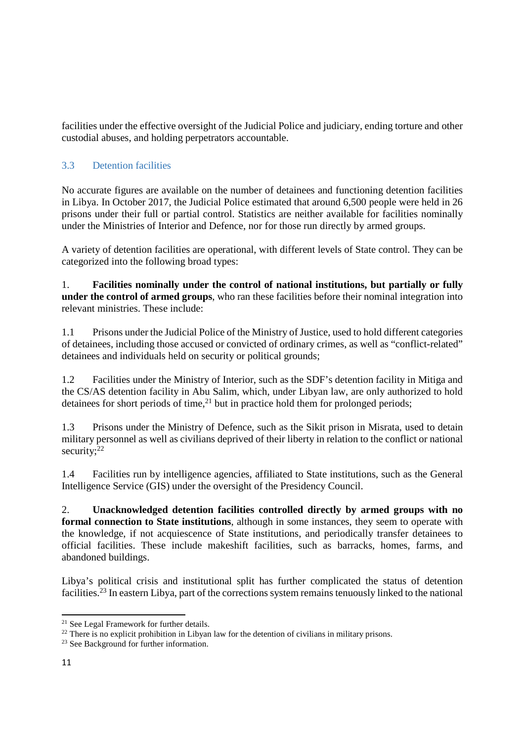facilities under the effective oversight of the Judicial Police and judiciary, ending torture and other custodial abuses, and holding perpetrators accountable.

### 3.3 Detention facilities

No accurate figures are available on the number of detainees and functioning detention facilities in Libya. In October 2017, the Judicial Police estimated that around 6,500 people were held in 26 prisons under their full or partial control. Statistics are neither available for facilities nominally under the Ministries of Interior and Defence, nor for those run directly by armed groups.

A variety of detention facilities are operational, with different levels of State control. They can be categorized into the following broad types:

1. **Facilities nominally under the control of national institutions, but partially or fully under the control of armed groups**, who ran these facilities before their nominal integration into relevant ministries. These include:

1.1 Prisons under the Judicial Police of the Ministry of Justice, used to hold different categories of detainees, including those accused or convicted of ordinary crimes, as well as "conflict-related" detainees and individuals held on security or political grounds;

1.2 Facilities under the Ministry of Interior, such as the SDF's detention facility in Mitiga and the CS/AS detention facility in Abu Salim, which, under Libyan law, are only authorized to hold detainees for short periods of time,[21] but in practice hold them for prolonged periods;

1.3 Prisons under the Ministry of Defence, such as the Sikit prison in Misrata, used to detain military personnel as well as civilians deprived of their liberty in relation to the conflict or national security;[22]

1.4 Facilities run by intelligence agencies, affiliated to State institutions, such as the General Intelligence Service (GIS) under the oversight of the Presidency Council.

2. **Unacknowledged detention facilities controlled directly by armed groups with no formal connection to State institutions**, although in some instances, they seem to operate with the knowledge, if not acquiescence of State institutions, and periodically transfer detainees to official facilities. These include makeshift facilities, such as barracks, homes, farms, and abandoned buildings.

Libya's political crisis and institutional split has further complicated the status of detention facilities.[23] In eastern Libya, part of the corrections system remains tenuously linked to the national

---

[21] See Legal Framework for further details.

[22] There is no explicit prohibition in Libyan law for the detention of civilians in military prisons.

[23] See Background for further information.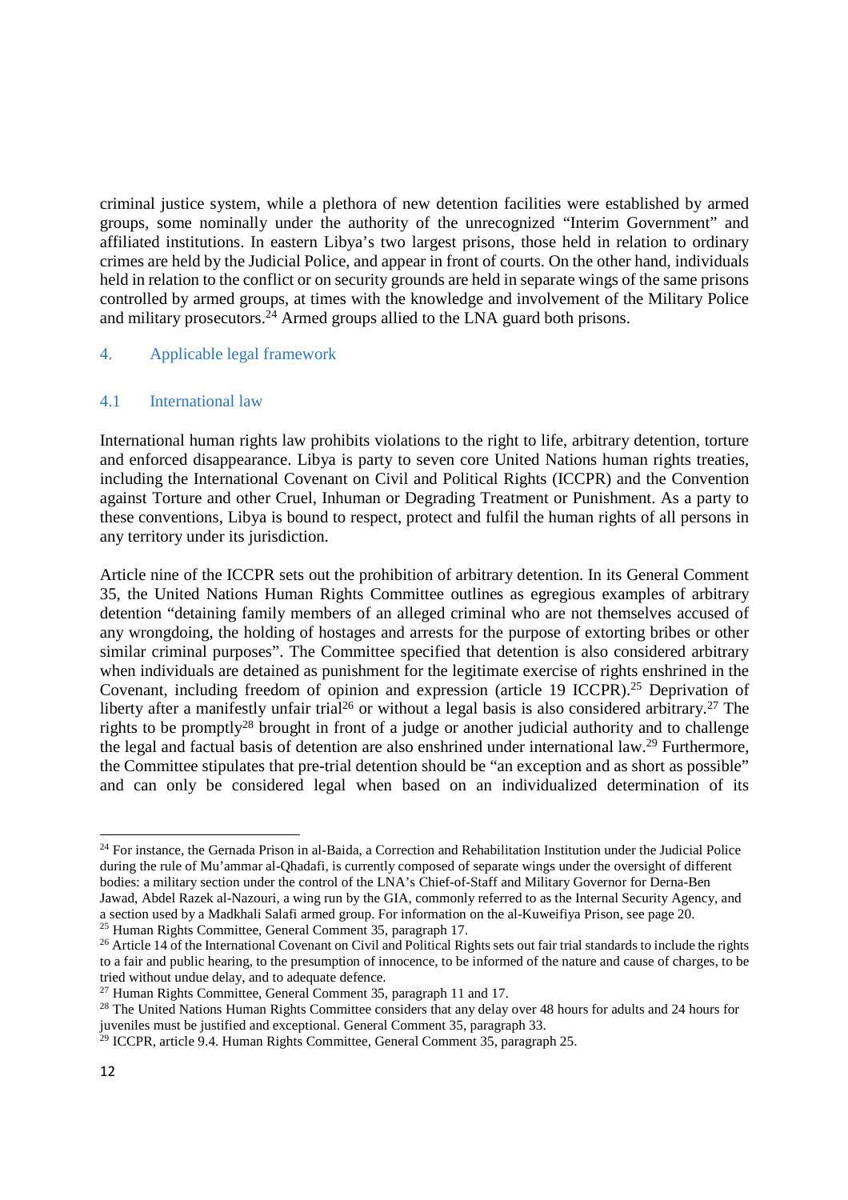criminal justice system, while a plethora of new detention facilities were established by armed groups, some nominally under the authority of the unrecognized "Interim Government" and affiliated institutions. In eastern Libya's two largest prisons, those held in relation to ordinary crimes are held by the Judicial Police, and appear in front of courts. On the other hand, individuals held in relation to the conflict or on security grounds are held in separate wings of the same prisons controlled by armed groups, at times with the knowledge and involvement of the Military Police and military prosecutors.[24] Armed groups allied to the LNA guard both prisons.

## 4. Applicable legal framework

### 4.1 International law

International human rights law prohibits violations to the right to life, arbitrary detention, torture and enforced disappearance. Libya is party to seven core United Nations human rights treaties, including the International Covenant on Civil and Political Rights (ICCPR) and the Convention against Torture and other Cruel, Inhuman or Degrading Treatment or Punishment. As a party to these conventions, Libya is bound to respect, protect and fulfil the human rights of all persons in any territory under its jurisdiction.

Article nine of the ICCPR sets out the prohibition of arbitrary detention. In its General Comment 35, the United Nations Human Rights Committee outlines as egregious examples of arbitrary detention "detaining family members of an alleged criminal who are not themselves accused of any wrongdoing, the holding of hostages and arrests for the purpose of extorting bribes or other similar criminal purposes". The Committee specified that detention is also considered arbitrary when individuals are detained as punishment for the legitimate exercise of rights enshrined in the Covenant, including freedom of opinion and expression (article 19 ICCPR).[25] Deprivation of liberty after a manifestly unfair trial[26] or without a legal basis is also considered arbitrary.[27] The rights to be promptly[28] brought in front of a judge or another judicial authority and to challenge the legal and factual basis of detention are also enshrined under international law.[29] Furthermore, the Committee stipulates that pre-trial detention should be "an exception and as short as possible" and can only be considered legal when based on an individualized determination of its

---

[24] For instance, the Gernada Prison in al-Baida, a Correction and Rehabilitation Institution under the Judicial Police during the rule of Mu'ammar al-Qhadafi, is currently composed of separate wings under the oversight of different bodies: a military section under the control of the LNA's Chief-of-Staff and Military Governor for Derna-Ben Jawad, Abdel Razek al-Nazouri, a wing run by the GIA, commonly referred to as the Internal Security Agency, and a section used by a Madkhali Salafi armed group. For information on the al-Kuweifiya Prison, see page 20.

[25] Human Rights Committee, General Comment 35, paragraph 17.

[26] Article 14 of the International Covenant on Civil and Political Rights sets out fair trial standards to include the rights to a fair and public hearing, to the presumption of innocence, to be informed of the nature and cause of charges, to be tried without undue delay, and to adequate defence.

[27] Human Rights Committee, General Comment 35, paragraph 11 and 17.

[28] The United Nations Human Rights Committee considers that any delay over 48 hours for adults and 24 hours for juveniles must be justified and exceptional. General Comment 35, paragraph 33.

[29] ICCPR, article 9.4. Human Rights Committee, General Comment 35, paragraph 25.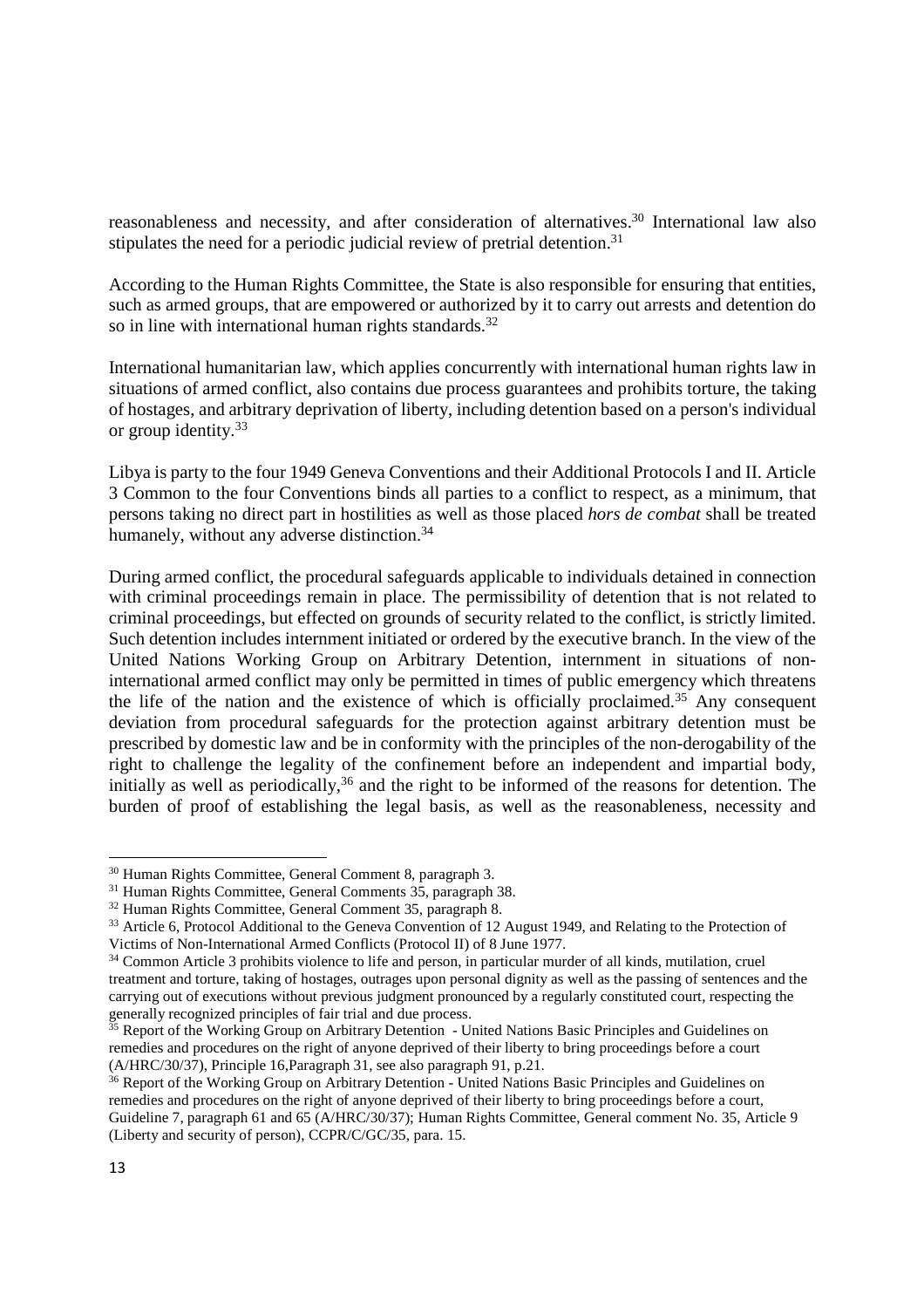reasonableness and necessity, and after consideration of alternatives.[30] International law also stipulates the need for a periodic judicial review of pretrial detention.[31]

According to the Human Rights Committee, the State is also responsible for ensuring that entities, such as armed groups, that are empowered or authorized by it to carry out arrests and detention do so in line with international human rights standards.[32]

International humanitarian law, which applies concurrently with international human rights law in situations of armed conflict, also contains due process guarantees and prohibits torture, the taking of hostages, and arbitrary deprivation of liberty, including detention based on a person's individual or group identity.[33]

Libya is party to the four 1949 Geneva Conventions and their Additional Protocols I and II. Article 3 Common to the four Conventions binds all parties to a conflict to respect, as a minimum, that persons taking no direct part in hostilities as well as those placed *hors de combat* shall be treated humanely, without any adverse distinction.[34]

During armed conflict, the procedural safeguards applicable to individuals detained in connection with criminal proceedings remain in place. The permissibility of detention that is not related to criminal proceedings, but effected on grounds of security related to the conflict, is strictly limited. Such detention includes internment initiated or ordered by the executive branch. In the view of the United Nations Working Group on Arbitrary Detention, internment in situations of non-international armed conflict may only be permitted in times of public emergency which threatens the life of the nation and the existence of which is officially proclaimed.[35] Any consequent deviation from procedural safeguards for the protection against arbitrary detention must be prescribed by domestic law and be in conformity with the principles of the non-derogability of the right to challenge the legality of the confinement before an independent and impartial body, initially as well as periodically,[36] and the right to be informed of the reasons for detention. The burden of proof of establishing the legal basis, as well as the reasonableness, necessity and

---

[30] Human Rights Committee, General Comment 8, paragraph 3.

[31] Human Rights Committee, General Comments 35, paragraph 38.

[32] Human Rights Committee, General Comment 35, paragraph 8.

[33] Article 6, Protocol Additional to the Geneva Convention of 12 August 1949, and Relating to the Protection of Victims of Non-International Armed Conflicts (Protocol II) of 8 June 1977.

[34] Common Article 3 prohibits violence to life and person, in particular murder of all kinds, mutilation, cruel treatment and torture, taking of hostages, outrages upon personal dignity as well as the passing of sentences and the carrying out of executions without previous judgment pronounced by a regularly constituted court, respecting the generally recognized principles of fair trial and due process.

[35] Report of the Working Group on Arbitrary Detention - United Nations Basic Principles and Guidelines on remedies and procedures on the right of anyone deprived of their liberty to bring proceedings before a court (A/HRC/30/37), Principle 16,Paragraph 31, see also paragraph 91, p.21.

[36] Report of the Working Group on Arbitrary Detention - United Nations Basic Principles and Guidelines on remedies and procedures on the right of anyone deprived of their liberty to bring proceedings before a court, Guideline 7, paragraph 61 and 65 (A/HRC/30/37); Human Rights Committee, General comment No. 35, Article 9 (Liberty and security of person), CCPR/C/GC/35, para. 15.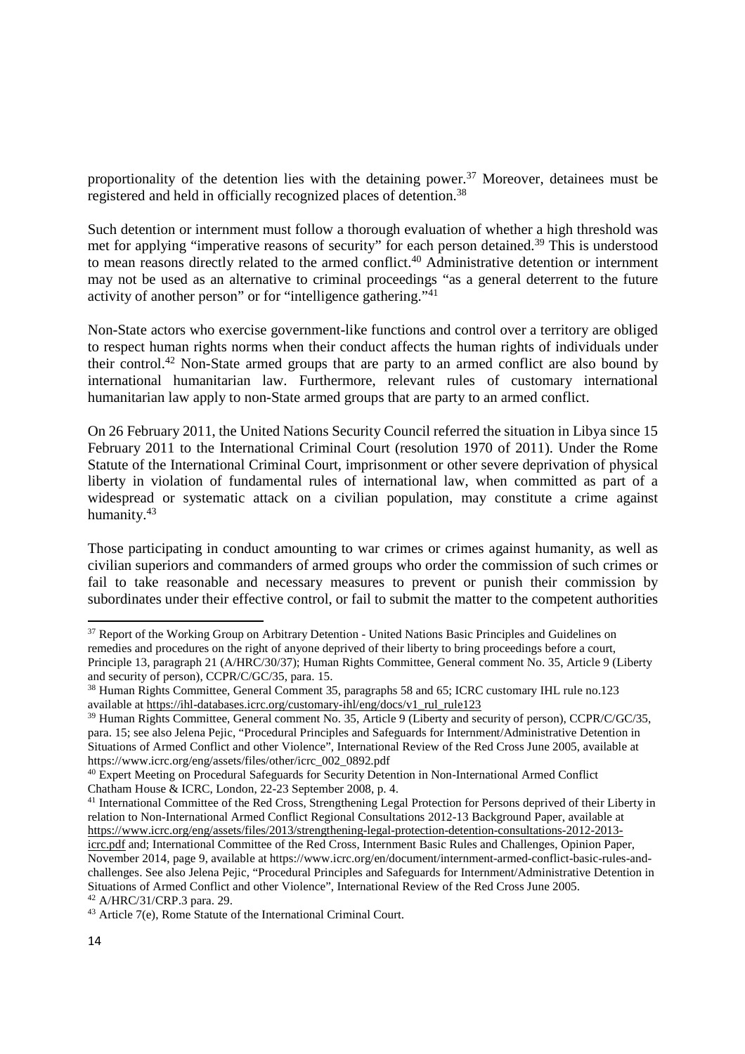proportionality of the detention lies with the detaining power.[37] Moreover, detainees must be registered and held in officially recognized places of detention.[38]

Such detention or internment must follow a thorough evaluation of whether a high threshold was met for applying "imperative reasons of security" for each person detained.[39] This is understood to mean reasons directly related to the armed conflict.[40] Administrative detention or internment may not be used as an alternative to criminal proceedings "as a general deterrent to the future activity of another person" or for "intelligence gathering."[41]

Non-State actors who exercise government-like functions and control over a territory are obliged to respect human rights norms when their conduct affects the human rights of individuals under their control.[42] Non-State armed groups that are party to an armed conflict are also bound by international humanitarian law. Furthermore, relevant rules of customary international humanitarian law apply to non-State armed groups that are party to an armed conflict.

On 26 February 2011, the United Nations Security Council referred the situation in Libya since 15 February 2011 to the International Criminal Court (resolution 1970 of 2011). Under the Rome Statute of the International Criminal Court, imprisonment or other severe deprivation of physical liberty in violation of fundamental rules of international law, when committed as part of a widespread or systematic attack on a civilian population, may constitute a crime against humanity.[43]

Those participating in conduct amounting to war crimes or crimes against humanity, as well as civilian superiors and commanders of armed groups who order the commission of such crimes or fail to take reasonable and necessary measures to prevent or punish their commission by subordinates under their effective control, or fail to submit the matter to the competent authorities

---

[37] Report of the Working Group on Arbitrary Detention - United Nations Basic Principles and Guidelines on remedies and procedures on the right of anyone deprived of their liberty to bring proceedings before a court, Principle 13, paragraph 21 (A/HRC/30/37); Human Rights Committee, General comment No. 35, Article 9 (Liberty and security of person), CCPR/C/GC/35, para. 15.

[38] Human Rights Committee, General Comment 35, paragraphs 58 and 65; ICRC customary IHL rule no.123 available at https://ihl-databases.icrc.org/customary-ihl/eng/docs/v1_rul_rule123

[39] Human Rights Committee, General comment No. 35, Article 9 (Liberty and security of person), CCPR/C/GC/35, para. 15; see also Jelena Pejic, "Procedural Principles and Safeguards for Internment/Administrative Detention in Situations of Armed Conflict and other Violence", International Review of the Red Cross June 2005, available at https://www.icrc.org/eng/assets/files/other/icrc_002_0892.pdf

[40] Expert Meeting on Procedural Safeguards for Security Detention in Non-International Armed Conflict Chatham House & ICRC, London, 22-23 September 2008, p. 4.

[41] International Committee of the Red Cross, Strengthening Legal Protection for Persons deprived of their Liberty in relation to Non-International Armed Conflict Regional Consultations 2012-13 Background Paper, available at https://www.icrc.org/eng/assets/files/2013/strengthening-legal-protection-detention-consultations-2012-2013-icrc.pdf and; International Committee of the Red Cross, Internment Basic Rules and Challenges, Opinion Paper, November 2014, page 9, available at https://www.icrc.org/en/document/internment-armed-conflict-basic-rules-and-challenges. See also Jelena Pejic, "Procedural Principles and Safeguards for Internment/Administrative Detention in Situations of Armed Conflict and other Violence", International Review of the Red Cross June 2005.

[42] A/HRC/31/CRP.3 para. 29.

[43] Article 7(e), Rome Statute of the International Criminal Court.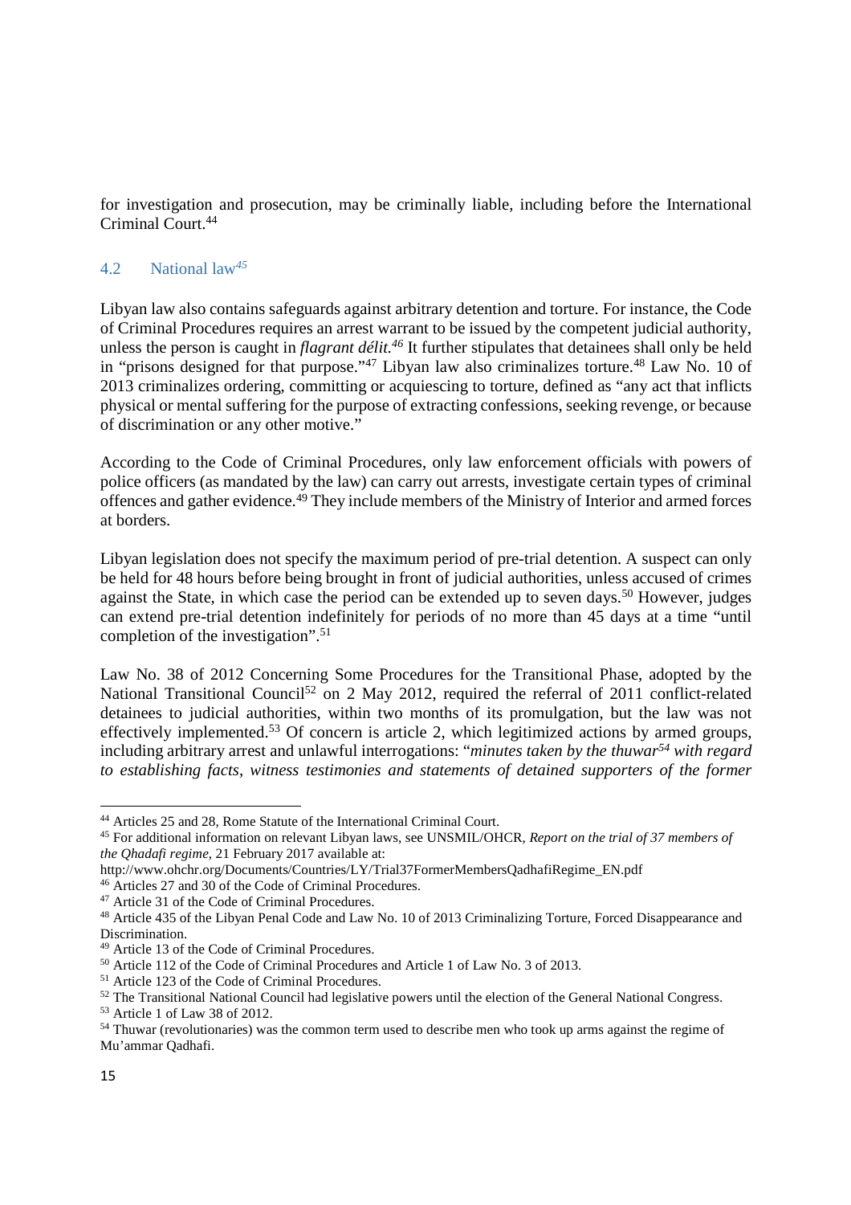for investigation and prosecution, may be criminally liable, including before the International Criminal Court.[44]

## 4.2 National law[45]

Libyan law also contains safeguards against arbitrary detention and torture. For instance, the Code of Criminal Procedures requires an arrest warrant to be issued by the competent judicial authority, unless the person is caught in *flagrant délit.*[46] It further stipulates that detainees shall only be held in "prisons designed for that purpose."[47] Libyan law also criminalizes torture.[48] Law No. 10 of 2013 criminalizes ordering, committing or acquiescing to torture, defined as "any act that inflicts physical or mental suffering for the purpose of extracting confessions, seeking revenge, or because of discrimination or any other motive."

According to the Code of Criminal Procedures, only law enforcement officials with powers of police officers (as mandated by the law) can carry out arrests, investigate certain types of criminal offences and gather evidence.[49] They include members of the Ministry of Interior and armed forces at borders.

Libyan legislation does not specify the maximum period of pre-trial detention. A suspect can only be held for 48 hours before being brought in front of judicial authorities, unless accused of crimes against the State, in which case the period can be extended up to seven days.[50] However, judges can extend pre-trial detention indefinitely for periods of no more than 45 days at a time "until completion of the investigation".[51]

Law No. 38 of 2012 Concerning Some Procedures for the Transitional Phase, adopted by the National Transitional Council[52] on 2 May 2012, required the referral of 2011 conflict-related detainees to judicial authorities, within two months of its promulgation, but the law was not effectively implemented.[53] Of concern is article 2, which legitimized actions by armed groups, including arbitrary arrest and unlawful interrogations: "*minutes taken by the thuwar*[54] *with regard to establishing facts, witness testimonies and statements of detained supporters of the former*

---

[44] Articles 25 and 28, Rome Statute of the International Criminal Court.

[45] For additional information on relevant Libyan laws, see UNSMIL/OHCR, *Report on the trial of 37 members of the Qhadafi regime*, 21 February 2017 available at: http://www.ohchr.org/Documents/Countries/LY/Trial37FormerMembersQadhafiRegime_EN.pdf

[46] Articles 27 and 30 of the Code of Criminal Procedures.

[47] Article 31 of the Code of Criminal Procedures.

[48] Article 435 of the Libyan Penal Code and Law No. 10 of 2013 Criminalizing Torture, Forced Disappearance and Discrimination.

[49] Article 13 of the Code of Criminal Procedures.

[50] Article 112 of the Code of Criminal Procedures and Article 1 of Law No. 3 of 2013.

[51] Article 123 of the Code of Criminal Procedures.

[52] The Transitional National Council had legislative powers until the election of the General National Congress.

[53] Article 1 of Law 38 of 2012.

[54] Thuwar (revolutionaries) was the common term used to describe men who took up arms against the regime of Mu'ammar Qadhafi.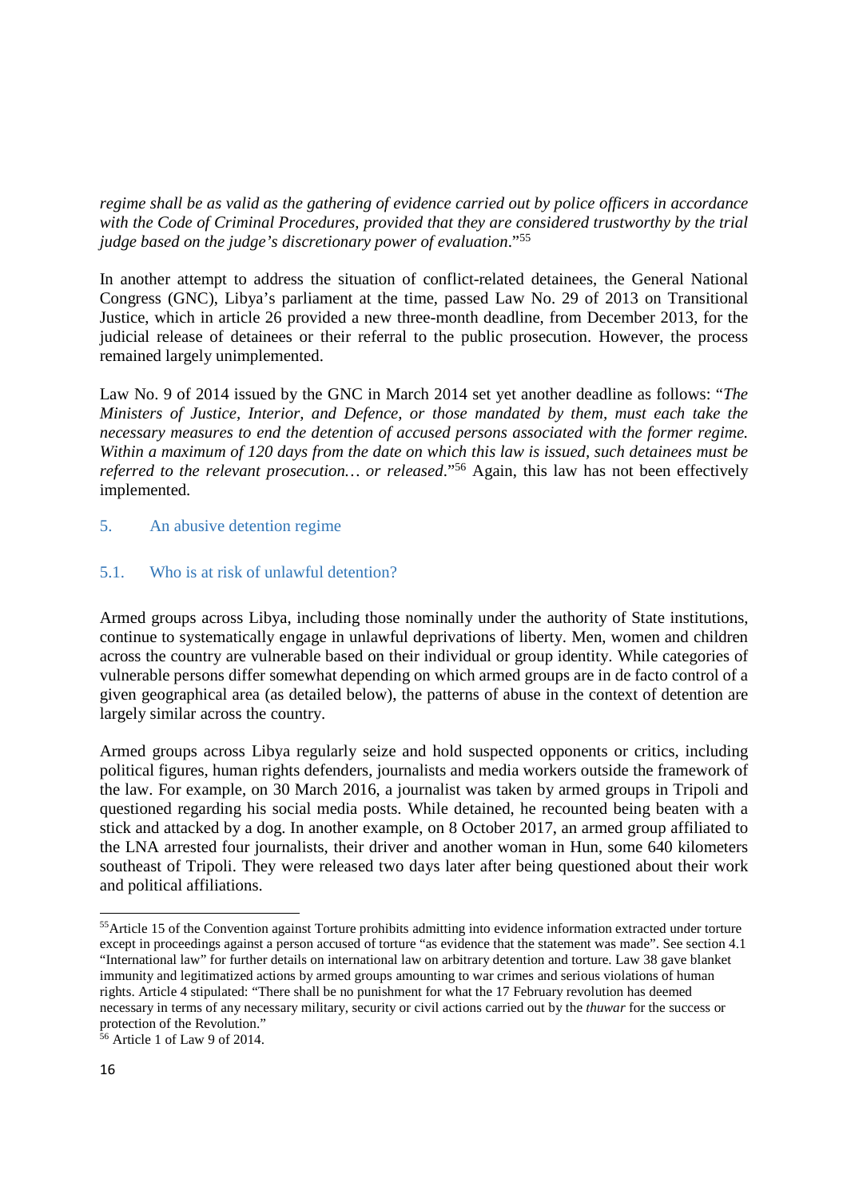*regime shall be as valid as the gathering of evidence carried out by police officers in accordance with the Code of Criminal Procedures, provided that they are considered trustworthy by the trial judge based on the judge's discretionary power of evaluation*."[55]

In another attempt to address the situation of conflict-related detainees, the General National Congress (GNC), Libya's parliament at the time, passed Law No. 29 of 2013 on Transitional Justice, which in article 26 provided a new three-month deadline, from December 2013, for the judicial release of detainees or their referral to the public prosecution. However, the process remained largely unimplemented.

Law No. 9 of 2014 issued by the GNC in March 2014 set yet another deadline as follows: "*The Ministers of Justice, Interior, and Defence, or those mandated by them, must each take the necessary measures to end the detention of accused persons associated with the former regime. Within a maximum of 120 days from the date on which this law is issued, such detainees must be referred to the relevant prosecution… or released*."[56] Again, this law has not been effectively implemented.

## 5. An abusive detention regime

### 5.1. Who is at risk of unlawful detention?

Armed groups across Libya, including those nominally under the authority of State institutions, continue to systematically engage in unlawful deprivations of liberty. Men, women and children across the country are vulnerable based on their individual or group identity. While categories of vulnerable persons differ somewhat depending on which armed groups are in de facto control of a given geographical area (as detailed below), the patterns of abuse in the context of detention are largely similar across the country.

Armed groups across Libya regularly seize and hold suspected opponents or critics, including political figures, human rights defenders, journalists and media workers outside the framework of the law. For example, on 30 March 2016, a journalist was taken by armed groups in Tripoli and questioned regarding his social media posts. While detained, he recounted being beaten with a stick and attacked by a dog. In another example, on 8 October 2017, an armed group affiliated to the LNA arrested four journalists, their driver and another woman in Hun, some 640 kilometers southeast of Tripoli. They were released two days later after being questioned about their work and political affiliations.

---

[55] Article 15 of the Convention against Torture prohibits admitting into evidence information extracted under torture except in proceedings against a person accused of torture "as evidence that the statement was made". See section 4.1 "International law" for further details on international law on arbitrary detention and torture. Law 38 gave blanket immunity and legitimized actions by armed groups amounting to war crimes and serious violations of human rights. Article 4 stipulated: "There shall be no punishment for what the 17 February revolution has deemed necessary in terms of any necessary military, security or civil actions carried out by the *thuwar* for the success or protection of the Revolution."

[56] Article 1 of Law 9 of 2014.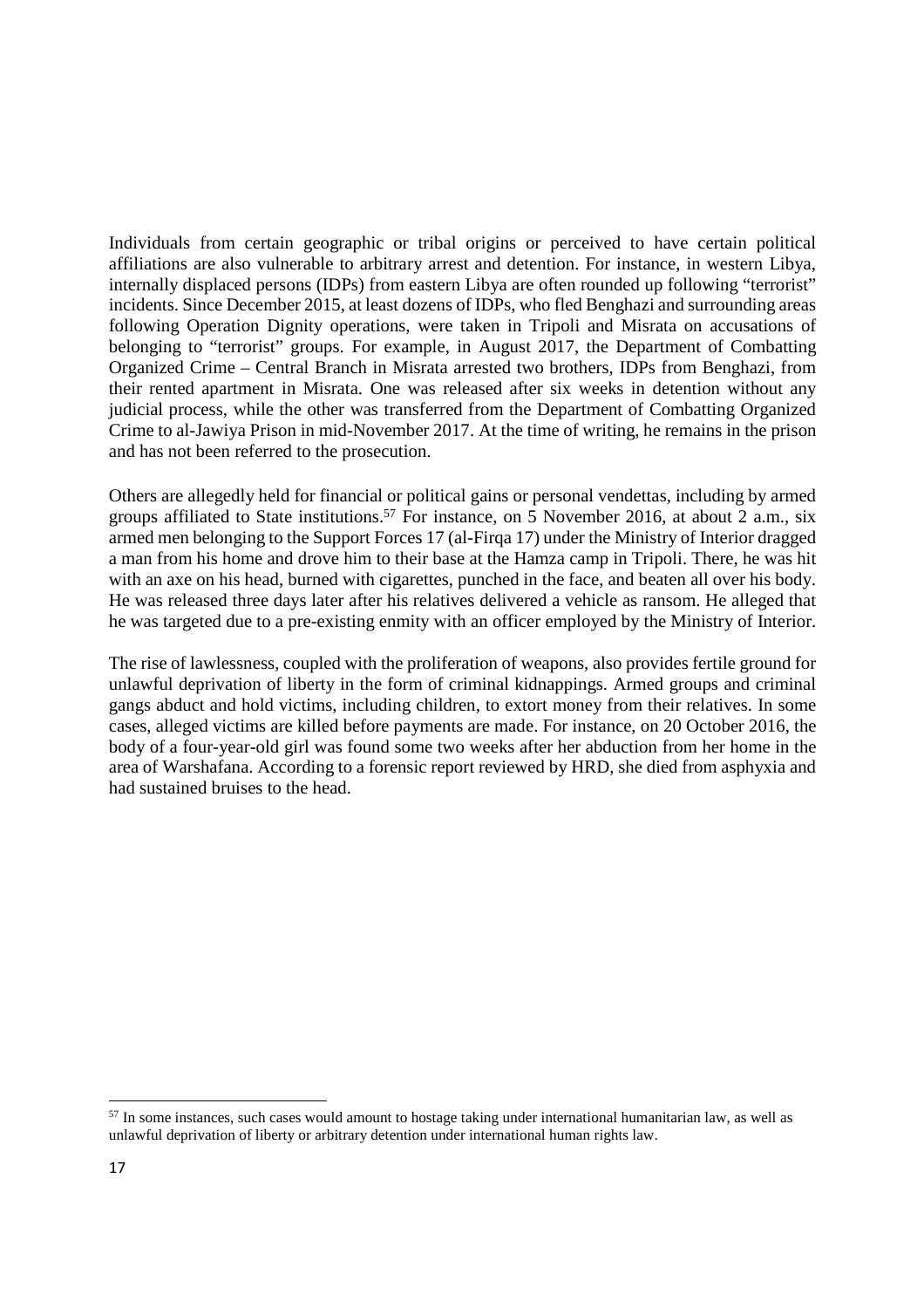Individuals from certain geographic or tribal origins or perceived to have certain political affiliations are also vulnerable to arbitrary arrest and detention. For instance, in western Libya, internally displaced persons (IDPs) from eastern Libya are often rounded up following "terrorist" incidents. Since December 2015, at least dozens of IDPs, who fled Benghazi and surrounding areas following Operation Dignity operations, were taken in Tripoli and Misrata on accusations of belonging to "terrorist" groups. For example, in August 2017, the Department of Combatting Organized Crime – Central Branch in Misrata arrested two brothers, IDPs from Benghazi, from their rented apartment in Misrata. One was released after six weeks in detention without any judicial process, while the other was transferred from the Department of Combatting Organized Crime to al-Jawiya Prison in mid-November 2017. At the time of writing, he remains in the prison and has not been referred to the prosecution.

Others are allegedly held for financial or political gains or personal vendettas, including by armed groups affiliated to State institutions.[57] For instance, on 5 November 2016, at about 2 a.m., six armed men belonging to the Support Forces 17 (al-Firqa 17) under the Ministry of Interior dragged a man from his home and drove him to their base at the Hamza camp in Tripoli. There, he was hit with an axe on his head, burned with cigarettes, punched in the face, and beaten all over his body. He was released three days later after his relatives delivered a vehicle as ransom. He alleged that he was targeted due to a pre-existing enmity with an officer employed by the Ministry of Interior.

The rise of lawlessness, coupled with the proliferation of weapons, also provides fertile ground for unlawful deprivation of liberty in the form of criminal kidnappings. Armed groups and criminal gangs abduct and hold victims, including children, to extort money from their relatives. In some cases, alleged victims are killed before payments are made. For instance, on 20 October 2016, the body of a four-year-old girl was found some two weeks after her abduction from her home in the area of Warshafana. According to a forensic report reviewed by HRD, she died from asphyxia and had sustained bruises to the head.

[57] In some instances, such cases would amount to hostage taking under international humanitarian law, as well as unlawful deprivation of liberty or arbitrary detention under international human rights law.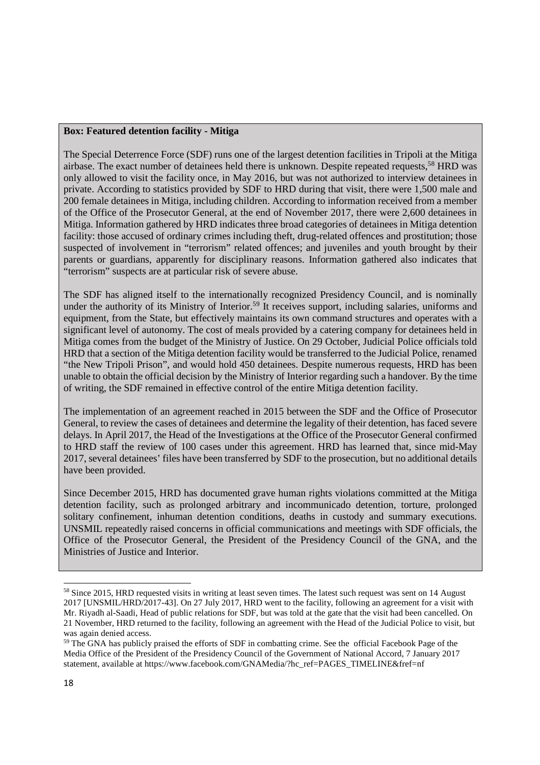**Box: Featured detention facility - Mitiga**

The Special Deterrence Force (SDF) runs one of the largest detention facilities in Tripoli at the Mitiga airbase. The exact number of detainees held there is unknown. Despite repeated requests,[58] HRD was only allowed to visit the facility once, in May 2016, but was not authorized to interview detainees in private. According to statistics provided by SDF to HRD during that visit, there were 1,500 male and 200 female detainees in Mitiga, including children. According to information received from a member of the Office of the Prosecutor General, at the end of November 2017, there were 2,600 detainees in Mitiga. Information gathered by HRD indicates three broad categories of detainees in Mitiga detention facility: those accused of ordinary crimes including theft, drug-related offences and prostitution; those suspected of involvement in "terrorism" related offences; and juveniles and youth brought by their parents or guardians, apparently for disciplinary reasons. Information gathered also indicates that "terrorism" suspects are at particular risk of severe abuse.

The SDF has aligned itself to the internationally recognized Presidency Council, and is nominally under the authority of its Ministry of Interior.[59] It receives support, including salaries, uniforms and equipment, from the State, but effectively maintains its own command structures and operates with a significant level of autonomy. The cost of meals provided by a catering company for detainees held in Mitiga comes from the budget of the Ministry of Justice. On 29 October, Judicial Police officials told HRD that a section of the Mitiga detention facility would be transferred to the Judicial Police, renamed "the New Tripoli Prison", and would hold 450 detainees. Despite numerous requests, HRD has been unable to obtain the official decision by the Ministry of Interior regarding such a handover. By the time of writing, the SDF remained in effective control of the entire Mitiga detention facility.

The implementation of an agreement reached in 2015 between the SDF and the Office of Prosecutor General, to review the cases of detainees and determine the legality of their detention, has faced severe delays. In April 2017, the Head of the Investigations at the Office of the Prosecutor General confirmed to HRD staff the review of 100 cases under this agreement. HRD has learned that, since mid-May 2017, several detainees' files have been transferred by SDF to the prosecution, but no additional details have been provided.

Since December 2015, HRD has documented grave human rights violations committed at the Mitiga detention facility, such as prolonged arbitrary and incommunicado detention, torture, prolonged solitary confinement, inhuman detention conditions, deaths in custody and summary executions. UNSMIL repeatedly raised concerns in official communications and meetings with SDF officials, the Office of the Prosecutor General, the President of the Presidency Council of the GNA, and the Ministries of Justice and Interior.

---

[58] Since 2015, HRD requested visits in writing at least seven times. The latest such request was sent on 14 August 2017 [UNSMIL/HRD/2017-43]. On 27 July 2017, HRD went to the facility, following an agreement for a visit with Mr. Riyadh al-Saadi, Head of public relations for SDF, but was told at the gate that the visit had been cancelled. On 21 November, HRD returned to the facility, following an agreement with the Head of the Judicial Police to visit, but was again denied access.

[59] The GNA has publicly praised the efforts of SDF in combatting crime. See the official Facebook Page of the Media Office of the President of the Presidency Council of the Government of National Accord, 7 January 2017 statement, available at https://www.facebook.com/GNAMedia/?hc_ref=PAGES_TIMELINE&fref=nf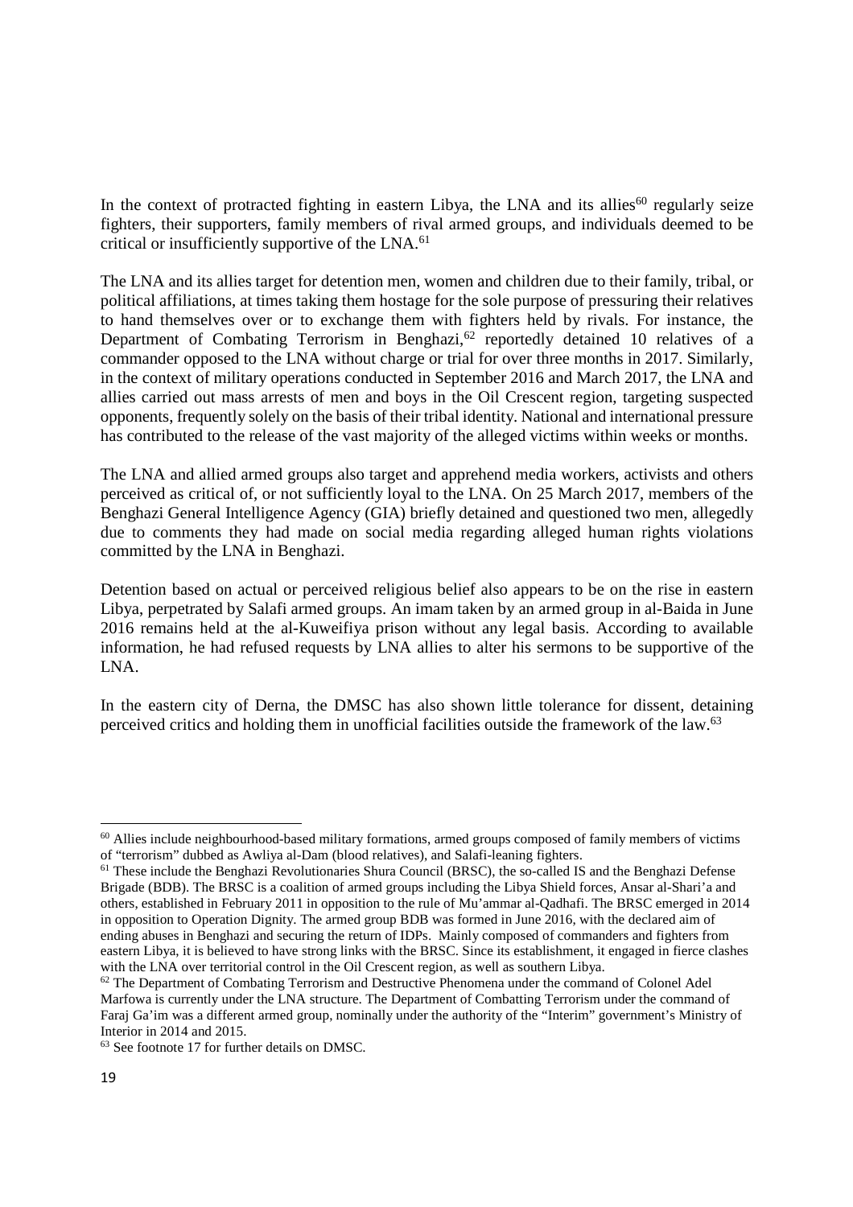In the context of protracted fighting in eastern Libya, the LNA and its allies[60] regularly seize fighters, their supporters, family members of rival armed groups, and individuals deemed to be critical or insufficiently supportive of the LNA.[61]

The LNA and its allies target for detention men, women and children due to their family, tribal, or political affiliations, at times taking them hostage for the sole purpose of pressuring their relatives to hand themselves over or to exchange them with fighters held by rivals. For instance, the Department of Combating Terrorism in Benghazi,[62] reportedly detained 10 relatives of a commander opposed to the LNA without charge or trial for over three months in 2017. Similarly, in the context of military operations conducted in September 2016 and March 2017, the LNA and allies carried out mass arrests of men and boys in the Oil Crescent region, targeting suspected opponents, frequently solely on the basis of their tribal identity. National and international pressure has contributed to the release of the vast majority of the alleged victims within weeks or months.

The LNA and allied armed groups also target and apprehend media workers, activists and others perceived as critical of, or not sufficiently loyal to the LNA. On 25 March 2017, members of the Benghazi General Intelligence Agency (GIA) briefly detained and questioned two men, allegedly due to comments they had made on social media regarding alleged human rights violations committed by the LNA in Benghazi.

Detention based on actual or perceived religious belief also appears to be on the rise in eastern Libya, perpetrated by Salafi armed groups. An imam taken by an armed group in al-Baida in June 2016 remains held at the al-Kuweifiya prison without any legal basis. According to available information, he had refused requests by LNA allies to alter his sermons to be supportive of the LNA.

In the eastern city of Derna, the DMSC has also shown little tolerance for dissent, detaining perceived critics and holding them in unofficial facilities outside the framework of the law.[63]

---

[60] Allies include neighbourhood-based military formations, armed groups composed of family members of victims of "terrorism" dubbed as Awliya al-Dam (blood relatives), and Salafi-leaning fighters.

[61] These include the Benghazi Revolutionaries Shura Council (BRSC), the so-called IS and the Benghazi Defense Brigade (BDB). The BRSC is a coalition of armed groups including the Libya Shield forces, Ansar al-Shari'a and others, established in February 2011 in opposition to the rule of Mu'ammar al-Qadhafi. The BRSC emerged in 2014 in opposition to Operation Dignity. The armed group BDB was formed in June 2016, with the declared aim of ending abuses in Benghazi and securing the return of IDPs. Mainly composed of commanders and fighters from eastern Libya, it is believed to have strong links with the BRSC. Since its establishment, it engaged in fierce clashes with the LNA over territorial control in the Oil Crescent region, as well as southern Libya.

[62] The Department of Combating Terrorism and Destructive Phenomena under the command of Colonel Adel Marfowa is currently under the LNA structure. The Department of Combatting Terrorism under the command of Faraj Ga'im was a different armed group, nominally under the authority of the "Interim" government's Ministry of Interior in 2014 and 2015.

[63] See footnote 17 for further details on DMSC.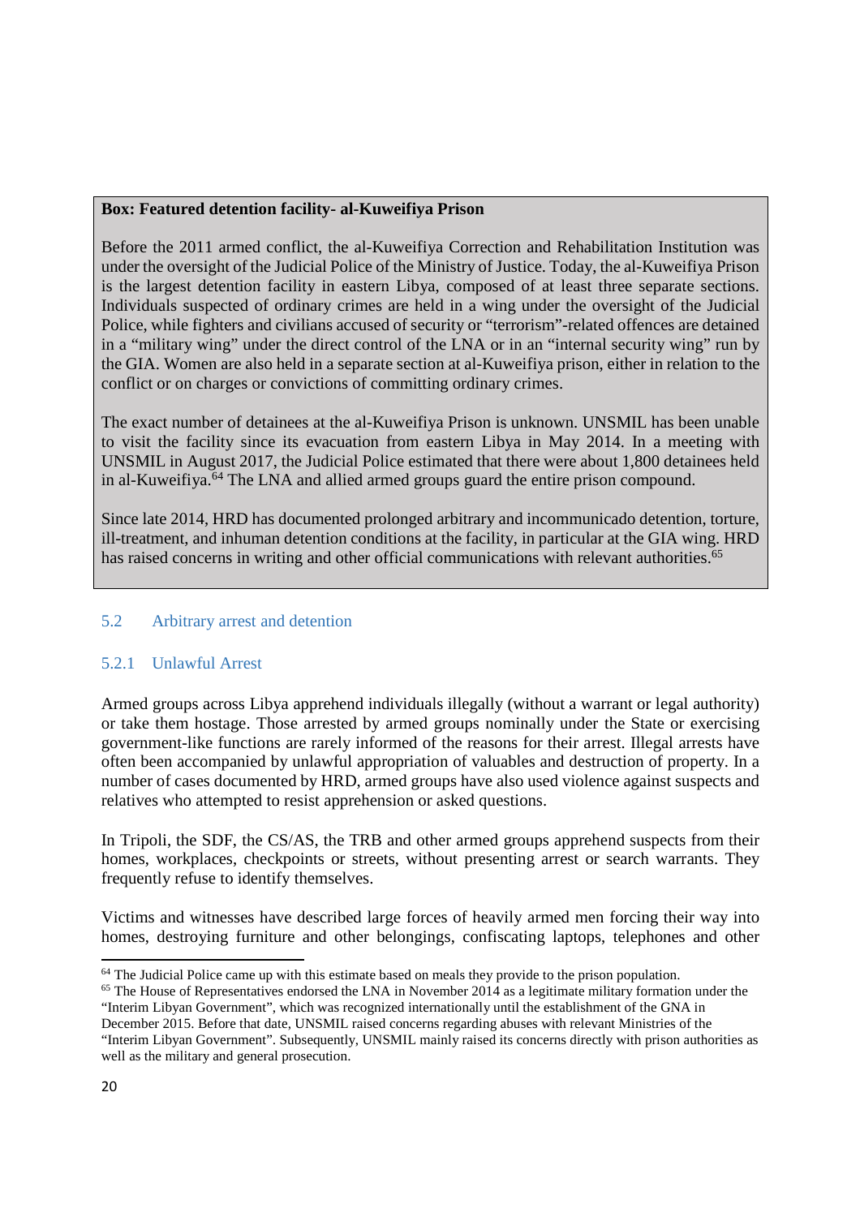**Box: Featured detention facility- al-Kuweifiya Prison**

Before the 2011 armed conflict, the al-Kuweifiya Correction and Rehabilitation Institution was under the oversight of the Judicial Police of the Ministry of Justice. Today, the al-Kuweifiya Prison is the largest detention facility in eastern Libya, composed of at least three separate sections. Individuals suspected of ordinary crimes are held in a wing under the oversight of the Judicial Police, while fighters and civilians accused of security or "terrorism"-related offences are detained in a "military wing" under the direct control of the LNA or in an "internal security wing" run by the GIA. Women are also held in a separate section at al-Kuweifiya prison, either in relation to the conflict or on charges or convictions of committing ordinary crimes.

The exact number of detainees at the al-Kuweifiya Prison is unknown. UNSMIL has been unable to visit the facility since its evacuation from eastern Libya in May 2014. In a meeting with UNSMIL in August 2017, the Judicial Police estimated that there were about 1,800 detainees held in al-Kuweifiya.[64] The LNA and allied armed groups guard the entire prison compound.

Since late 2014, HRD has documented prolonged arbitrary and incommunicado detention, torture, ill-treatment, and inhuman detention conditions at the facility, in particular at the GIA wing. HRD has raised concerns in writing and other official communications with relevant authorities.[65]

### 5.2 Arbitrary arrest and detention

#### 5.2.1 Unlawful Arrest

Armed groups across Libya apprehend individuals illegally (without a warrant or legal authority) or take them hostage. Those arrested by armed groups nominally under the State or exercising government-like functions are rarely informed of the reasons for their arrest. Illegal arrests have often been accompanied by unlawful appropriation of valuables and destruction of property. In a number of cases documented by HRD, armed groups have also used violence against suspects and relatives who attempted to resist apprehension or asked questions.

In Tripoli, the SDF, the CS/AS, the TRB and other armed groups apprehend suspects from their homes, workplaces, checkpoints or streets, without presenting arrest or search warrants. They frequently refuse to identify themselves.

Victims and witnesses have described large forces of heavily armed men forcing their way into homes, destroying furniture and other belongings, confiscating laptops, telephones and other

---

[64] The Judicial Police came up with this estimate based on meals they provide to the prison population.

[65] The House of Representatives endorsed the LNA in November 2014 as a legitimate military formation under the "Interim Libyan Government", which was recognized internationally until the establishment of the GNA in December 2015. Before that date, UNSMIL raised concerns regarding abuses with relevant Ministries of the "Interim Libyan Government". Subsequently, UNSMIL mainly raised its concerns directly with prison authorities as well as the military and general prosecution.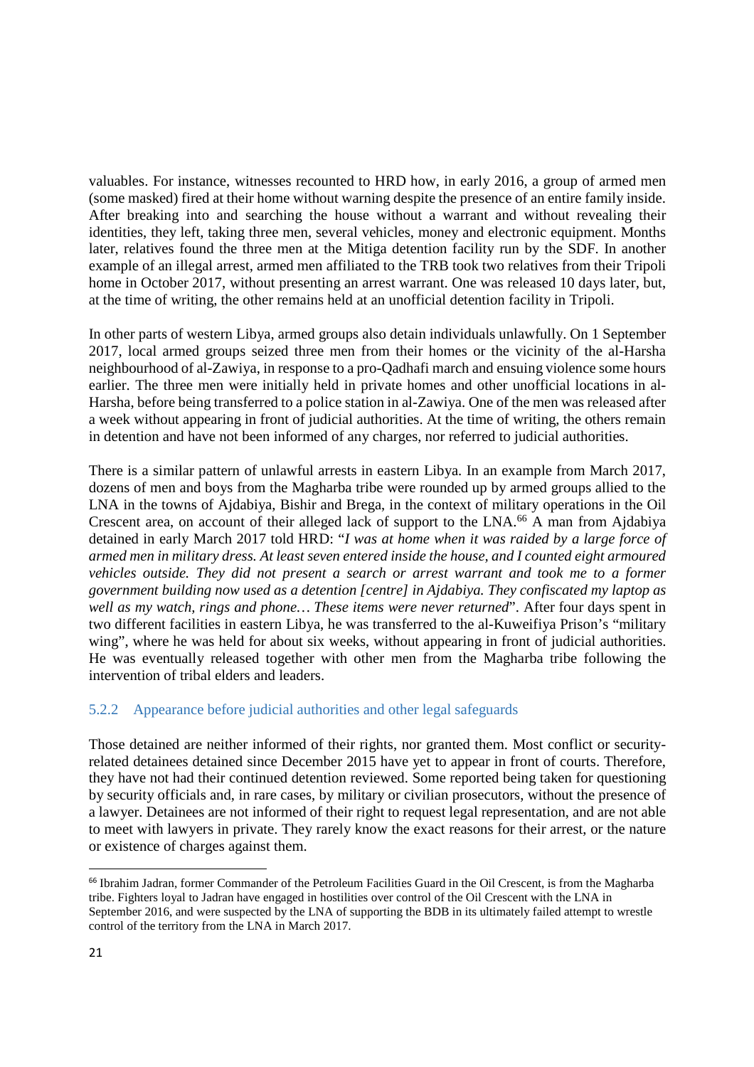valuables. For instance, witnesses recounted to HRD how, in early 2016, a group of armed men (some masked) fired at their home without warning despite the presence of an entire family inside. After breaking into and searching the house without a warrant and without revealing their identities, they left, taking three men, several vehicles, money and electronic equipment. Months later, relatives found the three men at the Mitiga detention facility run by the SDF. In another example of an illegal arrest, armed men affiliated to the TRB took two relatives from their Tripoli home in October 2017, without presenting an arrest warrant. One was released 10 days later, but, at the time of writing, the other remains held at an unofficial detention facility in Tripoli.

In other parts of western Libya, armed groups also detain individuals unlawfully. On 1 September 2017, local armed groups seized three men from their homes or the vicinity of the al-Harsha neighbourhood of al-Zawiya, in response to a pro-Qadhafi march and ensuing violence some hours earlier. The three men were initially held in private homes and other unofficial locations in al-Harsha, before being transferred to a police station in al-Zawiya. One of the men was released after a week without appearing in front of judicial authorities. At the time of writing, the others remain in detention and have not been informed of any charges, nor referred to judicial authorities.

There is a similar pattern of unlawful arrests in eastern Libya. In an example from March 2017, dozens of men and boys from the Magharba tribe were rounded up by armed groups allied to the LNA in the towns of Ajdabiya, Bishir and Brega, in the context of military operations in the Oil Crescent area, on account of their alleged lack of support to the LNA.[66] A man from Ajdabiya detained in early March 2017 told HRD: "*I was at home when it was raided by a large force of armed men in military dress. At least seven entered inside the house, and I counted eight armoured vehicles outside. They did not present a search or arrest warrant and took me to a former government building now used as a detention [centre] in Ajdabiya. They confiscated my laptop as well as my watch, rings and phone… These items were never returned*". After four days spent in two different facilities in eastern Libya, he was transferred to the al-Kuweifiya Prison's "military wing", where he was held for about six weeks, without appearing in front of judicial authorities. He was eventually released together with other men from the Magharba tribe following the intervention of tribal elders and leaders.

### 5.2.2 Appearance before judicial authorities and other legal safeguards

Those detained are neither informed of their rights, nor granted them. Most conflict or security-related detainees detained since December 2015 have yet to appear in front of courts. Therefore, they have not had their continued detention reviewed. Some reported being taken for questioning by security officials and, in rare cases, by military or civilian prosecutors, without the presence of a lawyer. Detainees are not informed of their right to request legal representation, and are not able to meet with lawyers in private. They rarely know the exact reasons for their arrest, or the nature or existence of charges against them.

---

[66] Ibrahim Jadran, former Commander of the Petroleum Facilities Guard in the Oil Crescent, is from the Magharba tribe. Fighters loyal to Jadran have engaged in hostilities over control of the Oil Crescent with the LNA in September 2016, and were suspected by the LNA of supporting the BDB in its ultimately failed attempt to wrestle control of the territory from the LNA in March 2017.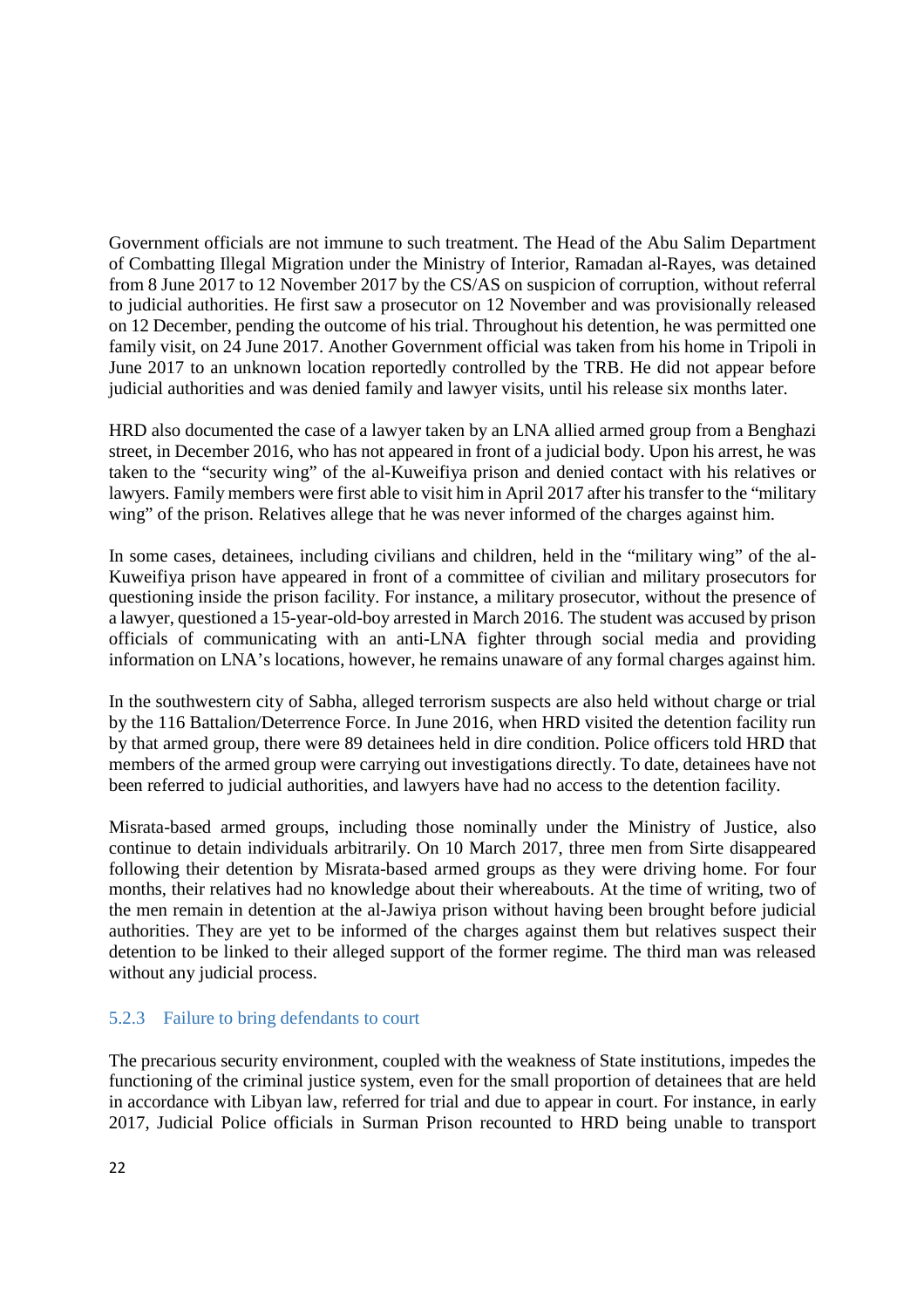Government officials are not immune to such treatment. The Head of the Abu Salim Department of Combatting Illegal Migration under the Ministry of Interior, Ramadan al-Rayes, was detained from 8 June 2017 to 12 November 2017 by the CS/AS on suspicion of corruption, without referral to judicial authorities. He first saw a prosecutor on 12 November and was provisionally released on 12 December, pending the outcome of his trial. Throughout his detention, he was permitted one family visit, on 24 June 2017. Another Government official was taken from his home in Tripoli in June 2017 to an unknown location reportedly controlled by the TRB. He did not appear before judicial authorities and was denied family and lawyer visits, until his release six months later.

HRD also documented the case of a lawyer taken by an LNA allied armed group from a Benghazi street, in December 2016, who has not appeared in front of a judicial body. Upon his arrest, he was taken to the "security wing" of the al-Kuweifiya prison and denied contact with his relatives or lawyers. Family members were first able to visit him in April 2017 after his transfer to the "military wing" of the prison. Relatives allege that he was never informed of the charges against him.

In some cases, detainees, including civilians and children, held in the "military wing" of the al-Kuweifiya prison have appeared in front of a committee of civilian and military prosecutors for questioning inside the prison facility. For instance, a military prosecutor, without the presence of a lawyer, questioned a 15-year-old-boy arrested in March 2016. The student was accused by prison officials of communicating with an anti-LNA fighter through social media and providing information on LNA's locations, however, he remains unaware of any formal charges against him.

In the southwestern city of Sabha, alleged terrorism suspects are also held without charge or trial by the 116 Battalion/Deterrence Force. In June 2016, when HRD visited the detention facility run by that armed group, there were 89 detainees held in dire condition. Police officers told HRD that members of the armed group were carrying out investigations directly. To date, detainees have not been referred to judicial authorities, and lawyers have had no access to the detention facility.

Misrata-based armed groups, including those nominally under the Ministry of Justice, also continue to detain individuals arbitrarily. On 10 March 2017, three men from Sirte disappeared following their detention by Misrata-based armed groups as they were driving home. For four months, their relatives had no knowledge about their whereabouts. At the time of writing, two of the men remain in detention at the al-Jawiya prison without having been brought before judicial authorities. They are yet to be informed of the charges against them but relatives suspect their detention to be linked to their alleged support of the former regime. The third man was released without any judicial process.

### 5.2.3 Failure to bring defendants to court

The precarious security environment, coupled with the weakness of State institutions, impedes the functioning of the criminal justice system, even for the small proportion of detainees that are held in accordance with Libyan law, referred for trial and due to appear in court. For instance, in early 2017, Judicial Police officials in Surman Prison recounted to HRD being unable to transport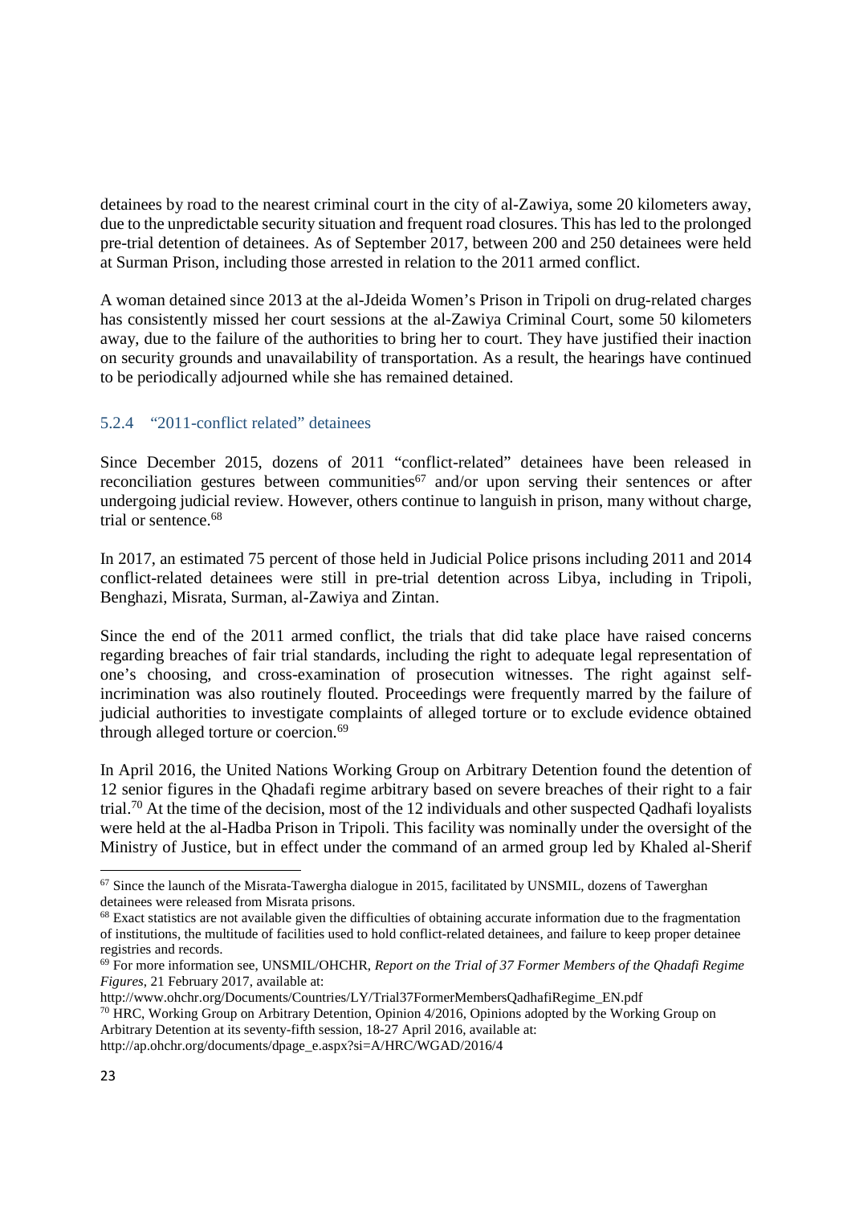detainees by road to the nearest criminal court in the city of al-Zawiya, some 20 kilometers away, due to the unpredictable security situation and frequent road closures. This has led to the prolonged pre-trial detention of detainees. As of September 2017, between 200 and 250 detainees were held at Surman Prison, including those arrested in relation to the 2011 armed conflict.

A woman detained since 2013 at the al-Jdeida Women's Prison in Tripoli on drug-related charges has consistently missed her court sessions at the al-Zawiya Criminal Court, some 50 kilometers away, due to the failure of the authorities to bring her to court. They have justified their inaction on security grounds and unavailability of transportation. As a result, the hearings have continued to be periodically adjourned while she has remained detained.

### 5.2.4 "2011-conflict related" detainees

Since December 2015, dozens of 2011 "conflict-related" detainees have been released in reconciliation gestures between communities[67] and/or upon serving their sentences or after undergoing judicial review. However, others continue to languish in prison, many without charge, trial or sentence.[68]

In 2017, an estimated 75 percent of those held in Judicial Police prisons including 2011 and 2014 conflict-related detainees were still in pre-trial detention across Libya, including in Tripoli, Benghazi, Misrata, Surman, al-Zawiya and Zintan.

Since the end of the 2011 armed conflict, the trials that did take place have raised concerns regarding breaches of fair trial standards, including the right to adequate legal representation of one's choosing, and cross-examination of prosecution witnesses. The right against self-incrimination was also routinely flouted. Proceedings were frequently marred by the failure of judicial authorities to investigate complaints of alleged torture or to exclude evidence obtained through alleged torture or coercion.[69]

In April 2016, the United Nations Working Group on Arbitrary Detention found the detention of 12 senior figures in the Qhadafi regime arbitrary based on severe breaches of their right to a fair trial.[70] At the time of the decision, most of the 12 individuals and other suspected Qadhafi loyalists were held at the al-Hadba Prison in Tripoli. This facility was nominally under the oversight of the Ministry of Justice, but in effect under the command of an armed group led by Khaled al-Sherif

---

[67] Since the launch of the Misrata-Tawergha dialogue in 2015, facilitated by UNSMIL, dozens of Tawerghan detainees were released from Misrata prisons.

[68] Exact statistics are not available given the difficulties of obtaining accurate information due to the fragmentation of institutions, the multitude of facilities used to hold conflict-related detainees, and failure to keep proper detainee registries and records.

[69] For more information see, UNSMIL/OHCHR, *Report on the Trial of 37 Former Members of the Qhadafi Regime Figures*, 21 February 2017, available at:
http://www.ohchr.org/Documents/Countries/LY/Trial37FormerMembersQadhafiRegime_EN.pdf

[70] HRC, Working Group on Arbitrary Detention, Opinion 4/2016, Opinions adopted by the Working Group on Arbitrary Detention at its seventy-fifth session, 18-27 April 2016, available at:
http://ap.ohchr.org/documents/dpage_e.aspx?si=A/HRC/WGAD/2016/4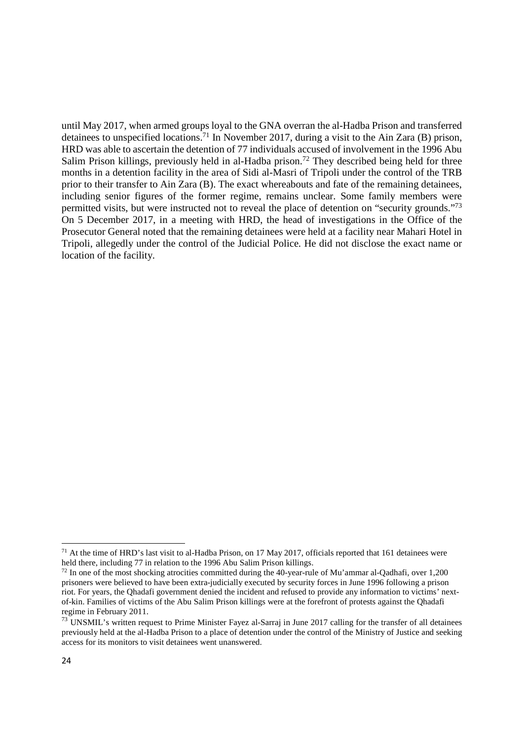until May 2017, when armed groups loyal to the GNA overran the al-Hadba Prison and transferred detainees to unspecified locations.[71] In November 2017, during a visit to the Ain Zara (B) prison, HRD was able to ascertain the detention of 77 individuals accused of involvement in the 1996 Abu Salim Prison killings, previously held in al-Hadba prison.[72] They described being held for three months in a detention facility in the area of Sidi al-Masri of Tripoli under the control of the TRB prior to their transfer to Ain Zara (B). The exact whereabouts and fate of the remaining detainees, including senior figures of the former regime, remains unclear. Some family members were permitted visits, but were instructed not to reveal the place of detention on "security grounds."[73] On 5 December 2017, in a meeting with HRD, the head of investigations in the Office of the Prosecutor General noted that the remaining detainees were held at a facility near Mahari Hotel in Tripoli, allegedly under the control of the Judicial Police. He did not disclose the exact name or location of the facility.

---

[71] At the time of HRD's last visit to al-Hadba Prison, on 17 May 2017, officials reported that 161 detainees were held there, including 77 in relation to the 1996 Abu Salim Prison killings.

[72] In one of the most shocking atrocities committed during the 40-year-rule of Mu'ammar al-Qadhafi, over 1,200 prisoners were believed to have been extra-judicially executed by security forces in June 1996 following a prison riot. For years, the Qhadafi government denied the incident and refused to provide any information to victims' next-of-kin. Families of victims of the Abu Salim Prison killings were at the forefront of protests against the Qhadafi regime in February 2011.

[73] UNSMIL's written request to Prime Minister Fayez al-Sarraj in June 2017 calling for the transfer of all detainees previously held at the al-Hadba Prison to a place of detention under the control of the Ministry of Justice and seeking access for its monitors to visit detainees went unanswered.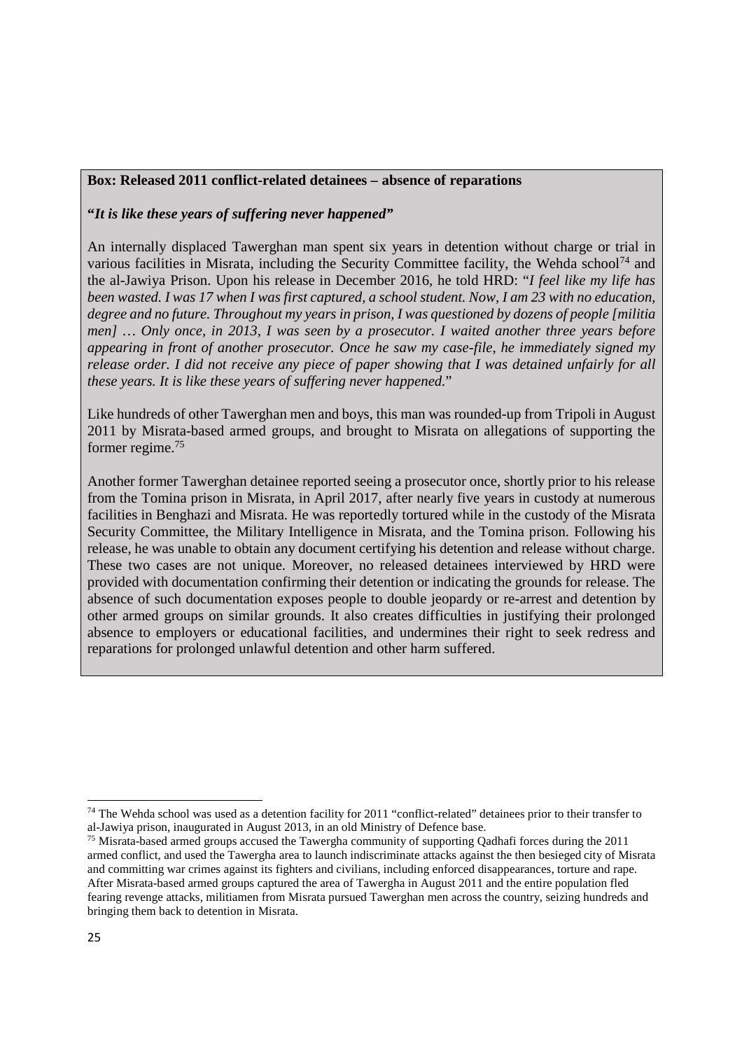**Box: Released 2011 conflict-related detainees – absence of reparations**

***"It is like these years of suffering never happened"***

An internally displaced Tawerghan man spent six years in detention without charge or trial in various facilities in Misrata, including the Security Committee facility, the Wehda school[74] and the al-Jawiya Prison. Upon his release in December 2016, he told HRD: "*I feel like my life has been wasted. I was 17 when I was first captured, a school student. Now, I am 23 with no education, degree and no future. Throughout my years in prison, I was questioned by dozens of people [militia men] … Only once, in 2013, I was seen by a prosecutor. I waited another three years before appearing in front of another prosecutor. Once he saw my case-file, he immediately signed my release order. I did not receive any piece of paper showing that I was detained unfairly for all these years. It is like these years of suffering never happened.*"

Like hundreds of other Tawerghan men and boys, this man was rounded-up from Tripoli in August 2011 by Misrata-based armed groups, and brought to Misrata on allegations of supporting the former regime.[75]

Another former Tawerghan detainee reported seeing a prosecutor once, shortly prior to his release from the Tomina prison in Misrata, in April 2017, after nearly five years in custody at numerous facilities in Benghazi and Misrata. He was reportedly tortured while in the custody of the Misrata Security Committee, the Military Intelligence in Misrata, and the Tomina prison. Following his release, he was unable to obtain any document certifying his detention and release without charge. These two cases are not unique. Moreover, no released detainees interviewed by HRD were provided with documentation confirming their detention or indicating the grounds for release. The absence of such documentation exposes people to double jeopardy or re-arrest and detention by other armed groups on similar grounds. It also creates difficulties in justifying their prolonged absence to employers or educational facilities, and undermines their right to seek redress and reparations for prolonged unlawful detention and other harm suffered.

---

[74] The Wehda school was used as a detention facility for 2011 "conflict-related" detainees prior to their transfer to al-Jawiya prison, inaugurated in August 2013, in an old Ministry of Defence base.

[75] Misrata-based armed groups accused the Tawergha community of supporting Qadhafi forces during the 2011 armed conflict, and used the Tawergha area to launch indiscriminate attacks against the then besieged city of Misrata and committing war crimes against its fighters and civilians, including enforced disappearances, torture and rape. After Misrata-based armed groups captured the area of Tawergha in August 2011 and the entire population fled fearing revenge attacks, militiamen from Misrata pursued Tawerghan men across the country, seizing hundreds and bringing them back to detention in Misrata.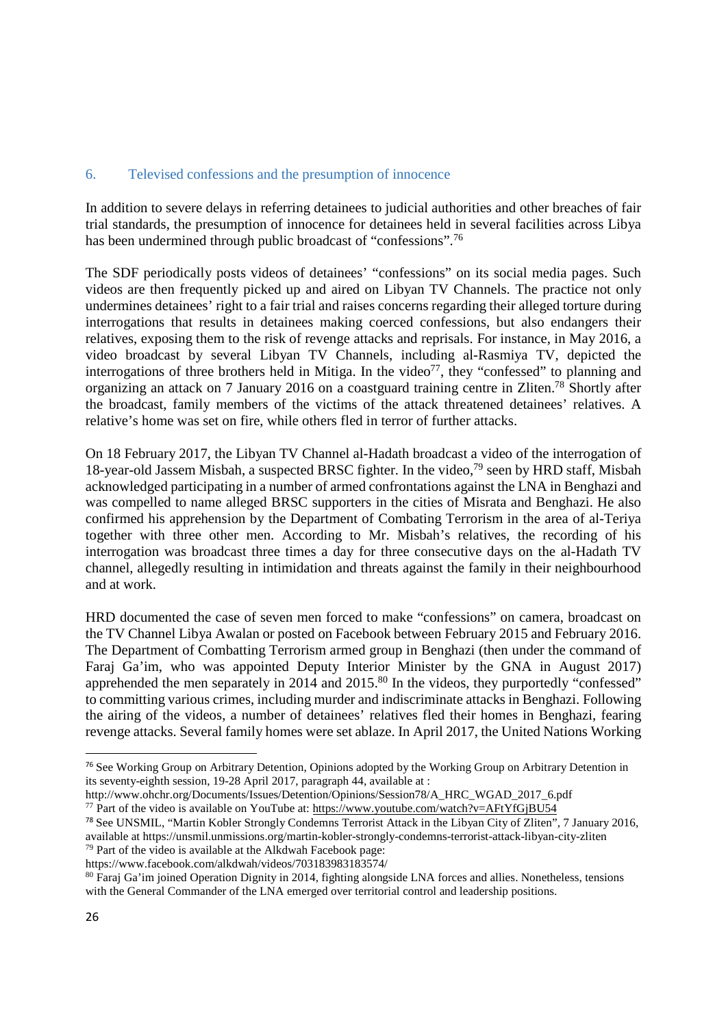## 6. Televised confessions and the presumption of innocence

In addition to severe delays in referring detainees to judicial authorities and other breaches of fair trial standards, the presumption of innocence for detainees held in several facilities across Libya has been undermined through public broadcast of "confessions".[76]

The SDF periodically posts videos of detainees' "confessions" on its social media pages. Such videos are then frequently picked up and aired on Libyan TV Channels. The practice not only undermines detainees' right to a fair trial and raises concerns regarding their alleged torture during interrogations that results in detainees making coerced confessions, but also endangers their relatives, exposing them to the risk of revenge attacks and reprisals. For instance, in May 2016, a video broadcast by several Libyan TV Channels, including al-Rasmiya TV, depicted the interrogations of three brothers held in Mitiga. In the video[77], they "confessed" to planning and organizing an attack on 7 January 2016 on a coastguard training centre in Zliten.[78] Shortly after the broadcast, family members of the victims of the attack threatened detainees' relatives. A relative's home was set on fire, while others fled in terror of further attacks.

On 18 February 2017, the Libyan TV Channel al-Hadath broadcast a video of the interrogation of 18-year-old Jassem Misbah, a suspected BRSC fighter. In the video,[79] seen by HRD staff, Misbah acknowledged participating in a number of armed confrontations against the LNA in Benghazi and was compelled to name alleged BRSC supporters in the cities of Misrata and Benghazi. He also confirmed his apprehension by the Department of Combating Terrorism in the area of al-Teriya together with three other men. According to Mr. Misbah's relatives, the recording of his interrogation was broadcast three times a day for three consecutive days on the al-Hadath TV channel, allegedly resulting in intimidation and threats against the family in their neighbourhood and at work.

HRD documented the case of seven men forced to make "confessions" on camera, broadcast on the TV Channel Libya Awalan or posted on Facebook between February 2015 and February 2016. The Department of Combatting Terrorism armed group in Benghazi (then under the command of Faraj Ga'im, who was appointed Deputy Interior Minister by the GNA in August 2017) apprehended the men separately in 2014 and 2015.[80] In the videos, they purportedly "confessed" to committing various crimes, including murder and indiscriminate attacks in Benghazi. Following the airing of the videos, a number of detainees' relatives fled their homes in Benghazi, fearing revenge attacks. Several family homes were set ablaze. In April 2017, the United Nations Working

---

[76] See Working Group on Arbitrary Detention, Opinions adopted by the Working Group on Arbitrary Detention in its seventy-eighth session, 19-28 April 2017, paragraph 44, available at : http://www.ohchr.org/Documents/Issues/Detention/Opinions/Session78/A_HRC_WGAD_2017_6.pdf

[77] Part of the video is available on YouTube at: https://www.youtube.com/watch?v=AFtYfGjBU54

[78] See UNSMIL, "Martin Kobler Strongly Condemns Terrorist Attack in the Libyan City of Zliten", 7 January 2016, available at https://unsmil.unmissions.org/martin-kobler-strongly-condemns-terrorist-attack-libyan-city-zliten

[79] Part of the video is available at the Alkdwah Facebook page: https://www.facebook.com/alkdwah/videos/703183983183574/

[80] Faraj Ga'im joined Operation Dignity in 2014, fighting alongside LNA forces and allies. Nonetheless, tensions with the General Commander of the LNA emerged over territorial control and leadership positions.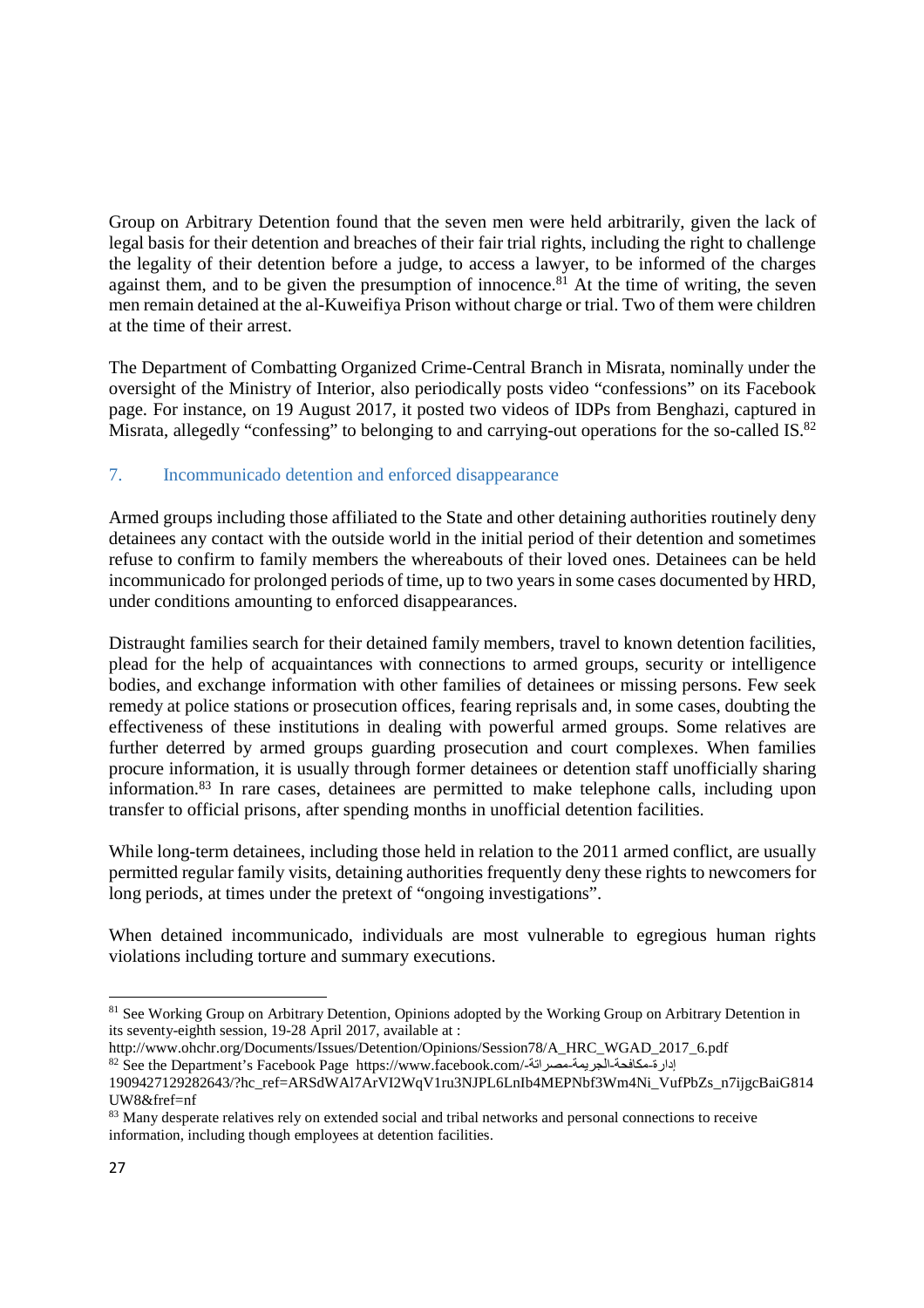Group on Arbitrary Detention found that the seven men were held arbitrarily, given the lack of legal basis for their detention and breaches of their fair trial rights, including the right to challenge the legality of their detention before a judge, to access a lawyer, to be informed of the charges against them, and to be given the presumption of innocence.[81] At the time of writing, the seven men remain detained at the al-Kuweifiya Prison without charge or trial. Two of them were children at the time of their arrest.

The Department of Combatting Organized Crime-Central Branch in Misrata, nominally under the oversight of the Ministry of Interior, also periodically posts video "confessions" on its Facebook page. For instance, on 19 August 2017, it posted two videos of IDPs from Benghazi, captured in Misrata, allegedly "confessing" to belonging to and carrying-out operations for the so-called IS.[82]

### 7. Incommunicado detention and enforced disappearance

Armed groups including those affiliated to the State and other detaining authorities routinely deny detainees any contact with the outside world in the initial period of their detention and sometimes refuse to confirm to family members the whereabouts of their loved ones. Detainees can be held incommunicado for prolonged periods of time, up to two years in some cases documented by HRD, under conditions amounting to enforced disappearances.

Distraught families search for their detained family members, travel to known detention facilities, plead for the help of acquaintances with connections to armed groups, security or intelligence bodies, and exchange information with other families of detainees or missing persons. Few seek remedy at police stations or prosecution offices, fearing reprisals and, in some cases, doubting the effectiveness of these institutions in dealing with powerful armed groups. Some relatives are further deterred by armed groups guarding prosecution and court complexes. When families procure information, it is usually through former detainees or detention staff unofficially sharing information.[83] In rare cases, detainees are permitted to make telephone calls, including upon transfer to official prisons, after spending months in unofficial detention facilities.

While long-term detainees, including those held in relation to the 2011 armed conflict, are usually permitted regular family visits, detaining authorities frequently deny these rights to newcomers for long periods, at times under the pretext of "ongoing investigations".

When detained incommunicado, individuals are most vulnerable to egregious human rights violations including torture and summary executions.

---

[81] See Working Group on Arbitrary Detention, Opinions adopted by the Working Group on Arbitrary Detention in its seventy-eighth session, 19-28 April 2017, available at : http://www.ohchr.org/Documents/Issues/Detention/Opinions/Session78/A_HRC_WGAD_2017_6.pdf

[82] See the Department's Facebook Page https://www.facebook.com/إدارة-مكافحة-الجريمة-مصراتة-1909427129282643/?hc_ref=ARSdWAl7ArVI2WqV1ru3NJPL6LnIb4MEPNbf3Wm4Ni_VufPbZs_n7ijgcBaiG814UW8&fref=nf

[83] Many desperate relatives rely on extended social and tribal networks and personal connections to receive information, including though employees at detention facilities.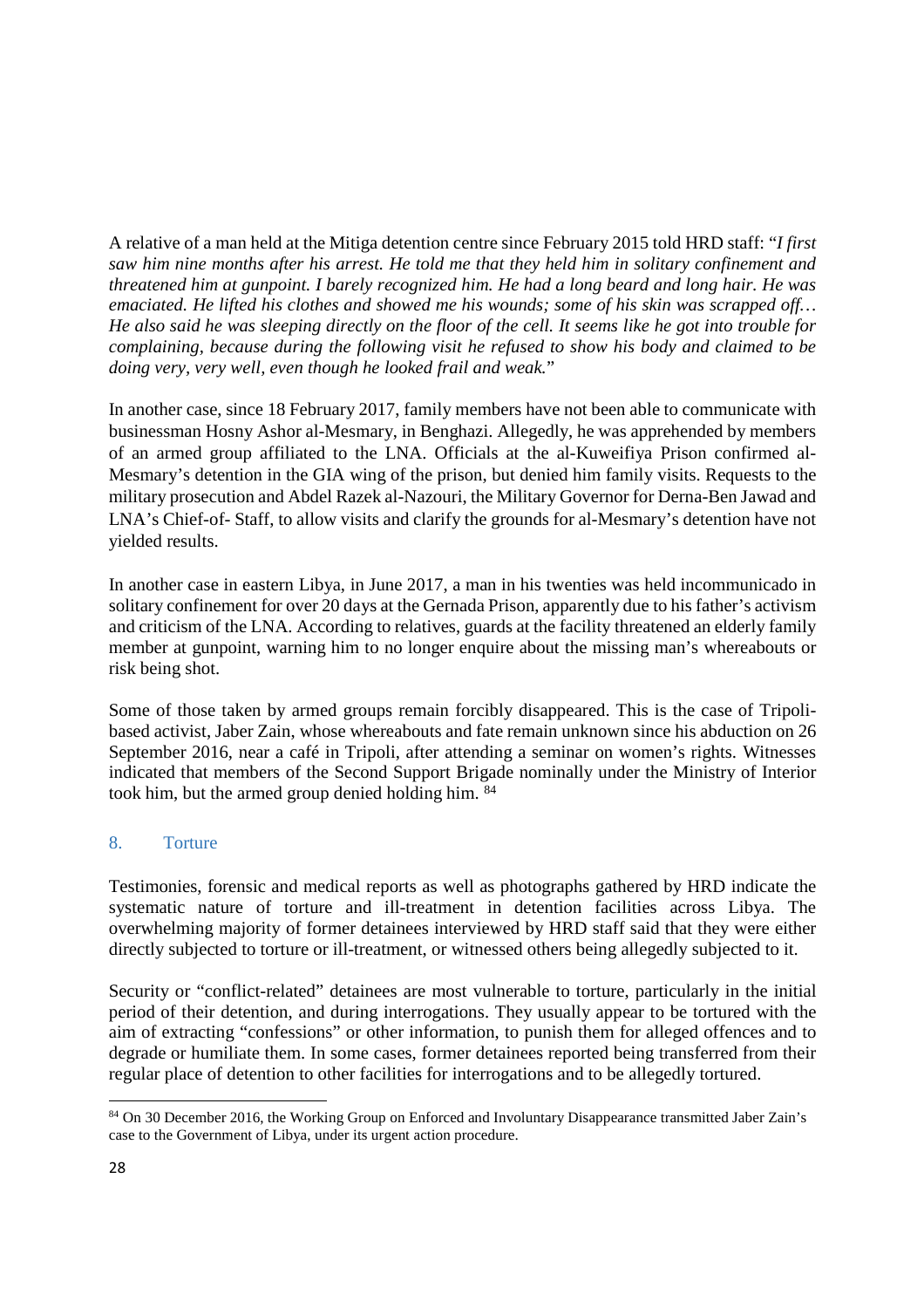A relative of a man held at the Mitiga detention centre since February 2015 told HRD staff: "*I first saw him nine months after his arrest. He told me that they held him in solitary confinement and threatened him at gunpoint. I barely recognized him. He had a long beard and long hair. He was emaciated. He lifted his clothes and showed me his wounds; some of his skin was scrapped off… He also said he was sleeping directly on the floor of the cell. It seems like he got into trouble for complaining, because during the following visit he refused to show his body and claimed to be doing very, very well, even though he looked frail and weak.*"

In another case, since 18 February 2017, family members have not been able to communicate with businessman Hosny Ashor al-Mesmary, in Benghazi. Allegedly, he was apprehended by members of an armed group affiliated to the LNA. Officials at the al-Kuweifiya Prison confirmed al-Mesmary's detention in the GIA wing of the prison, but denied him family visits. Requests to the military prosecution and Abdel Razek al-Nazouri, the Military Governor for Derna-Ben Jawad and LNA's Chief-of- Staff, to allow visits and clarify the grounds for al-Mesmary's detention have not yielded results.

In another case in eastern Libya, in June 2017, a man in his twenties was held incommunicado in solitary confinement for over 20 days at the Gernada Prison, apparently due to his father's activism and criticism of the LNA. According to relatives, guards at the facility threatened an elderly family member at gunpoint, warning him to no longer enquire about the missing man's whereabouts or risk being shot.

Some of those taken by armed groups remain forcibly disappeared. This is the case of Tripoli-based activist, Jaber Zain, whose whereabouts and fate remain unknown since his abduction on 26 September 2016, near a café in Tripoli, after attending a seminar on women's rights. Witnesses indicated that members of the Second Support Brigade nominally under the Ministry of Interior took him, but the armed group denied holding him. [84]

## 8. Torture

Testimonies, forensic and medical reports as well as photographs gathered by HRD indicate the systematic nature of torture and ill-treatment in detention facilities across Libya. The overwhelming majority of former detainees interviewed by HRD staff said that they were either directly subjected to torture or ill-treatment, or witnessed others being allegedly subjected to it.

Security or "conflict-related" detainees are most vulnerable to torture, particularly in the initial period of their detention, and during interrogations. They usually appear to be tortured with the aim of extracting "confessions" or other information, to punish them for alleged offences and to degrade or humiliate them. In some cases, former detainees reported being transferred from their regular place of detention to other facilities for interrogations and to be allegedly tortured.

[84] On 30 December 2016, the Working Group on Enforced and Involuntary Disappearance transmitted Jaber Zain's case to the Government of Libya, under its urgent action procedure.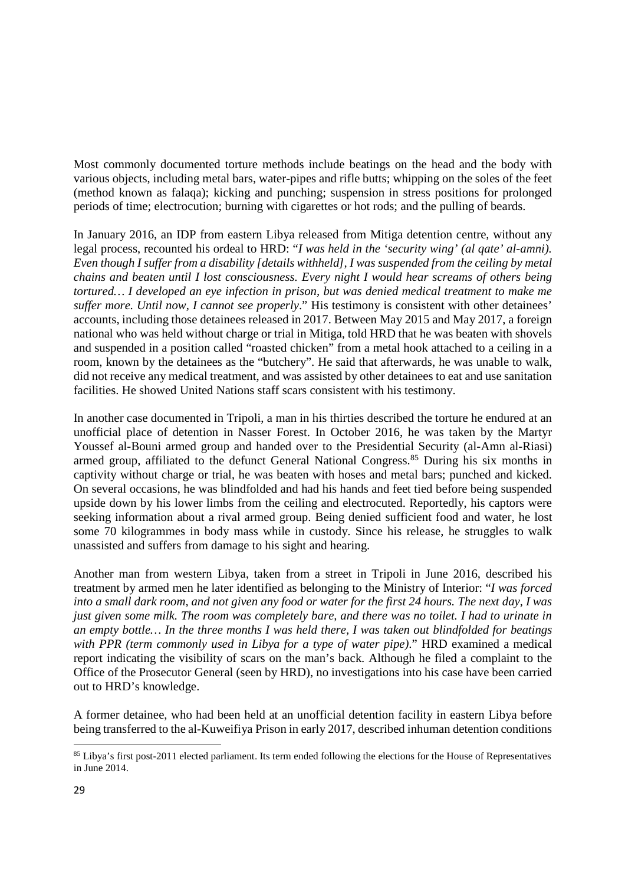Most commonly documented torture methods include beatings on the head and the body with various objects, including metal bars, water-pipes and rifle butts; whipping on the soles of the feet (method known as falaqa); kicking and punching; suspension in stress positions for prolonged periods of time; electrocution; burning with cigarettes or hot rods; and the pulling of beards.

In January 2016, an IDP from eastern Libya released from Mitiga detention centre, without any legal process, recounted his ordeal to HRD: "*I was held in the 'security wing' (al qate' al-amni). Even though I suffer from a disability [details withheld], I was suspended from the ceiling by metal chains and beaten until I lost consciousness. Every night I would hear screams of others being tortured… I developed an eye infection in prison, but was denied medical treatment to make me suffer more. Until now, I cannot see properly*." His testimony is consistent with other detainees' accounts, including those detainees released in 2017. Between May 2015 and May 2017, a foreign national who was held without charge or trial in Mitiga, told HRD that he was beaten with shovels and suspended in a position called "roasted chicken" from a metal hook attached to a ceiling in a room, known by the detainees as the "butchery". He said that afterwards, he was unable to walk, did not receive any medical treatment, and was assisted by other detainees to eat and use sanitation facilities. He showed United Nations staff scars consistent with his testimony.

In another case documented in Tripoli, a man in his thirties described the torture he endured at an unofficial place of detention in Nasser Forest. In October 2016, he was taken by the Martyr Youssef al-Bouni armed group and handed over to the Presidential Security (al-Amn al-Riasi) armed group, affiliated to the defunct General National Congress.[85] During his six months in captivity without charge or trial, he was beaten with hoses and metal bars; punched and kicked. On several occasions, he was blindfolded and had his hands and feet tied before being suspended upside down by his lower limbs from the ceiling and electrocuted. Reportedly, his captors were seeking information about a rival armed group. Being denied sufficient food and water, he lost some 70 kilogrammes in body mass while in custody. Since his release, he struggles to walk unassisted and suffers from damage to his sight and hearing.

Another man from western Libya, taken from a street in Tripoli in June 2016, described his treatment by armed men he later identified as belonging to the Ministry of Interior: "*I was forced into a small dark room, and not given any food or water for the first 24 hours. The next day, I was just given some milk. The room was completely bare, and there was no toilet. I had to urinate in an empty bottle… In the three months I was held there, I was taken out blindfolded for beatings with PPR (term commonly used in Libya for a type of water pipe)*." HRD examined a medical report indicating the visibility of scars on the man's back. Although he filed a complaint to the Office of the Prosecutor General (seen by HRD), no investigations into his case have been carried out to HRD's knowledge.

A former detainee, who had been held at an unofficial detention facility in eastern Libya before being transferred to the al-Kuweifiya Prison in early 2017, described inhuman detention conditions

[85] Libya's first post-2011 elected parliament. Its term ended following the elections for the House of Representatives in June 2014.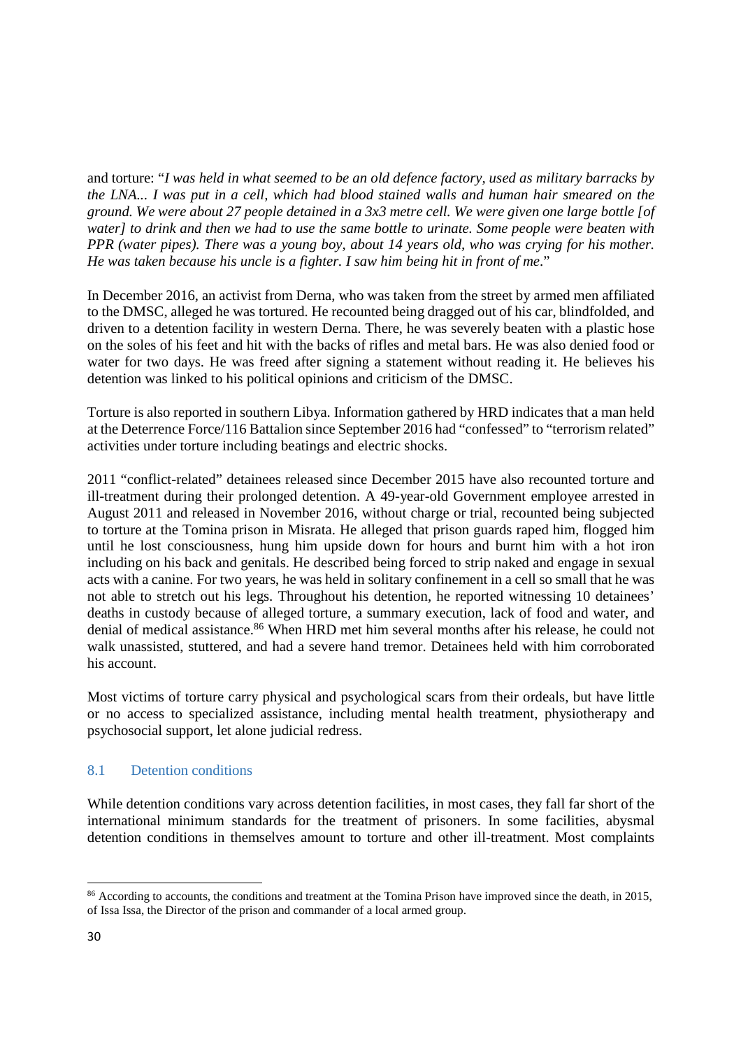and torture: "*I was held in what seemed to be an old defence factory, used as military barracks by the LNA... I was put in a cell, which had blood stained walls and human hair smeared on the ground. We were about 27 people detained in a 3x3 metre cell. We were given one large bottle [of water] to drink and then we had to use the same bottle to urinate. Some people were beaten with PPR (water pipes). There was a young boy, about 14 years old, who was crying for his mother. He was taken because his uncle is a fighter. I saw him being hit in front of me*."

In December 2016, an activist from Derna, who was taken from the street by armed men affiliated to the DMSC, alleged he was tortured. He recounted being dragged out of his car, blindfolded, and driven to a detention facility in western Derna. There, he was severely beaten with a plastic hose on the soles of his feet and hit with the backs of rifles and metal bars. He was also denied food or water for two days. He was freed after signing a statement without reading it. He believes his detention was linked to his political opinions and criticism of the DMSC.

Torture is also reported in southern Libya. Information gathered by HRD indicates that a man held at the Deterrence Force/116 Battalion since September 2016 had "confessed" to "terrorism related" activities under torture including beatings and electric shocks.

2011 "conflict-related" detainees released since December 2015 have also recounted torture and ill-treatment during their prolonged detention. A 49-year-old Government employee arrested in August 2011 and released in November 2016, without charge or trial, recounted being subjected to torture at the Tomina prison in Misrata. He alleged that prison guards raped him, flogged him until he lost consciousness, hung him upside down for hours and burnt him with a hot iron including on his back and genitals. He described being forced to strip naked and engage in sexual acts with a canine. For two years, he was held in solitary confinement in a cell so small that he was not able to stretch out his legs. Throughout his detention, he reported witnessing 10 detainees' deaths in custody because of alleged torture, a summary execution, lack of food and water, and denial of medical assistance.[86] When HRD met him several months after his release, he could not walk unassisted, stuttered, and had a severe hand tremor. Detainees held with him corroborated his account.

Most victims of torture carry physical and psychological scars from their ordeals, but have little or no access to specialized assistance, including mental health treatment, physiotherapy and psychosocial support, let alone judicial redress.

### 8.1 Detention conditions

While detention conditions vary across detention facilities, in most cases, they fall far short of the international minimum standards for the treatment of prisoners. In some facilities, abysmal detention conditions in themselves amount to torture and other ill-treatment. Most complaints

---

[86] According to accounts, the conditions and treatment at the Tomina Prison have improved since the death, in 2015, of Issa Issa, the Director of the prison and commander of a local armed group.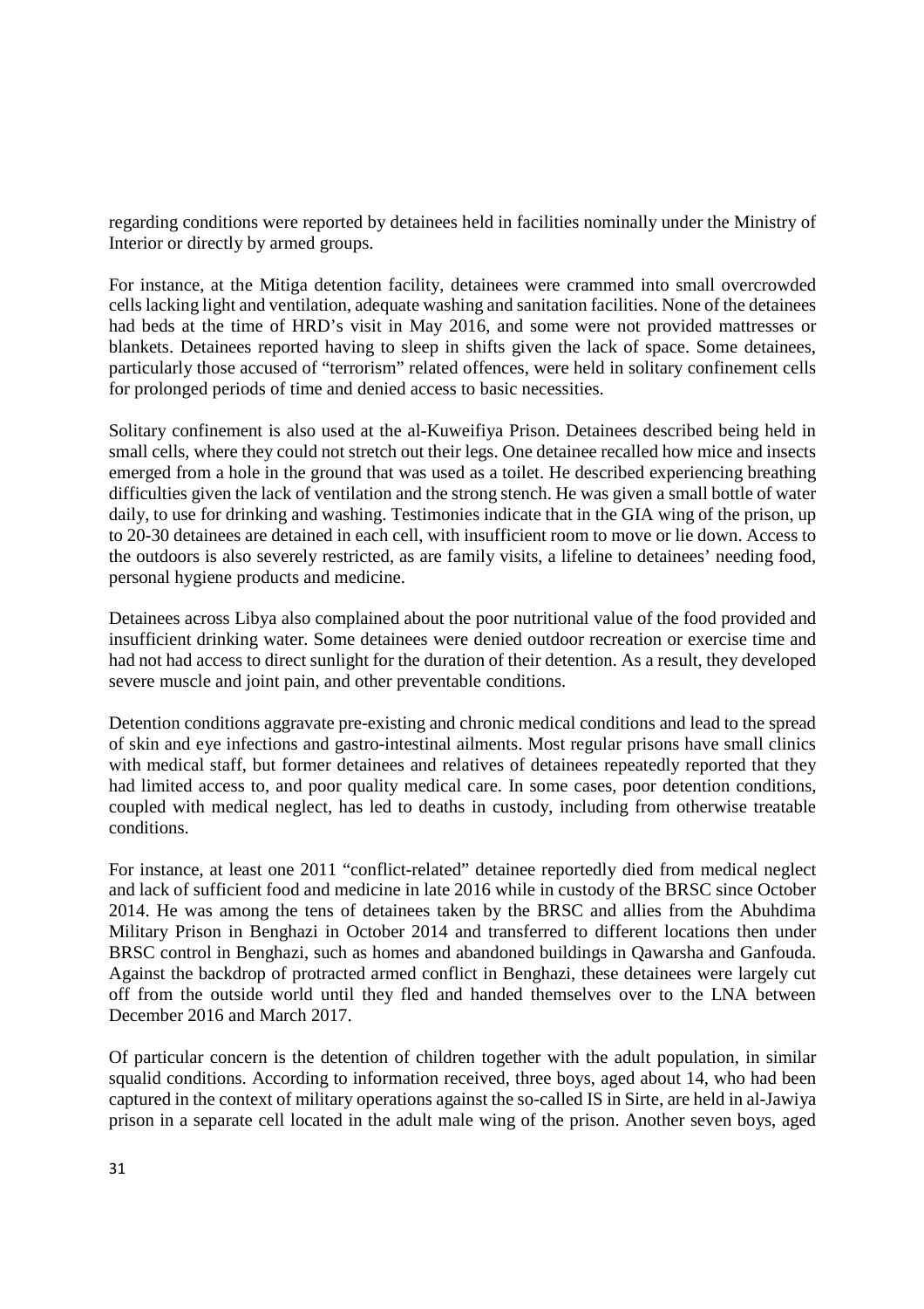regarding conditions were reported by detainees held in facilities nominally under the Ministry of Interior or directly by armed groups.

For instance, at the Mitiga detention facility, detainees were crammed into small overcrowded cells lacking light and ventilation, adequate washing and sanitation facilities. None of the detainees had beds at the time of HRD's visit in May 2016, and some were not provided mattresses or blankets. Detainees reported having to sleep in shifts given the lack of space. Some detainees, particularly those accused of "terrorism" related offences, were held in solitary confinement cells for prolonged periods of time and denied access to basic necessities.

Solitary confinement is also used at the al-Kuweifiya Prison. Detainees described being held in small cells, where they could not stretch out their legs. One detainee recalled how mice and insects emerged from a hole in the ground that was used as a toilet. He described experiencing breathing difficulties given the lack of ventilation and the strong stench. He was given a small bottle of water daily, to use for drinking and washing. Testimonies indicate that in the GIA wing of the prison, up to 20-30 detainees are detained in each cell, with insufficient room to move or lie down. Access to the outdoors is also severely restricted, as are family visits, a lifeline to detainees' needing food, personal hygiene products and medicine.

Detainees across Libya also complained about the poor nutritional value of the food provided and insufficient drinking water. Some detainees were denied outdoor recreation or exercise time and had not had access to direct sunlight for the duration of their detention. As a result, they developed severe muscle and joint pain, and other preventable conditions.

Detention conditions aggravate pre-existing and chronic medical conditions and lead to the spread of skin and eye infections and gastro-intestinal ailments. Most regular prisons have small clinics with medical staff, but former detainees and relatives of detainees repeatedly reported that they had limited access to, and poor quality medical care. In some cases, poor detention conditions, coupled with medical neglect, has led to deaths in custody, including from otherwise treatable conditions.

For instance, at least one 2011 "conflict-related" detainee reportedly died from medical neglect and lack of sufficient food and medicine in late 2016 while in custody of the BRSC since October 2014. He was among the tens of detainees taken by the BRSC and allies from the Abuhdima Military Prison in Benghazi in October 2014 and transferred to different locations then under BRSC control in Benghazi, such as homes and abandoned buildings in Qawarsha and Ganfouda. Against the backdrop of protracted armed conflict in Benghazi, these detainees were largely cut off from the outside world until they fled and handed themselves over to the LNA between December 2016 and March 2017.

Of particular concern is the detention of children together with the adult population, in similar squalid conditions. According to information received, three boys, aged about 14, who had been captured in the context of military operations against the so-called IS in Sirte, are held in al-Jawiya prison in a separate cell located in the adult male wing of the prison. Another seven boys, aged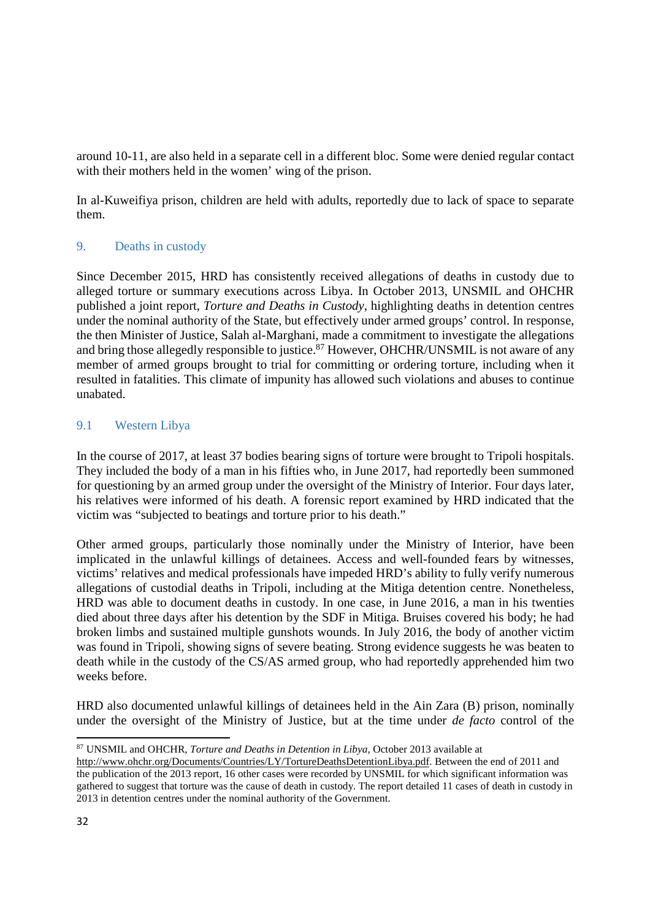around 10-11, are also held in a separate cell in a different bloc. Some were denied regular contact with their mothers held in the women' wing of the prison.

In al-Kuweifiya prison, children are held with adults, reportedly due to lack of space to separate them.

## 9. Deaths in custody

Since December 2015, HRD has consistently received allegations of deaths in custody due to alleged torture or summary executions across Libya. In October 2013, UNSMIL and OHCHR published a joint report, *Torture and Deaths in Custody*, highlighting deaths in detention centres under the nominal authority of the State, but effectively under armed groups' control. In response, the then Minister of Justice, Salah al-Marghani, made a commitment to investigate the allegations and bring those allegedly responsible to justice.[87] However, OHCHR/UNSMIL is not aware of any member of armed groups brought to trial for committing or ordering torture, including when it resulted in fatalities. This climate of impunity has allowed such violations and abuses to continue unabated.

### 9.1 Western Libya

In the course of 2017, at least 37 bodies bearing signs of torture were brought to Tripoli hospitals. They included the body of a man in his fifties who, in June 2017, had reportedly been summoned for questioning by an armed group under the oversight of the Ministry of Interior. Four days later, his relatives were informed of his death. A forensic report examined by HRD indicated that the victim was "subjected to beatings and torture prior to his death."

Other armed groups, particularly those nominally under the Ministry of Interior, have been implicated in the unlawful killings of detainees. Access and well-founded fears by witnesses, victims' relatives and medical professionals have impeded HRD's ability to fully verify numerous allegations of custodial deaths in Tripoli, including at the Mitiga detention centre. Nonetheless, HRD was able to document deaths in custody. In one case, in June 2016, a man in his twenties died about three days after his detention by the SDF in Mitiga. Bruises covered his body; he had broken limbs and sustained multiple gunshots wounds. In July 2016, the body of another victim was found in Tripoli, showing signs of severe beating. Strong evidence suggests he was beaten to death while in the custody of the CS/AS armed group, who had reportedly apprehended him two weeks before.

HRD also documented unlawful killings of detainees held in the Ain Zara (B) prison, nominally under the oversight of the Ministry of Justice, but at the time under *de facto* control of the

---

[87] UNSMIL and OHCHR, *Torture and Deaths in Detention in Libya*, October 2013 available at http://www.ohchr.org/Documents/Countries/LY/TortureDeathsDetentionLibya.pdf. Between the end of 2011 and the publication of the 2013 report, 16 other cases were recorded by UNSMIL for which significant information was gathered to suggest that torture was the cause of death in custody. The report detailed 11 cases of death in custody in 2013 in detention centres under the nominal authority of the Government.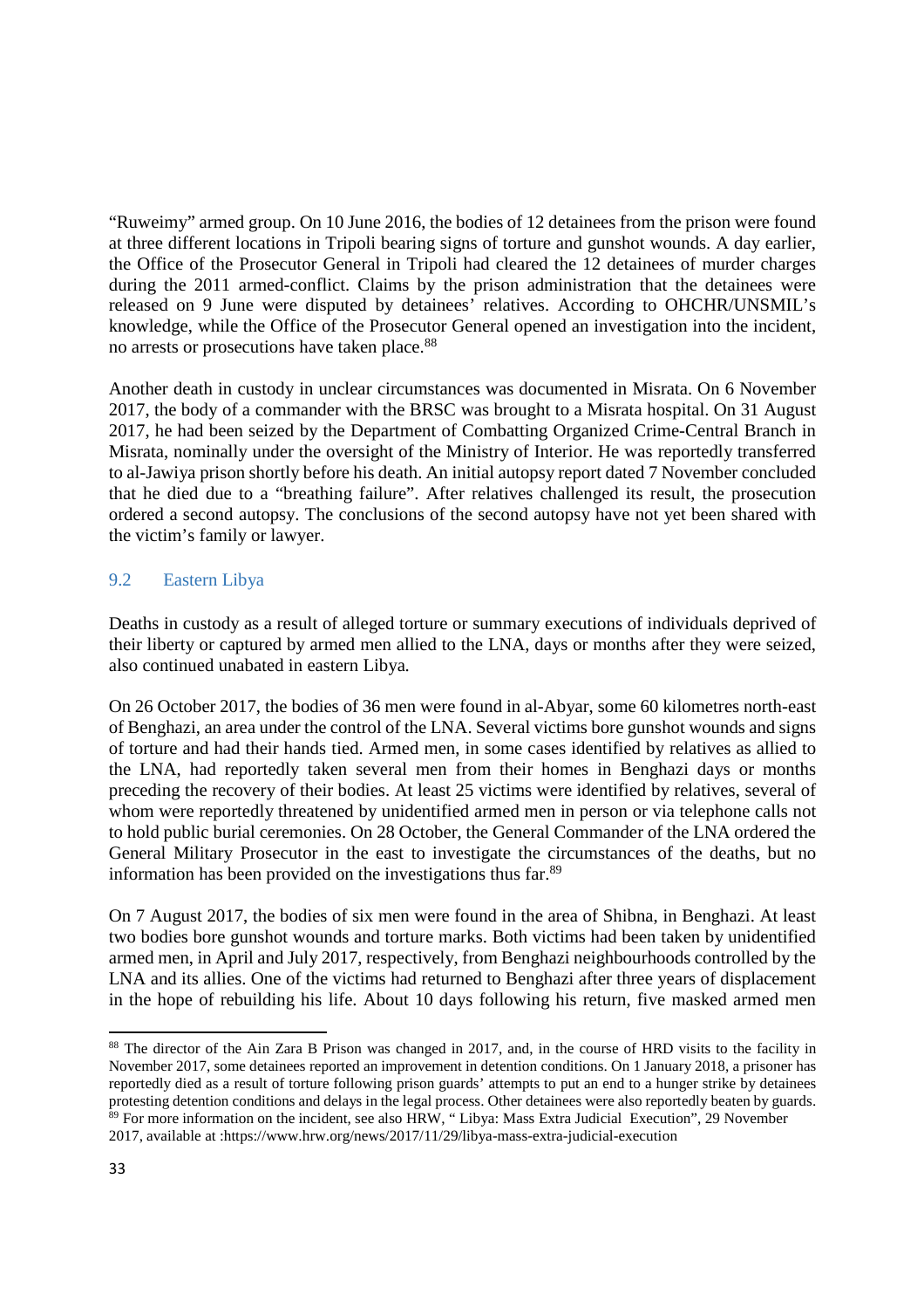"Ruweimy" armed group. On 10 June 2016, the bodies of 12 detainees from the prison were found at three different locations in Tripoli bearing signs of torture and gunshot wounds. A day earlier, the Office of the Prosecutor General in Tripoli had cleared the 12 detainees of murder charges during the 2011 armed-conflict. Claims by the prison administration that the detainees were released on 9 June were disputed by detainees' relatives. According to OHCHR/UNSMIL's knowledge, while the Office of the Prosecutor General opened an investigation into the incident, no arrests or prosecutions have taken place.[88]

Another death in custody in unclear circumstances was documented in Misrata. On 6 November 2017, the body of a commander with the BRSC was brought to a Misrata hospital. On 31 August 2017, he had been seized by the Department of Combatting Organized Crime-Central Branch in Misrata, nominally under the oversight of the Ministry of Interior. He was reportedly transferred to al-Jawiya prison shortly before his death. An initial autopsy report dated 7 November concluded that he died due to a "breathing failure". After relatives challenged its result, the prosecution ordered a second autopsy. The conclusions of the second autopsy have not yet been shared with the victim's family or lawyer.

### 9.2 Eastern Libya

Deaths in custody as a result of alleged torture or summary executions of individuals deprived of their liberty or captured by armed men allied to the LNA, days or months after they were seized, also continued unabated in eastern Libya.

On 26 October 2017, the bodies of 36 men were found in al-Abyar, some 60 kilometres north-east of Benghazi, an area under the control of the LNA. Several victims bore gunshot wounds and signs of torture and had their hands tied. Armed men, in some cases identified by relatives as allied to the LNA, had reportedly taken several men from their homes in Benghazi days or months preceding the recovery of their bodies. At least 25 victims were identified by relatives, several of whom were reportedly threatened by unidentified armed men in person or via telephone calls not to hold public burial ceremonies. On 28 October, the General Commander of the LNA ordered the General Military Prosecutor in the east to investigate the circumstances of the deaths, but no information has been provided on the investigations thus far.[89]

On 7 August 2017, the bodies of six men were found in the area of Shibna, in Benghazi. At least two bodies bore gunshot wounds and torture marks. Both victims had been taken by unidentified armed men, in April and July 2017, respectively, from Benghazi neighbourhoods controlled by the LNA and its allies. One of the victims had returned to Benghazi after three years of displacement in the hope of rebuilding his life. About 10 days following his return, five masked armed men

---

[88] The director of the Ain Zara B Prison was changed in 2017, and, in the course of HRD visits to the facility in November 2017, some detainees reported an improvement in detention conditions. On 1 January 2018, a prisoner has reportedly died as a result of torture following prison guards' attempts to put an end to a hunger strike by detainees protesting detention conditions and delays in the legal process. Other detainees were also reportedly beaten by guards.

[89] For more information on the incident, see also HRW, " Libya: Mass Extra Judicial Execution", 29 November 2017, available at :https://www.hrw.org/news/2017/11/29/libya-mass-extra-judicial-execution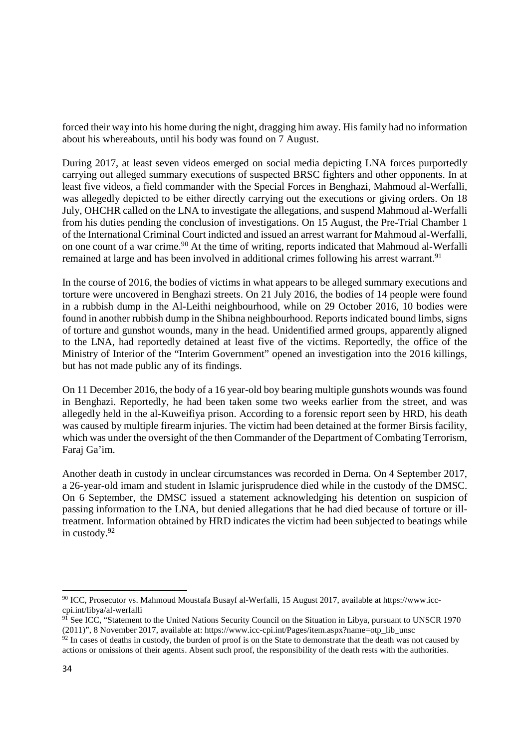forced their way into his home during the night, dragging him away. His family had no information about his whereabouts, until his body was found on 7 August.

During 2017, at least seven videos emerged on social media depicting LNA forces purportedly carrying out alleged summary executions of suspected BRSC fighters and other opponents. In at least five videos, a field commander with the Special Forces in Benghazi, Mahmoud al-Werfalli, was allegedly depicted to be either directly carrying out the executions or giving orders. On 18 July, OHCHR called on the LNA to investigate the allegations, and suspend Mahmoud al-Werfalli from his duties pending the conclusion of investigations. On 15 August, the Pre-Trial Chamber 1 of the International Criminal Court indicted and issued an arrest warrant for Mahmoud al-Werfalli, on one count of a war crime.[90] At the time of writing, reports indicated that Mahmoud al-Werfalli remained at large and has been involved in additional crimes following his arrest warrant.[91]

In the course of 2016, the bodies of victims in what appears to be alleged summary executions and torture were uncovered in Benghazi streets. On 21 July 2016, the bodies of 14 people were found in a rubbish dump in the Al-Leithi neighbourhood, while on 29 October 2016, 10 bodies were found in another rubbish dump in the Shibna neighbourhood. Reports indicated bound limbs, signs of torture and gunshot wounds, many in the head. Unidentified armed groups, apparently aligned to the LNA, had reportedly detained at least five of the victims. Reportedly, the office of the Ministry of Interior of the "Interim Government" opened an investigation into the 2016 killings, but has not made public any of its findings.

On 11 December 2016, the body of a 16 year-old boy bearing multiple gunshots wounds was found in Benghazi. Reportedly, he had been taken some two weeks earlier from the street, and was allegedly held in the al-Kuweifiya prison. According to a forensic report seen by HRD, his death was caused by multiple firearm injuries. The victim had been detained at the former Birsis facility, which was under the oversight of the then Commander of the Department of Combating Terrorism, Faraj Ga'im.

Another death in custody in unclear circumstances was recorded in Derna. On 4 September 2017, a 26-year-old imam and student in Islamic jurisprudence died while in the custody of the DMSC. On 6 September, the DMSC issued a statement acknowledging his detention on suspicion of passing information to the LNA, but denied allegations that he had died because of torture or ill-treatment. Information obtained by HRD indicates the victim had been subjected to beatings while in custody.[92]

---

[90] ICC, Prosecutor vs. Mahmoud Moustafa Busayf al-Werfalli, 15 August 2017, available at https://www.icc-cpi.int/libya/al-werfalli

[91] See ICC, "Statement to the United Nations Security Council on the Situation in Libya, pursuant to UNSCR 1970 (2011)", 8 November 2017, available at: https://www.icc-cpi.int/Pages/item.aspx?name=otp_lib_unsc

[92] In cases of deaths in custody, the burden of proof is on the State to demonstrate that the death was not caused by actions or omissions of their agents. Absent such proof, the responsibility of the death rests with the authorities.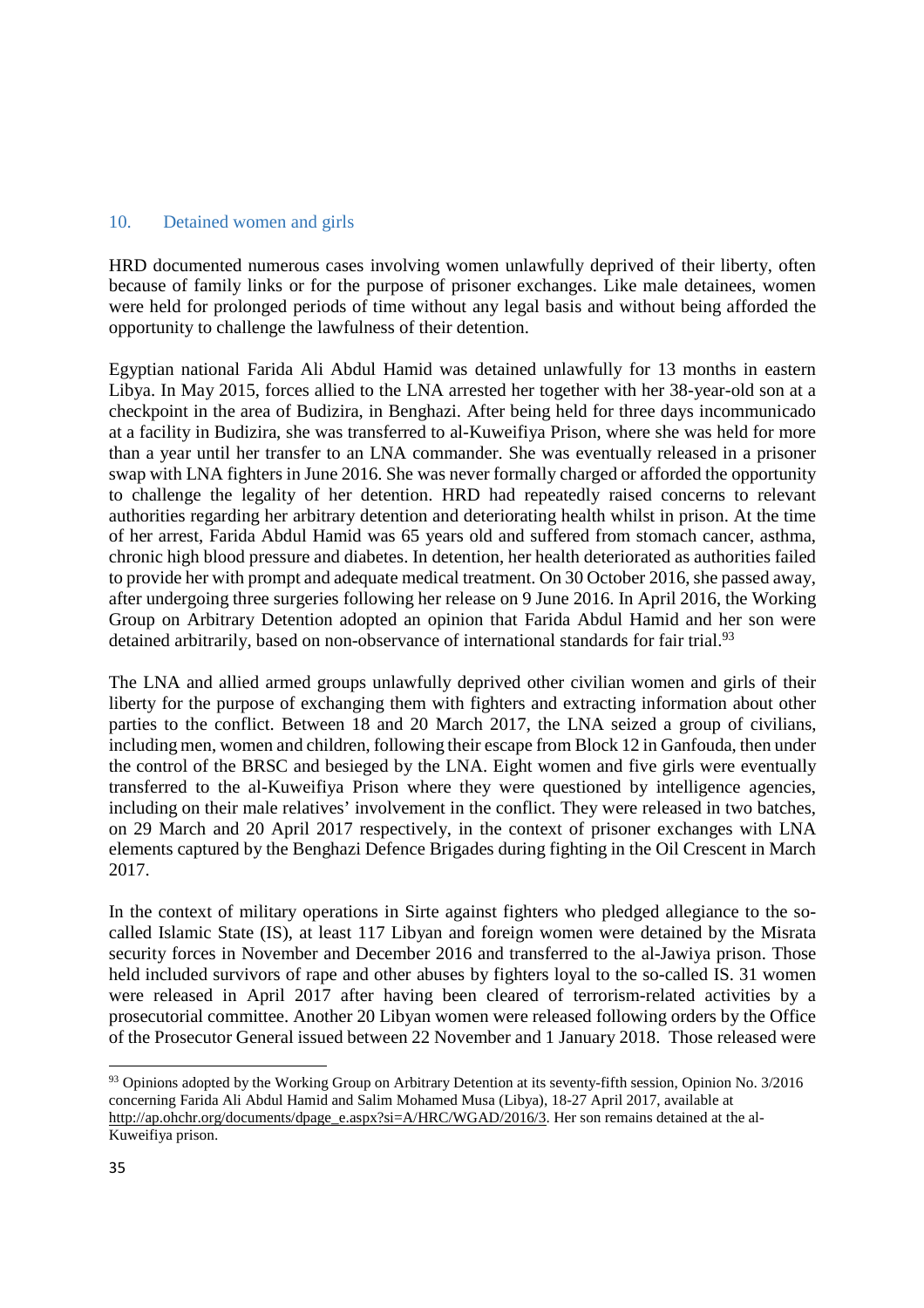## 10. Detained women and girls

HRD documented numerous cases involving women unlawfully deprived of their liberty, often because of family links or for the purpose of prisoner exchanges. Like male detainees, women were held for prolonged periods of time without any legal basis and without being afforded the opportunity to challenge the lawfulness of their detention.

Egyptian national Farida Ali Abdul Hamid was detained unlawfully for 13 months in eastern Libya. In May 2015, forces allied to the LNA arrested her together with her 38-year-old son at a checkpoint in the area of Budizira, in Benghazi. After being held for three days incommunicado at a facility in Budizira, she was transferred to al-Kuweifiya Prison, where she was held for more than a year until her transfer to an LNA commander. She was eventually released in a prisoner swap with LNA fighters in June 2016. She was never formally charged or afforded the opportunity to challenge the legality of her detention. HRD had repeatedly raised concerns to relevant authorities regarding her arbitrary detention and deteriorating health whilst in prison. At the time of her arrest, Farida Abdul Hamid was 65 years old and suffered from stomach cancer, asthma, chronic high blood pressure and diabetes. In detention, her health deteriorated as authorities failed to provide her with prompt and adequate medical treatment. On 30 October 2016, she passed away, after undergoing three surgeries following her release on 9 June 2016. In April 2016, the Working Group on Arbitrary Detention adopted an opinion that Farida Abdul Hamid and her son were detained arbitrarily, based on non-observance of international standards for fair trial.[93]

The LNA and allied armed groups unlawfully deprived other civilian women and girls of their liberty for the purpose of exchanging them with fighters and extracting information about other parties to the conflict. Between 18 and 20 March 2017, the LNA seized a group of civilians, including men, women and children, following their escape from Block 12 in Ganfouda, then under the control of the BRSC and besieged by the LNA. Eight women and five girls were eventually transferred to the al-Kuweifiya Prison where they were questioned by intelligence agencies, including on their male relatives' involvement in the conflict. They were released in two batches, on 29 March and 20 April 2017 respectively, in the context of prisoner exchanges with LNA elements captured by the Benghazi Defence Brigades during fighting in the Oil Crescent in March 2017.

In the context of military operations in Sirte against fighters who pledged allegiance to the so-called Islamic State (IS), at least 117 Libyan and foreign women were detained by the Misrata security forces in November and December 2016 and transferred to the al-Jawiya prison. Those held included survivors of rape and other abuses by fighters loyal to the so-called IS. 31 women were released in April 2017 after having been cleared of terrorism-related activities by a prosecutorial committee. Another 20 Libyan women were released following orders by the Office of the Prosecutor General issued between 22 November and 1 January 2018. Those released were

---

[93] Opinions adopted by the Working Group on Arbitrary Detention at its seventy-fifth session, Opinion No. 3/2016 concerning Farida Ali Abdul Hamid and Salim Mohamed Musa (Libya), 18-27 April 2017, available at http://ap.ohchr.org/documents/dpage_e.aspx?si=A/HRC/WGAD/2016/3. Her son remains detained at the al-Kuweifiya prison.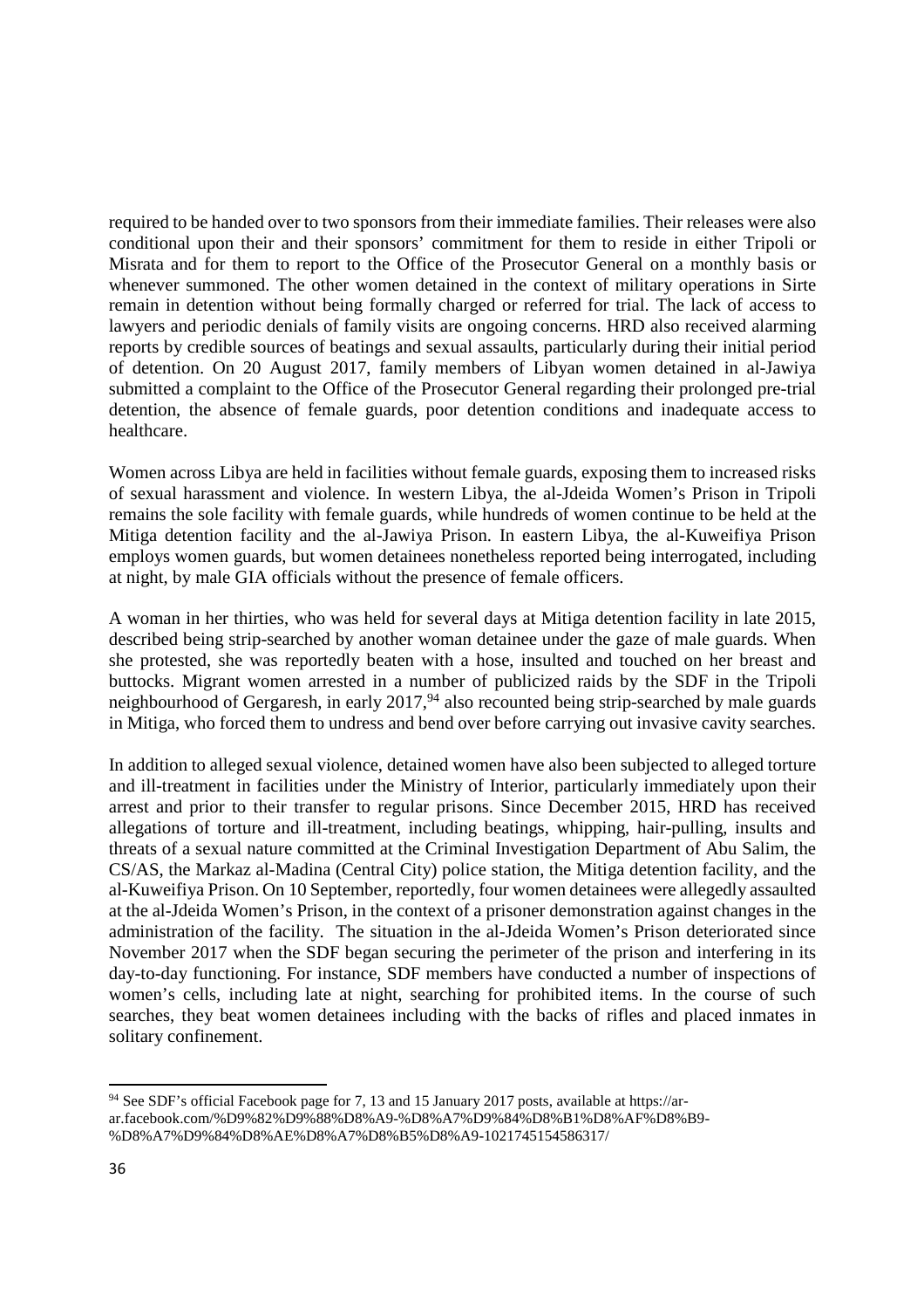required to be handed over to two sponsors from their immediate families. Their releases were also conditional upon their and their sponsors' commitment for them to reside in either Tripoli or Misrata and for them to report to the Office of the Prosecutor General on a monthly basis or whenever summoned. The other women detained in the context of military operations in Sirte remain in detention without being formally charged or referred for trial. The lack of access to lawyers and periodic denials of family visits are ongoing concerns. HRD also received alarming reports by credible sources of beatings and sexual assaults, particularly during their initial period of detention. On 20 August 2017, family members of Libyan women detained in al-Jawiya submitted a complaint to the Office of the Prosecutor General regarding their prolonged pre-trial detention, the absence of female guards, poor detention conditions and inadequate access to healthcare.

Women across Libya are held in facilities without female guards, exposing them to increased risks of sexual harassment and violence. In western Libya, the al-Jdeida Women's Prison in Tripoli remains the sole facility with female guards, while hundreds of women continue to be held at the Mitiga detention facility and the al-Jawiya Prison. In eastern Libya, the al-Kuweifiya Prison employs women guards, but women detainees nonetheless reported being interrogated, including at night, by male GIA officials without the presence of female officers.

A woman in her thirties, who was held for several days at Mitiga detention facility in late 2015, described being strip-searched by another woman detainee under the gaze of male guards. When she protested, she was reportedly beaten with a hose, insulted and touched on her breast and buttocks. Migrant women arrested in a number of publicized raids by the SDF in the Tripoli neighbourhood of Gergaresh, in early 2017,[94] also recounted being strip-searched by male guards in Mitiga, who forced them to undress and bend over before carrying out invasive cavity searches.

In addition to alleged sexual violence, detained women have also been subjected to alleged torture and ill-treatment in facilities under the Ministry of Interior, particularly immediately upon their arrest and prior to their transfer to regular prisons. Since December 2015, HRD has received allegations of torture and ill-treatment, including beatings, whipping, hair-pulling, insults and threats of a sexual nature committed at the Criminal Investigation Department of Abu Salim, the CS/AS, the Markaz al-Madina (Central City) police station, the Mitiga detention facility, and the al-Kuweifiya Prison. On 10 September, reportedly, four women detainees were allegedly assaulted at the al-Jdeida Women's Prison, in the context of a prisoner demonstration against changes in the administration of the facility. The situation in the al-Jdeida Women's Prison deteriorated since November 2017 when the SDF began securing the perimeter of the prison and interfering in its day-to-day functioning. For instance, SDF members have conducted a number of inspections of women's cells, including late at night, searching for prohibited items. In the course of such searches, they beat women detainees including with the backs of rifles and placed inmates in solitary confinement.

---

[94] See SDF's official Facebook page for 7, 13 and 15 January 2017 posts, available at https://ar-ar.facebook.com/%D9%82%D9%88%D8%A9-%D8%A7%D9%84%D8%B1%D8%AF%D8%B9-%D8%A7%D9%84%D8%AE%D8%A7%D8%B5%D8%A9-1021745154586317/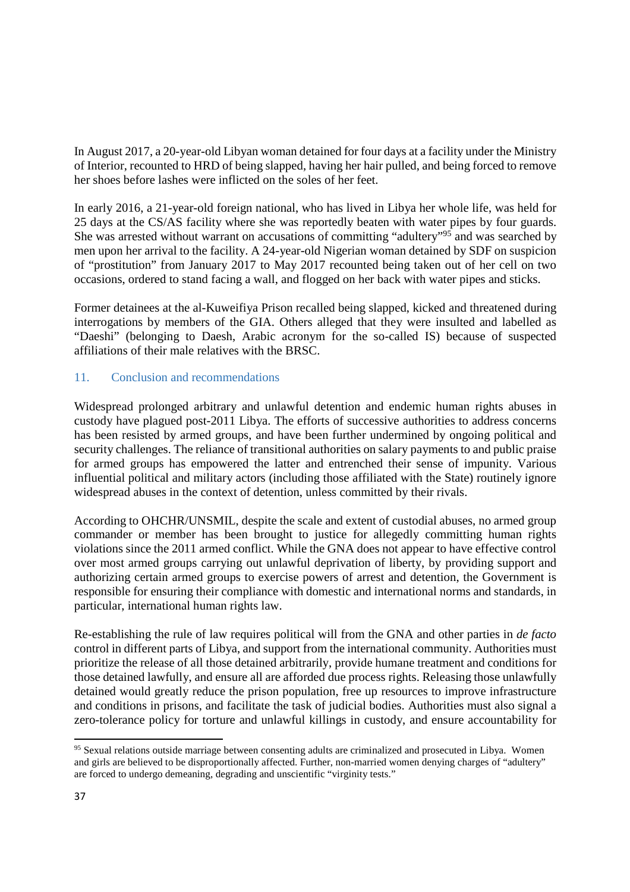In August 2017, a 20-year-old Libyan woman detained for four days at a facility under the Ministry of Interior, recounted to HRD of being slapped, having her hair pulled, and being forced to remove her shoes before lashes were inflicted on the soles of her feet.

In early 2016, a 21-year-old foreign national, who has lived in Libya her whole life, was held for 25 days at the CS/AS facility where she was reportedly beaten with water pipes by four guards. She was arrested without warrant on accusations of committing "adultery"[95] and was searched by men upon her arrival to the facility. A 24-year-old Nigerian woman detained by SDF on suspicion of "prostitution" from January 2017 to May 2017 recounted being taken out of her cell on two occasions, ordered to stand facing a wall, and flogged on her back with water pipes and sticks.

Former detainees at the al-Kuweifiya Prison recalled being slapped, kicked and threatened during interrogations by members of the GIA. Others alleged that they were insulted and labelled as "Daeshi" (belonging to Daesh, Arabic acronym for the so-called IS) because of suspected affiliations of their male relatives with the BRSC.

## 11. Conclusion and recommendations

Widespread prolonged arbitrary and unlawful detention and endemic human rights abuses in custody have plagued post-2011 Libya. The efforts of successive authorities to address concerns has been resisted by armed groups, and have been further undermined by ongoing political and security challenges. The reliance of transitional authorities on salary payments to and public praise for armed groups has empowered the latter and entrenched their sense of impunity. Various influential political and military actors (including those affiliated with the State) routinely ignore widespread abuses in the context of detention, unless committed by their rivals.

According to OHCHR/UNSMIL, despite the scale and extent of custodial abuses, no armed group commander or member has been brought to justice for allegedly committing human rights violations since the 2011 armed conflict. While the GNA does not appear to have effective control over most armed groups carrying out unlawful deprivation of liberty, by providing support and authorizing certain armed groups to exercise powers of arrest and detention, the Government is responsible for ensuring their compliance with domestic and international norms and standards, in particular, international human rights law.

Re-establishing the rule of law requires political will from the GNA and other parties in *de facto* control in different parts of Libya, and support from the international community. Authorities must prioritize the release of all those detained arbitrarily, provide humane treatment and conditions for those detained lawfully, and ensure all are afforded due process rights. Releasing those unlawfully detained would greatly reduce the prison population, free up resources to improve infrastructure and conditions in prisons, and facilitate the task of judicial bodies. Authorities must also signal a zero-tolerance policy for torture and unlawful killings in custody, and ensure accountability for

[95] Sexual relations outside marriage between consenting adults are criminalized and prosecuted in Libya. Women and girls are believed to be disproportionally affected. Further, non-married women denying charges of "adultery" are forced to undergo demeaning, degrading and unscientific "virginity tests."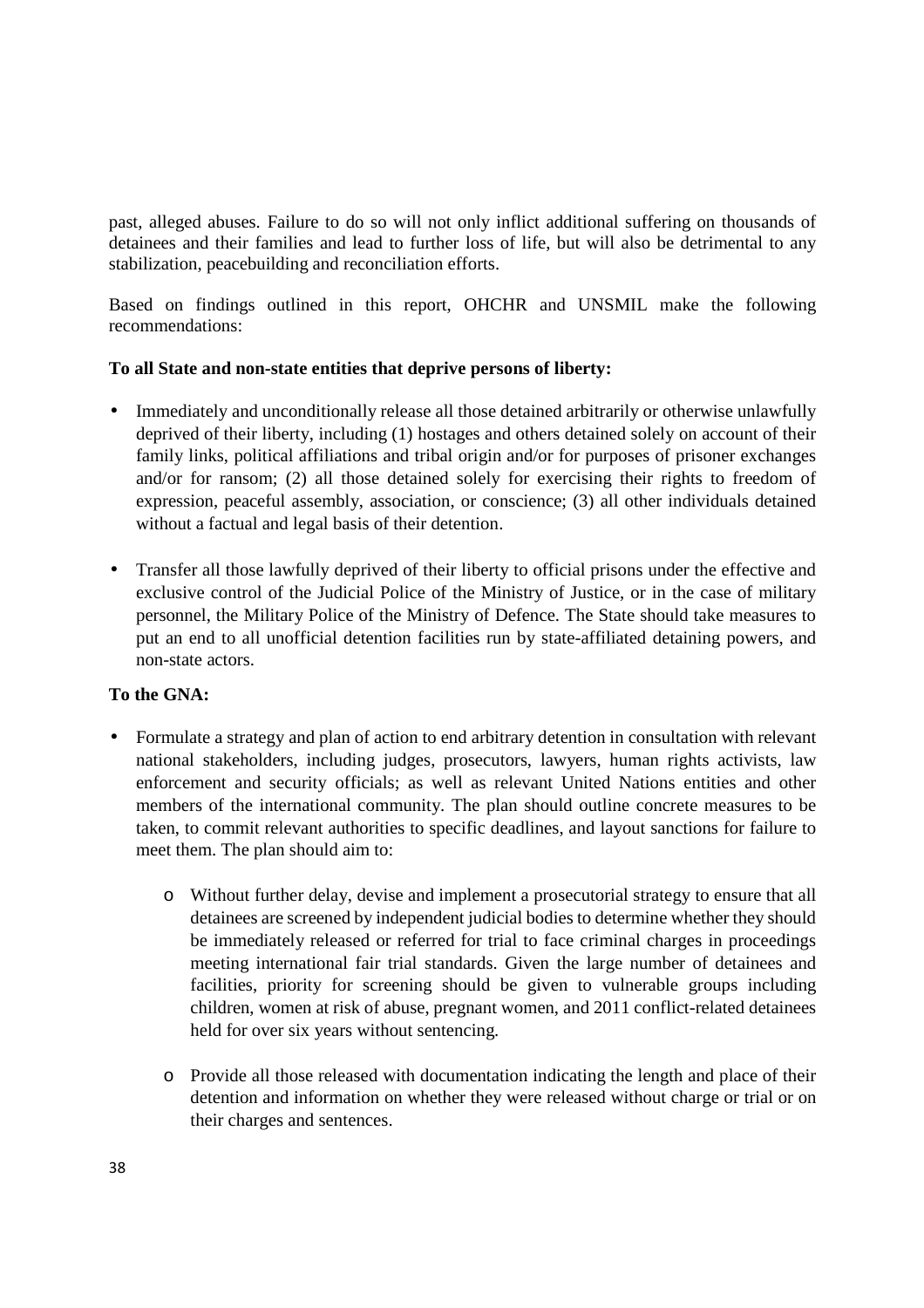past, alleged abuses. Failure to do so will not only inflict additional suffering on thousands of detainees and their families and lead to further loss of life, but will also be detrimental to any stabilization, peacebuilding and reconciliation efforts.

Based on findings outlined in this report, OHCHR and UNSMIL make the following recommendations:

**To all State and non-state entities that deprive persons of liberty:**

- Immediately and unconditionally release all those detained arbitrarily or otherwise unlawfully deprived of their liberty, including (1) hostages and others detained solely on account of their family links, political affiliations and tribal origin and/or for purposes of prisoner exchanges and/or for ransom; (2) all those detained solely for exercising their rights to freedom of expression, peaceful assembly, association, or conscience; (3) all other individuals detained without a factual and legal basis of their detention.

- Transfer all those lawfully deprived of their liberty to official prisons under the effective and exclusive control of the Judicial Police of the Ministry of Justice, or in the case of military personnel, the Military Police of the Ministry of Defence. The State should take measures to put an end to all unofficial detention facilities run by state-affiliated detaining powers, and non-state actors.

**To the GNA:**

- Formulate a strategy and plan of action to end arbitrary detention in consultation with relevant national stakeholders, including judges, prosecutors, lawyers, human rights activists, law enforcement and security officials; as well as relevant United Nations entities and other members of the international community. The plan should outline concrete measures to be taken, to commit relevant authorities to specific deadlines, and layout sanctions for failure to meet them. The plan should aim to:

    - Without further delay, devise and implement a prosecutorial strategy to ensure that all detainees are screened by independent judicial bodies to determine whether they should be immediately released or referred for trial to face criminal charges in proceedings meeting international fair trial standards. Given the large number of detainees and facilities, priority for screening should be given to vulnerable groups including children, women at risk of abuse, pregnant women, and 2011 conflict-related detainees held for over six years without sentencing.

    - Provide all those released with documentation indicating the length and place of their detention and information on whether they were released without charge or trial or on their charges and sentences.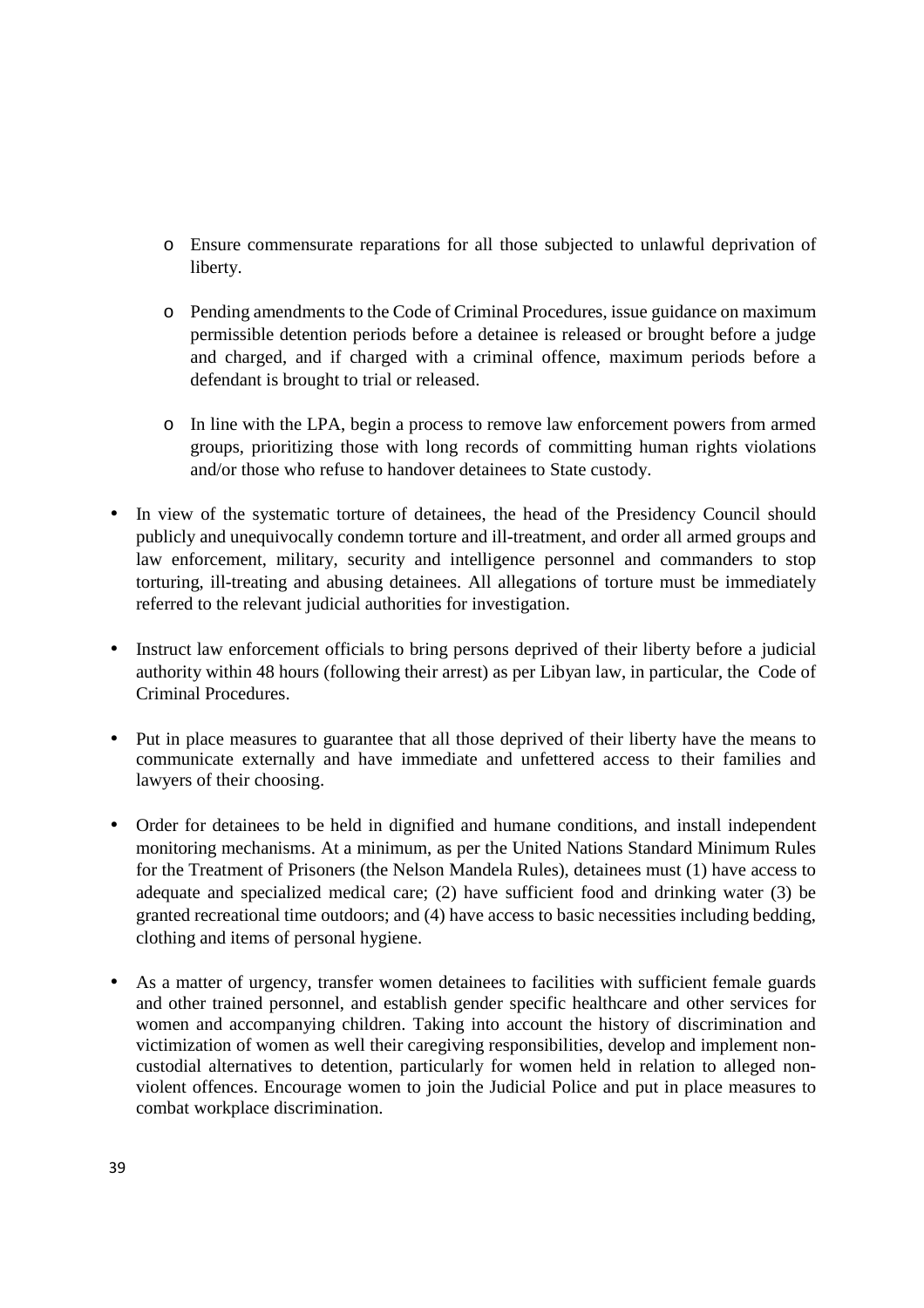- Ensure commensurate reparations for all those subjected to unlawful deprivation of liberty.

  - Pending amendments to the Code of Criminal Procedures, issue guidance on maximum permissible detention periods before a detainee is released or brought before a judge and charged, and if charged with a criminal offence, maximum periods before a defendant is brought to trial or released.

  - In line with the LPA, begin a process to remove law enforcement powers from armed groups, prioritizing those with long records of committing human rights violations and/or those who refuse to handover detainees to State custody.

- In view of the systematic torture of detainees, the head of the Presidency Council should publicly and unequivocally condemn torture and ill-treatment, and order all armed groups and law enforcement, military, security and intelligence personnel and commanders to stop torturing, ill-treating and abusing detainees. All allegations of torture must be immediately referred to the relevant judicial authorities for investigation.

- Instruct law enforcement officials to bring persons deprived of their liberty before a judicial authority within 48 hours (following their arrest) as per Libyan law, in particular, the Code of Criminal Procedures.

- Put in place measures to guarantee that all those deprived of their liberty have the means to communicate externally and have immediate and unfettered access to their families and lawyers of their choosing.

- Order for detainees to be held in dignified and humane conditions, and install independent monitoring mechanisms. At a minimum, as per the United Nations Standard Minimum Rules for the Treatment of Prisoners (the Nelson Mandela Rules), detainees must (1) have access to adequate and specialized medical care; (2) have sufficient food and drinking water (3) be granted recreational time outdoors; and (4) have access to basic necessities including bedding, clothing and items of personal hygiene.

- As a matter of urgency, transfer women detainees to facilities with sufficient female guards and other trained personnel, and establish gender specific healthcare and other services for women and accompanying children. Taking into account the history of discrimination and victimization of women as well their caregiving responsibilities, develop and implement non-custodial alternatives to detention, particularly for women held in relation to alleged non-violent offences. Encourage women to join the Judicial Police and put in place measures to combat workplace discrimination.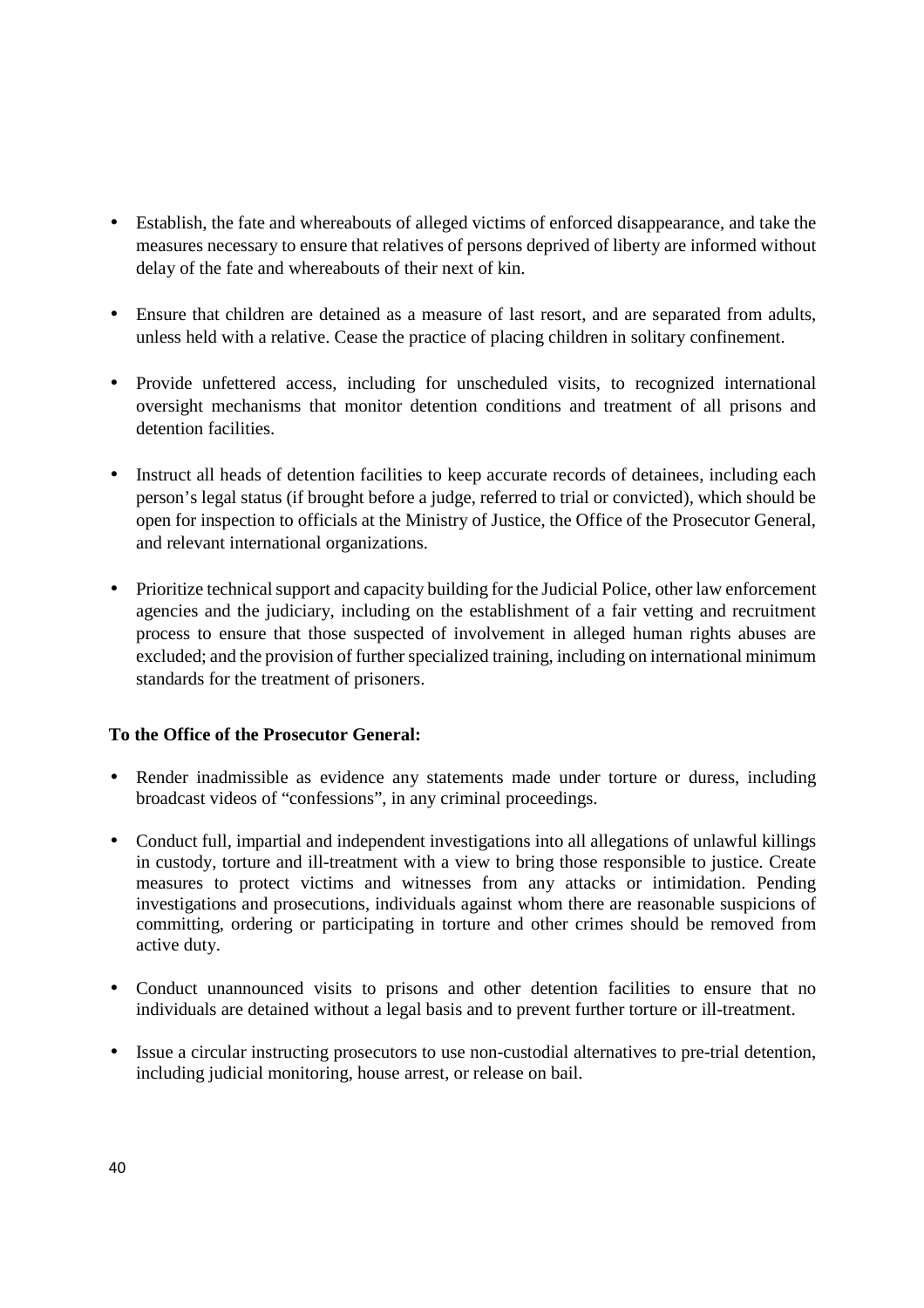- Establish, the fate and whereabouts of alleged victims of enforced disappearance, and take the measures necessary to ensure that relatives of persons deprived of liberty are informed without delay of the fate and whereabouts of their next of kin.

- Ensure that children are detained as a measure of last resort, and are separated from adults, unless held with a relative. Cease the practice of placing children in solitary confinement.

- Provide unfettered access, including for unscheduled visits, to recognized international oversight mechanisms that monitor detention conditions and treatment of all prisons and detention facilities.

- Instruct all heads of detention facilities to keep accurate records of detainees, including each person's legal status (if brought before a judge, referred to trial or convicted), which should be open for inspection to officials at the Ministry of Justice, the Office of the Prosecutor General, and relevant international organizations.

- Prioritize technical support and capacity building for the Judicial Police, other law enforcement agencies and the judiciary, including on the establishment of a fair vetting and recruitment process to ensure that those suspected of involvement in alleged human rights abuses are excluded; and the provision of further specialized training, including on international minimum standards for the treatment of prisoners.

**To the Office of the Prosecutor General:**

- Render inadmissible as evidence any statements made under torture or duress, including broadcast videos of "confessions", in any criminal proceedings.

- Conduct full, impartial and independent investigations into all allegations of unlawful killings in custody, torture and ill-treatment with a view to bring those responsible to justice. Create measures to protect victims and witnesses from any attacks or intimidation. Pending investigations and prosecutions, individuals against whom there are reasonable suspicions of committing, ordering or participating in torture and other crimes should be removed from active duty.

- Conduct unannounced visits to prisons and other detention facilities to ensure that no individuals are detained without a legal basis and to prevent further torture or ill-treatment.

- Issue a circular instructing prosecutors to use non-custodial alternatives to pre-trial detention, including judicial monitoring, house arrest, or release on bail.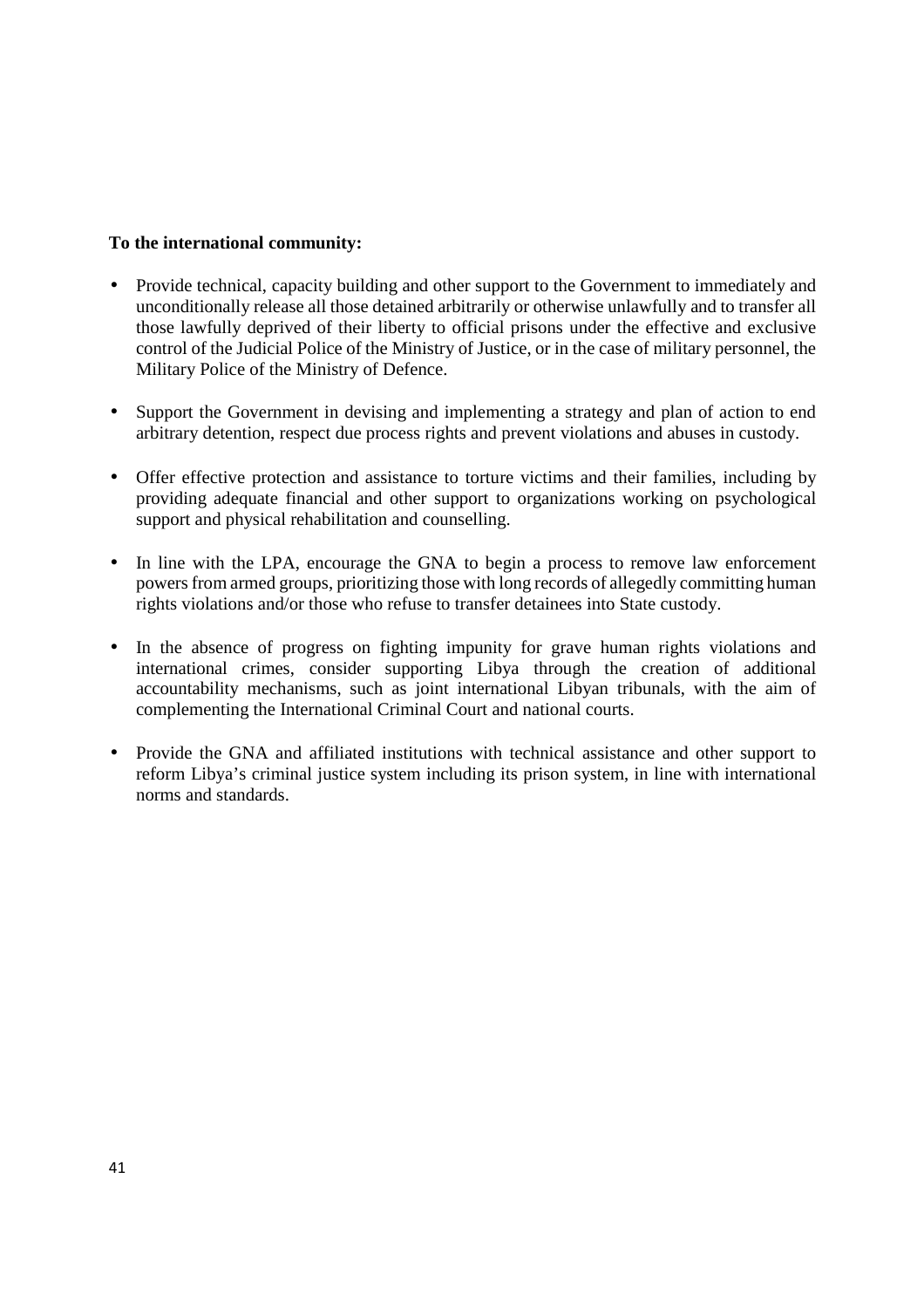**To the international community:**

- Provide technical, capacity building and other support to the Government to immediately and unconditionally release all those detained arbitrarily or otherwise unlawfully and to transfer all those lawfully deprived of their liberty to official prisons under the effective and exclusive control of the Judicial Police of the Ministry of Justice, or in the case of military personnel, the Military Police of the Ministry of Defence.

- Support the Government in devising and implementing a strategy and plan of action to end arbitrary detention, respect due process rights and prevent violations and abuses in custody.

- Offer effective protection and assistance to torture victims and their families, including by providing adequate financial and other support to organizations working on psychological support and physical rehabilitation and counselling.

- In line with the LPA, encourage the GNA to begin a process to remove law enforcement powers from armed groups, prioritizing those with long records of allegedly committing human rights violations and/or those who refuse to transfer detainees into State custody.

- In the absence of progress on fighting impunity for grave human rights violations and international crimes, consider supporting Libya through the creation of additional accountability mechanisms, such as joint international Libyan tribunals, with the aim of complementing the International Criminal Court and national courts.

- Provide the GNA and affiliated institutions with technical assistance and other support to reform Libya's criminal justice system including its prison system, in line with international norms and standards.